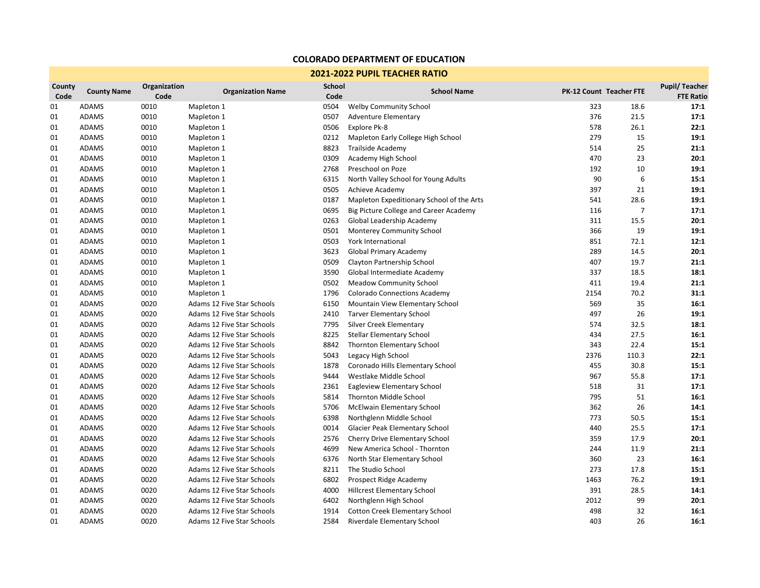# COLORADO DEPARTMENT OF EDUCATION

## 2021-2022 PUPIL TEACHER RATIO

| County Code | County Name | Organization Code | Organization Name | School Code | School Name | PK-12 Count | Teacher FTE | Pupil/ Teacher FTE Ratio |
|---|---|---|---|---|---|---|---|---|
| 01 | ADAMS | 0010 | Mapleton 1 | 0504 | Welby Community School | 323 | 18.6 | **17:1** |
| 01 | ADAMS | 0010 | Mapleton 1 | 0507 | Adventure Elementary | 376 | 21.5 | **17:1** |
| 01 | ADAMS | 0010 | Mapleton 1 | 0506 | Explore Pk-8 | 578 | 26.1 | **22:1** |
| 01 | ADAMS | 0010 | Mapleton 1 | 0212 | Mapleton Early College High School | 279 | 15 | **19:1** |
| 01 | ADAMS | 0010 | Mapleton 1 | 8823 | Trailside Academy | 514 | 25 | **21:1** |
| 01 | ADAMS | 0010 | Mapleton 1 | 0309 | Academy High School | 470 | 23 | **20:1** |
| 01 | ADAMS | 0010 | Mapleton 1 | 2768 | Preschool on Poze | 192 | 10 | **19:1** |
| 01 | ADAMS | 0010 | Mapleton 1 | 6315 | North Valley School for Young Adults | 90 | 6 | **15:1** |
| 01 | ADAMS | 0010 | Mapleton 1 | 0505 | Achieve Academy | 397 | 21 | **19:1** |
| 01 | ADAMS | 0010 | Mapleton 1 | 0187 | Mapleton Expeditionary School of the Arts | 541 | 28.6 | **19:1** |
| 01 | ADAMS | 0010 | Mapleton 1 | 0695 | Big Picture College and Career Academy | 116 | 7 | **17:1** |
| 01 | ADAMS | 0010 | Mapleton 1 | 0263 | Global Leadership Academy | 311 | 15.5 | **20:1** |
| 01 | ADAMS | 0010 | Mapleton 1 | 0501 | Monterey Community School | 366 | 19 | **19:1** |
| 01 | ADAMS | 0010 | Mapleton 1 | 0503 | York International | 851 | 72.1 | **12:1** |
| 01 | ADAMS | 0010 | Mapleton 1 | 3623 | Global Primary Academy | 289 | 14.5 | **20:1** |
| 01 | ADAMS | 0010 | Mapleton 1 | 0509 | Clayton Partnership School | 407 | 19.7 | **21:1** |
| 01 | ADAMS | 0010 | Mapleton 1 | 3590 | Global Intermediate Academy | 337 | 18.5 | **18:1** |
| 01 | ADAMS | 0010 | Mapleton 1 | 0502 | Meadow Community School | 411 | 19.4 | **21:1** |
| 01 | ADAMS | 0010 | Mapleton 1 | 1796 | Colorado Connections Academy | 2154 | 70.2 | **31:1** |
| 01 | ADAMS | 0020 | Adams 12 Five Star Schools | 6150 | Mountain View Elementary School | 569 | 35 | **16:1** |
| 01 | ADAMS | 0020 | Adams 12 Five Star Schools | 2410 | Tarver Elementary School | 497 | 26 | **19:1** |
| 01 | ADAMS | 0020 | Adams 12 Five Star Schools | 7795 | Silver Creek Elementary | 574 | 32.5 | **18:1** |
| 01 | ADAMS | 0020 | Adams 12 Five Star Schools | 8225 | Stellar Elementary School | 434 | 27.5 | **16:1** |
| 01 | ADAMS | 0020 | Adams 12 Five Star Schools | 8842 | Thornton Elementary School | 343 | 22.4 | **15:1** |
| 01 | ADAMS | 0020 | Adams 12 Five Star Schools | 5043 | Legacy High School | 2376 | 110.3 | **22:1** |
| 01 | ADAMS | 0020 | Adams 12 Five Star Schools | 1878 | Coronado Hills Elementary School | 455 | 30.8 | **15:1** |
| 01 | ADAMS | 0020 | Adams 12 Five Star Schools | 9444 | Westlake Middle School | 967 | 55.8 | **17:1** |
| 01 | ADAMS | 0020 | Adams 12 Five Star Schools | 2361 | Eagleview Elementary School | 518 | 31 | **17:1** |
| 01 | ADAMS | 0020 | Adams 12 Five Star Schools | 5814 | Thornton Middle School | 795 | 51 | **16:1** |
| 01 | ADAMS | 0020 | Adams 12 Five Star Schools | 5706 | McElwain Elementary School | 362 | 26 | **14:1** |
| 01 | ADAMS | 0020 | Adams 12 Five Star Schools | 6398 | Northglenn Middle School | 773 | 50.5 | **15:1** |
| 01 | ADAMS | 0020 | Adams 12 Five Star Schools | 0014 | Glacier Peak Elementary School | 440 | 25.5 | **17:1** |
| 01 | ADAMS | 0020 | Adams 12 Five Star Schools | 2576 | Cherry Drive Elementary School | 359 | 17.9 | **20:1** |
| 01 | ADAMS | 0020 | Adams 12 Five Star Schools | 4699 | New America School - Thornton | 244 | 11.9 | **21:1** |
| 01 | ADAMS | 0020 | Adams 12 Five Star Schools | 6376 | North Star Elementary School | 360 | 23 | **16:1** |
| 01 | ADAMS | 0020 | Adams 12 Five Star Schools | 8211 | The Studio School | 273 | 17.8 | **15:1** |
| 01 | ADAMS | 0020 | Adams 12 Five Star Schools | 6802 | Prospect Ridge Academy | 1463 | 76.2 | **19:1** |
| 01 | ADAMS | 0020 | Adams 12 Five Star Schools | 4000 | Hillcrest Elementary School | 391 | 28.5 | **14:1** |
| 01 | ADAMS | 0020 | Adams 12 Five Star Schools | 6402 | Northglenn High School | 2012 | 99 | **20:1** |
| 01 | ADAMS | 0020 | Adams 12 Five Star Schools | 1914 | Cotton Creek Elementary School | 498 | 32 | **16:1** |
| 01 | ADAMS | 0020 | Adams 12 Five Star Schools | 2584 | Riverdale Elementary School | 403 | 26 | **16:1** |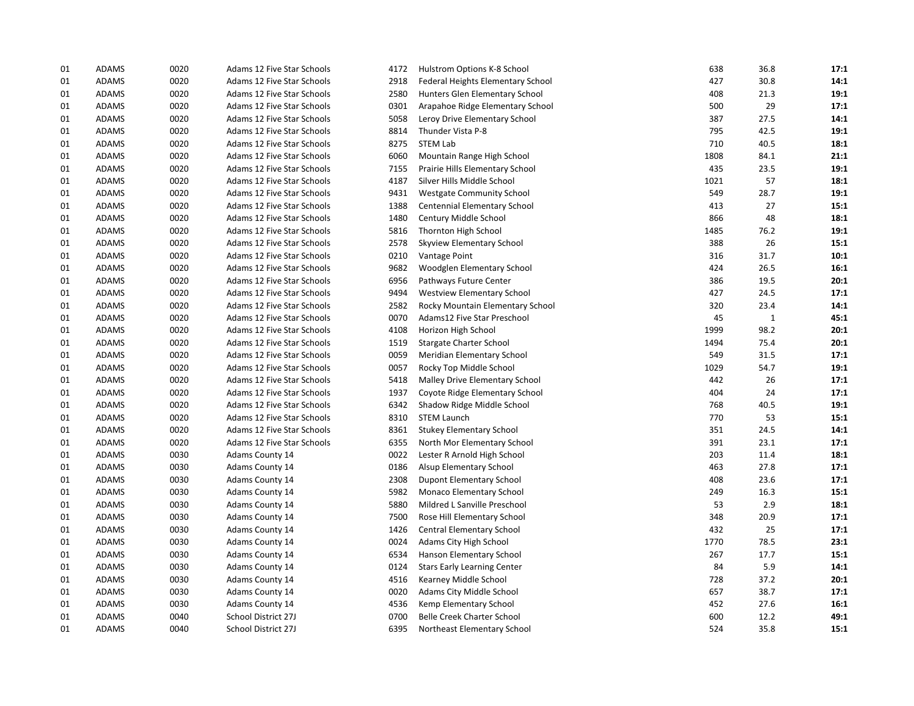| | | | | | | | | |
|---|---|---|---|---|---|---|---|---|
| 01 | ADAMS | 0020 | Adams 12 Five Star Schools | 4172 | Hulstrom Options K-8 School | 638 | 36.8 | **17:1** |
| 01 | ADAMS | 0020 | Adams 12 Five Star Schools | 2918 | Federal Heights Elementary School | 427 | 30.8 | **14:1** |
| 01 | ADAMS | 0020 | Adams 12 Five Star Schools | 2580 | Hunters Glen Elementary School | 408 | 21.3 | **19:1** |
| 01 | ADAMS | 0020 | Adams 12 Five Star Schools | 0301 | Arapahoe Ridge Elementary School | 500 | 29 | **17:1** |
| 01 | ADAMS | 0020 | Adams 12 Five Star Schools | 5058 | Leroy Drive Elementary School | 387 | 27.5 | **14:1** |
| 01 | ADAMS | 0020 | Adams 12 Five Star Schools | 8814 | Thunder Vista P-8 | 795 | 42.5 | **19:1** |
| 01 | ADAMS | 0020 | Adams 12 Five Star Schools | 8275 | STEM Lab | 710 | 40.5 | **18:1** |
| 01 | ADAMS | 0020 | Adams 12 Five Star Schools | 6060 | Mountain Range High School | 1808 | 84.1 | **21:1** |
| 01 | ADAMS | 0020 | Adams 12 Five Star Schools | 7155 | Prairie Hills Elementary School | 435 | 23.5 | **19:1** |
| 01 | ADAMS | 0020 | Adams 12 Five Star Schools | 4187 | Silver Hills Middle School | 1021 | 57 | **18:1** |
| 01 | ADAMS | 0020 | Adams 12 Five Star Schools | 9431 | Westgate Community School | 549 | 28.7 | **19:1** |
| 01 | ADAMS | 0020 | Adams 12 Five Star Schools | 1388 | Centennial Elementary School | 413 | 27 | **15:1** |
| 01 | ADAMS | 0020 | Adams 12 Five Star Schools | 1480 | Century Middle School | 866 | 48 | **18:1** |
| 01 | ADAMS | 0020 | Adams 12 Five Star Schools | 5816 | Thornton High School | 1485 | 76.2 | **19:1** |
| 01 | ADAMS | 0020 | Adams 12 Five Star Schools | 2578 | Skyview Elementary School | 388 | 26 | **15:1** |
| 01 | ADAMS | 0020 | Adams 12 Five Star Schools | 0210 | Vantage Point | 316 | 31.7 | **10:1** |
| 01 | ADAMS | 0020 | Adams 12 Five Star Schools | 9682 | Woodglen Elementary School | 424 | 26.5 | **16:1** |
| 01 | ADAMS | 0020 | Adams 12 Five Star Schools | 6956 | Pathways Future Center | 386 | 19.5 | **20:1** |
| 01 | ADAMS | 0020 | Adams 12 Five Star Schools | 9494 | Westview Elementary School | 427 | 24.5 | **17:1** |
| 01 | ADAMS | 0020 | Adams 12 Five Star Schools | 2582 | Rocky Mountain Elementary School | 320 | 23.4 | **14:1** |
| 01 | ADAMS | 0020 | Adams 12 Five Star Schools | 0070 | Adams12 Five Star Preschool | 45 | 1 | **45:1** |
| 01 | ADAMS | 0020 | Adams 12 Five Star Schools | 4108 | Horizon High School | 1999 | 98.2 | **20:1** |
| 01 | ADAMS | 0020 | Adams 12 Five Star Schools | 1519 | Stargate Charter School | 1494 | 75.4 | **20:1** |
| 01 | ADAMS | 0020 | Adams 12 Five Star Schools | 0059 | Meridian Elementary School | 549 | 31.5 | **17:1** |
| 01 | ADAMS | 0020 | Adams 12 Five Star Schools | 0057 | Rocky Top Middle School | 1029 | 54.7 | **19:1** |
| 01 | ADAMS | 0020 | Adams 12 Five Star Schools | 5418 | Malley Drive Elementary School | 442 | 26 | **17:1** |
| 01 | ADAMS | 0020 | Adams 12 Five Star Schools | 1937 | Coyote Ridge Elementary School | 404 | 24 | **17:1** |
| 01 | ADAMS | 0020 | Adams 12 Five Star Schools | 6342 | Shadow Ridge Middle School | 768 | 40.5 | **19:1** |
| 01 | ADAMS | 0020 | Adams 12 Five Star Schools | 8310 | STEM Launch | 770 | 53 | **15:1** |
| 01 | ADAMS | 0020 | Adams 12 Five Star Schools | 8361 | Stukey Elementary School | 351 | 24.5 | **14:1** |
| 01 | ADAMS | 0020 | Adams 12 Five Star Schools | 6355 | North Mor Elementary School | 391 | 23.1 | **17:1** |
| 01 | ADAMS | 0030 | Adams County 14 | 0022 | Lester R Arnold High School | 203 | 11.4 | **18:1** |
| 01 | ADAMS | 0030 | Adams County 14 | 0186 | Alsup Elementary School | 463 | 27.8 | **17:1** |
| 01 | ADAMS | 0030 | Adams County 14 | 2308 | Dupont Elementary School | 408 | 23.6 | **17:1** |
| 01 | ADAMS | 0030 | Adams County 14 | 5982 | Monaco Elementary School | 249 | 16.3 | **15:1** |
| 01 | ADAMS | 0030 | Adams County 14 | 5880 | Mildred L Sanville Preschool | 53 | 2.9 | **18:1** |
| 01 | ADAMS | 0030 | Adams County 14 | 7500 | Rose Hill Elementary School | 348 | 20.9 | **17:1** |
| 01 | ADAMS | 0030 | Adams County 14 | 1426 | Central Elementary School | 432 | 25 | **17:1** |
| 01 | ADAMS | 0030 | Adams County 14 | 0024 | Adams City High School | 1770 | 78.5 | **23:1** |
| 01 | ADAMS | 0030 | Adams County 14 | 6534 | Hanson Elementary School | 267 | 17.7 | **15:1** |
| 01 | ADAMS | 0030 | Adams County 14 | 0124 | Stars Early Learning Center | 84 | 5.9 | **14:1** |
| 01 | ADAMS | 0030 | Adams County 14 | 4516 | Kearney Middle School | 728 | 37.2 | **20:1** |
| 01 | ADAMS | 0030 | Adams County 14 | 0020 | Adams City Middle School | 657 | 38.7 | **17:1** |
| 01 | ADAMS | 0030 | Adams County 14 | 4536 | Kemp Elementary School | 452 | 27.6 | **16:1** |
| 01 | ADAMS | 0040 | School District 27J | 0700 | Belle Creek Charter School | 600 | 12.2 | **49:1** |
| 01 | ADAMS | 0040 | School District 27J | 6395 | Northeast Elementary School | 524 | 35.8 | **15:1** |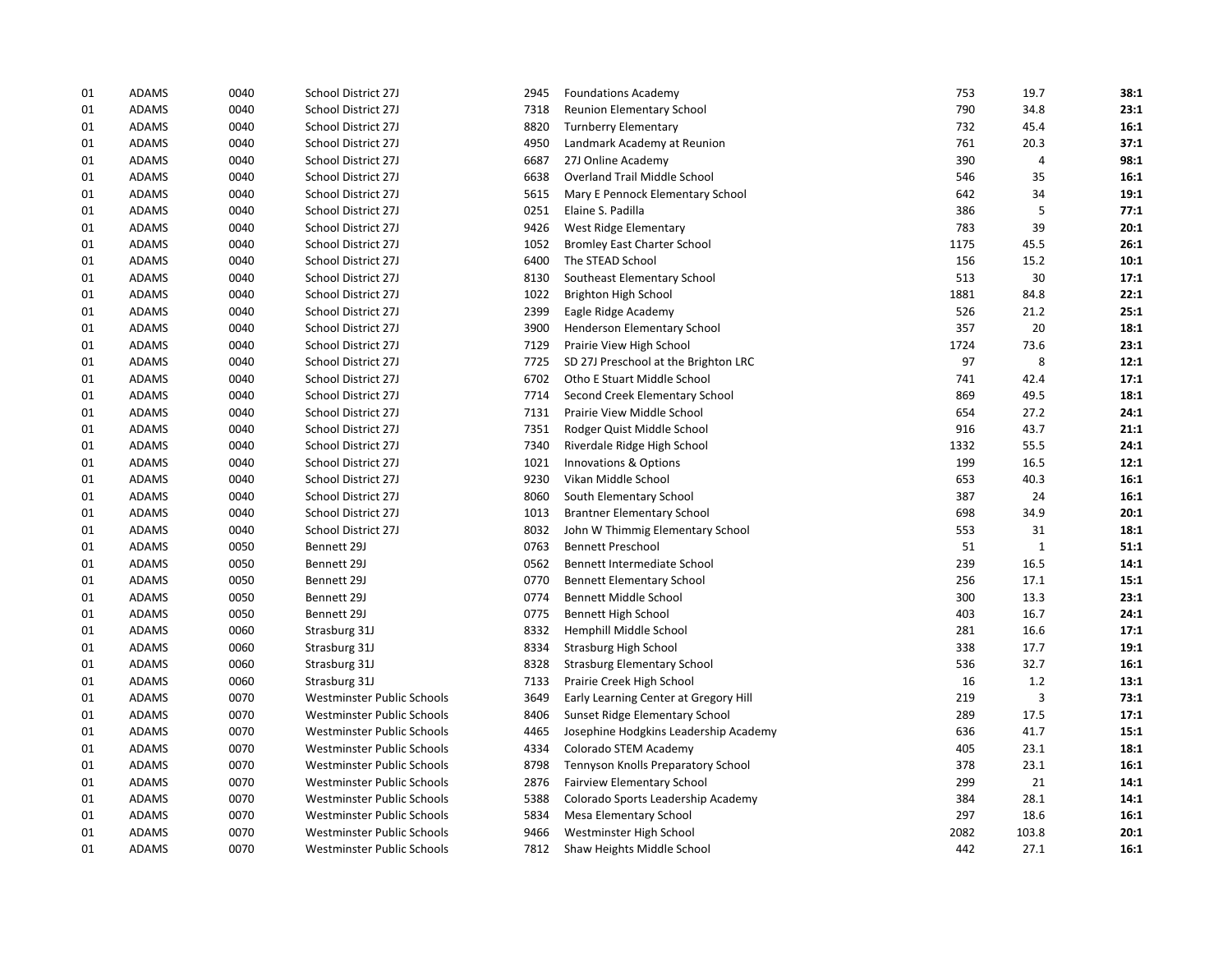| | | | | | | | | |
|---|---|---|---|---|---|---|---|---|
| 01 | ADAMS | 0040 | School District 27J | 2945 | Foundations Academy | 753 | 19.7 | **38:1** |
| 01 | ADAMS | 0040 | School District 27J | 7318 | Reunion Elementary School | 790 | 34.8 | **23:1** |
| 01 | ADAMS | 0040 | School District 27J | 8820 | Turnberry Elementary | 732 | 45.4 | **16:1** |
| 01 | ADAMS | 0040 | School District 27J | 4950 | Landmark Academy at Reunion | 761 | 20.3 | **37:1** |
| 01 | ADAMS | 0040 | School District 27J | 6687 | 27J Online Academy | 390 | 4 | **98:1** |
| 01 | ADAMS | 0040 | School District 27J | 6638 | Overland Trail Middle School | 546 | 35 | **16:1** |
| 01 | ADAMS | 0040 | School District 27J | 5615 | Mary E Pennock Elementary School | 642 | 34 | **19:1** |
| 01 | ADAMS | 0040 | School District 27J | 0251 | Elaine S. Padilla | 386 | 5 | **77:1** |
| 01 | ADAMS | 0040 | School District 27J | 9426 | West Ridge Elementary | 783 | 39 | **20:1** |
| 01 | ADAMS | 0040 | School District 27J | 1052 | Bromley East Charter School | 1175 | 45.5 | **26:1** |
| 01 | ADAMS | 0040 | School District 27J | 6400 | The STEAD School | 156 | 15.2 | **10:1** |
| 01 | ADAMS | 0040 | School District 27J | 8130 | Southeast Elementary School | 513 | 30 | **17:1** |
| 01 | ADAMS | 0040 | School District 27J | 1022 | Brighton High School | 1881 | 84.8 | **22:1** |
| 01 | ADAMS | 0040 | School District 27J | 2399 | Eagle Ridge Academy | 526 | 21.2 | **25:1** |
| 01 | ADAMS | 0040 | School District 27J | 3900 | Henderson Elementary School | 357 | 20 | **18:1** |
| 01 | ADAMS | 0040 | School District 27J | 7129 | Prairie View High School | 1724 | 73.6 | **23:1** |
| 01 | ADAMS | 0040 | School District 27J | 7725 | SD 27J Preschool at the Brighton LRC | 97 | 8 | **12:1** |
| 01 | ADAMS | 0040 | School District 27J | 6702 | Otho E Stuart Middle School | 741 | 42.4 | **17:1** |
| 01 | ADAMS | 0040 | School District 27J | 7714 | Second Creek Elementary School | 869 | 49.5 | **18:1** |
| 01 | ADAMS | 0040 | School District 27J | 7131 | Prairie View Middle School | 654 | 27.2 | **24:1** |
| 01 | ADAMS | 0040 | School District 27J | 7351 | Rodger Quist Middle School | 916 | 43.7 | **21:1** |
| 01 | ADAMS | 0040 | School District 27J | 7340 | Riverdale Ridge High School | 1332 | 55.5 | **24:1** |
| 01 | ADAMS | 0040 | School District 27J | 1021 | Innovations & Options | 199 | 16.5 | **12:1** |
| 01 | ADAMS | 0040 | School District 27J | 9230 | Vikan Middle School | 653 | 40.3 | **16:1** |
| 01 | ADAMS | 0040 | School District 27J | 8060 | South Elementary School | 387 | 24 | **16:1** |
| 01 | ADAMS | 0040 | School District 27J | 1013 | Brantner Elementary School | 698 | 34.9 | **20:1** |
| 01 | ADAMS | 0040 | School District 27J | 8032 | John W Thimmig Elementary School | 553 | 31 | **18:1** |
| 01 | ADAMS | 0050 | Bennett 29J | 0763 | Bennett Preschool | 51 | 1 | **51:1** |
| 01 | ADAMS | 0050 | Bennett 29J | 0562 | Bennett Intermediate School | 239 | 16.5 | **14:1** |
| 01 | ADAMS | 0050 | Bennett 29J | 0770 | Bennett Elementary School | 256 | 17.1 | **15:1** |
| 01 | ADAMS | 0050 | Bennett 29J | 0774 | Bennett Middle School | 300 | 13.3 | **23:1** |
| 01 | ADAMS | 0050 | Bennett 29J | 0775 | Bennett High School | 403 | 16.7 | **24:1** |
| 01 | ADAMS | 0060 | Strasburg 31J | 8332 | Hemphill Middle School | 281 | 16.6 | **17:1** |
| 01 | ADAMS | 0060 | Strasburg 31J | 8334 | Strasburg High School | 338 | 17.7 | **19:1** |
| 01 | ADAMS | 0060 | Strasburg 31J | 8328 | Strasburg Elementary School | 536 | 32.7 | **16:1** |
| 01 | ADAMS | 0060 | Strasburg 31J | 7133 | Prairie Creek High School | 16 | 1.2 | **13:1** |
| 01 | ADAMS | 0070 | Westminster Public Schools | 3649 | Early Learning Center at Gregory Hill | 219 | 3 | **73:1** |
| 01 | ADAMS | 0070 | Westminster Public Schools | 8406 | Sunset Ridge Elementary School | 289 | 17.5 | **17:1** |
| 01 | ADAMS | 0070 | Westminster Public Schools | 4465 | Josephine Hodgkins Leadership Academy | 636 | 41.7 | **15:1** |
| 01 | ADAMS | 0070 | Westminster Public Schools | 4334 | Colorado STEM Academy | 405 | 23.1 | **18:1** |
| 01 | ADAMS | 0070 | Westminster Public Schools | 8798 | Tennyson Knolls Preparatory School | 378 | 23.1 | **16:1** |
| 01 | ADAMS | 0070 | Westminster Public Schools | 2876 | Fairview Elementary School | 299 | 21 | **14:1** |
| 01 | ADAMS | 0070 | Westminster Public Schools | 5388 | Colorado Sports Leadership Academy | 384 | 28.1 | **14:1** |
| 01 | ADAMS | 0070 | Westminster Public Schools | 5834 | Mesa Elementary School | 297 | 18.6 | **16:1** |
| 01 | ADAMS | 0070 | Westminster Public Schools | 9466 | Westminster High School | 2082 | 103.8 | **20:1** |
| 01 | ADAMS | 0070 | Westminster Public Schools | 7812 | Shaw Heights Middle School | 442 | 27.1 | **16:1** |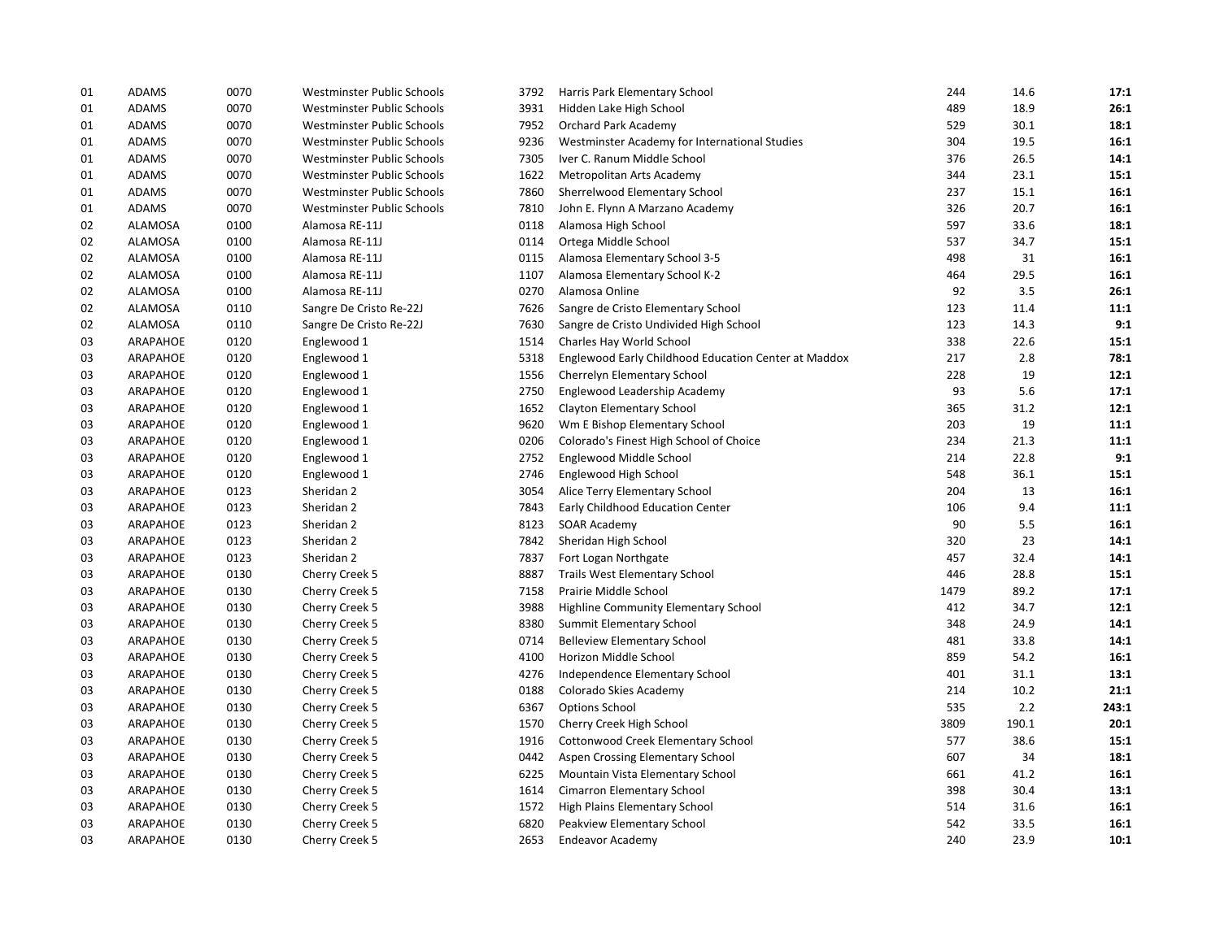| | | | | | | | | |
|---|---|---|---|---|---|---|---|---|
| 01 | ADAMS | 0070 | Westminster Public Schools | 3792 | Harris Park Elementary School | 244 | 14.6 | **17:1** |
| 01 | ADAMS | 0070 | Westminster Public Schools | 3931 | Hidden Lake High School | 489 | 18.9 | **26:1** |
| 01 | ADAMS | 0070 | Westminster Public Schools | 7952 | Orchard Park Academy | 529 | 30.1 | **18:1** |
| 01 | ADAMS | 0070 | Westminster Public Schools | 9236 | Westminster Academy for International Studies | 304 | 19.5 | **16:1** |
| 01 | ADAMS | 0070 | Westminster Public Schools | 7305 | Iver C. Ranum Middle School | 376 | 26.5 | **14:1** |
| 01 | ADAMS | 0070 | Westminster Public Schools | 1622 | Metropolitan Arts Academy | 344 | 23.1 | **15:1** |
| 01 | ADAMS | 0070 | Westminster Public Schools | 7860 | Sherrelwood Elementary School | 237 | 15.1 | **16:1** |
| 01 | ADAMS | 0070 | Westminster Public Schools | 7810 | John E. Flynn A Marzano Academy | 326 | 20.7 | **16:1** |
| 02 | ALAMOSA | 0100 | Alamosa RE-11J | 0118 | Alamosa High School | 597 | 33.6 | **18:1** |
| 02 | ALAMOSA | 0100 | Alamosa RE-11J | 0114 | Ortega Middle School | 537 | 34.7 | **15:1** |
| 02 | ALAMOSA | 0100 | Alamosa RE-11J | 0115 | Alamosa Elementary School 3-5 | 498 | 31 | **16:1** |
| 02 | ALAMOSA | 0100 | Alamosa RE-11J | 1107 | Alamosa Elementary School K-2 | 464 | 29.5 | **16:1** |
| 02 | ALAMOSA | 0100 | Alamosa RE-11J | 0270 | Alamosa Online | 92 | 3.5 | **26:1** |
| 02 | ALAMOSA | 0110 | Sangre De Cristo Re-22J | 7626 | Sangre de Cristo Elementary School | 123 | 11.4 | **11:1** |
| 02 | ALAMOSA | 0110 | Sangre De Cristo Re-22J | 7630 | Sangre de Cristo Undivided High School | 123 | 14.3 | **9:1** |
| 03 | ARAPAHOE | 0120 | Englewood 1 | 1514 | Charles Hay World School | 338 | 22.6 | **15:1** |
| 03 | ARAPAHOE | 0120 | Englewood 1 | 5318 | Englewood Early Childhood Education Center at Maddox | 217 | 2.8 | **78:1** |
| 03 | ARAPAHOE | 0120 | Englewood 1 | 1556 | Cherrelyn Elementary School | 228 | 19 | **12:1** |
| 03 | ARAPAHOE | 0120 | Englewood 1 | 2750 | Englewood Leadership Academy | 93 | 5.6 | **17:1** |
| 03 | ARAPAHOE | 0120 | Englewood 1 | 1652 | Clayton Elementary School | 365 | 31.2 | **12:1** |
| 03 | ARAPAHOE | 0120 | Englewood 1 | 9620 | Wm E Bishop Elementary School | 203 | 19 | **11:1** |
| 03 | ARAPAHOE | 0120 | Englewood 1 | 0206 | Colorado's Finest High School of Choice | 234 | 21.3 | **11:1** |
| 03 | ARAPAHOE | 0120 | Englewood 1 | 2752 | Englewood Middle School | 214 | 22.8 | **9:1** |
| 03 | ARAPAHOE | 0120 | Englewood 1 | 2746 | Englewood High School | 548 | 36.1 | **15:1** |
| 03 | ARAPAHOE | 0123 | Sheridan 2 | 3054 | Alice Terry Elementary School | 204 | 13 | **16:1** |
| 03 | ARAPAHOE | 0123 | Sheridan 2 | 7843 | Early Childhood Education Center | 106 | 9.4 | **11:1** |
| 03 | ARAPAHOE | 0123 | Sheridan 2 | 8123 | SOAR Academy | 90 | 5.5 | **16:1** |
| 03 | ARAPAHOE | 0123 | Sheridan 2 | 7842 | Sheridan High School | 320 | 23 | **14:1** |
| 03 | ARAPAHOE | 0123 | Sheridan 2 | 7837 | Fort Logan Northgate | 457 | 32.4 | **14:1** |
| 03 | ARAPAHOE | 0130 | Cherry Creek 5 | 8887 | Trails West Elementary School | 446 | 28.8 | **15:1** |
| 03 | ARAPAHOE | 0130 | Cherry Creek 5 | 7158 | Prairie Middle School | 1479 | 89.2 | **17:1** |
| 03 | ARAPAHOE | 0130 | Cherry Creek 5 | 3988 | Highline Community Elementary School | 412 | 34.7 | **12:1** |
| 03 | ARAPAHOE | 0130 | Cherry Creek 5 | 8380 | Summit Elementary School | 348 | 24.9 | **14:1** |
| 03 | ARAPAHOE | 0130 | Cherry Creek 5 | 0714 | Belleview Elementary School | 481 | 33.8 | **14:1** |
| 03 | ARAPAHOE | 0130 | Cherry Creek 5 | 4100 | Horizon Middle School | 859 | 54.2 | **16:1** |
| 03 | ARAPAHOE | 0130 | Cherry Creek 5 | 4276 | Independence Elementary School | 401 | 31.1 | **13:1** |
| 03 | ARAPAHOE | 0130 | Cherry Creek 5 | 0188 | Colorado Skies Academy | 214 | 10.2 | **21:1** |
| 03 | ARAPAHOE | 0130 | Cherry Creek 5 | 6367 | Options School | 535 | 2.2 | **243:1** |
| 03 | ARAPAHOE | 0130 | Cherry Creek 5 | 1570 | Cherry Creek High School | 3809 | 190.1 | **20:1** |
| 03 | ARAPAHOE | 0130 | Cherry Creek 5 | 1916 | Cottonwood Creek Elementary School | 577 | 38.6 | **15:1** |
| 03 | ARAPAHOE | 0130 | Cherry Creek 5 | 0442 | Aspen Crossing Elementary School | 607 | 34 | **18:1** |
| 03 | ARAPAHOE | 0130 | Cherry Creek 5 | 6225 | Mountain Vista Elementary School | 661 | 41.2 | **16:1** |
| 03 | ARAPAHOE | 0130 | Cherry Creek 5 | 1614 | Cimarron Elementary School | 398 | 30.4 | **13:1** |
| 03 | ARAPAHOE | 0130 | Cherry Creek 5 | 1572 | High Plains Elementary School | 514 | 31.6 | **16:1** |
| 03 | ARAPAHOE | 0130 | Cherry Creek 5 | 6820 | Peakview Elementary School | 542 | 33.5 | **16:1** |
| 03 | ARAPAHOE | 0130 | Cherry Creek 5 | 2653 | Endeavor Academy | 240 | 23.9 | **10:1** |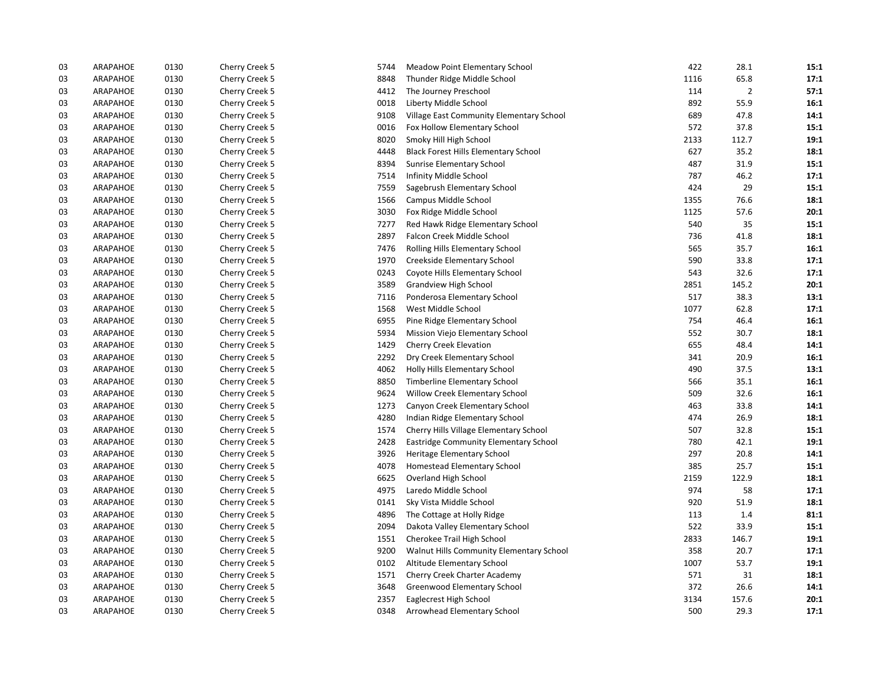| | | | | | | | | |
|---|---|---|---|---|---|---|---|---|
| 03 | ARAPAHOE | 0130 | Cherry Creek 5 | 5744 | Meadow Point Elementary School | 422 | 28.1 | **15:1** |
| 03 | ARAPAHOE | 0130 | Cherry Creek 5 | 8848 | Thunder Ridge Middle School | 1116 | 65.8 | **17:1** |
| 03 | ARAPAHOE | 0130 | Cherry Creek 5 | 4412 | The Journey Preschool | 114 | 2 | **57:1** |
| 03 | ARAPAHOE | 0130 | Cherry Creek 5 | 0018 | Liberty Middle School | 892 | 55.9 | **16:1** |
| 03 | ARAPAHOE | 0130 | Cherry Creek 5 | 9108 | Village East Community Elementary School | 689 | 47.8 | **14:1** |
| 03 | ARAPAHOE | 0130 | Cherry Creek 5 | 0016 | Fox Hollow Elementary School | 572 | 37.8 | **15:1** |
| 03 | ARAPAHOE | 0130 | Cherry Creek 5 | 8020 | Smoky Hill High School | 2133 | 112.7 | **19:1** |
| 03 | ARAPAHOE | 0130 | Cherry Creek 5 | 4448 | Black Forest Hills Elementary School | 627 | 35.2 | **18:1** |
| 03 | ARAPAHOE | 0130 | Cherry Creek 5 | 8394 | Sunrise Elementary School | 487 | 31.9 | **15:1** |
| 03 | ARAPAHOE | 0130 | Cherry Creek 5 | 7514 | Infinity Middle School | 787 | 46.2 | **17:1** |
| 03 | ARAPAHOE | 0130 | Cherry Creek 5 | 7559 | Sagebrush Elementary School | 424 | 29 | **15:1** |
| 03 | ARAPAHOE | 0130 | Cherry Creek 5 | 1566 | Campus Middle School | 1355 | 76.6 | **18:1** |
| 03 | ARAPAHOE | 0130 | Cherry Creek 5 | 3030 | Fox Ridge Middle School | 1125 | 57.6 | **20:1** |
| 03 | ARAPAHOE | 0130 | Cherry Creek 5 | 7277 | Red Hawk Ridge Elementary School | 540 | 35 | **15:1** |
| 03 | ARAPAHOE | 0130 | Cherry Creek 5 | 2897 | Falcon Creek Middle School | 736 | 41.8 | **18:1** |
| 03 | ARAPAHOE | 0130 | Cherry Creek 5 | 7476 | Rolling Hills Elementary School | 565 | 35.7 | **16:1** |
| 03 | ARAPAHOE | 0130 | Cherry Creek 5 | 1970 | Creekside Elementary School | 590 | 33.8 | **17:1** |
| 03 | ARAPAHOE | 0130 | Cherry Creek 5 | 0243 | Coyote Hills Elementary School | 543 | 32.6 | **17:1** |
| 03 | ARAPAHOE | 0130 | Cherry Creek 5 | 3589 | Grandview High School | 2851 | 145.2 | **20:1** |
| 03 | ARAPAHOE | 0130 | Cherry Creek 5 | 7116 | Ponderosa Elementary School | 517 | 38.3 | **13:1** |
| 03 | ARAPAHOE | 0130 | Cherry Creek 5 | 1568 | West Middle School | 1077 | 62.8 | **17:1** |
| 03 | ARAPAHOE | 0130 | Cherry Creek 5 | 6955 | Pine Ridge Elementary School | 754 | 46.4 | **16:1** |
| 03 | ARAPAHOE | 0130 | Cherry Creek 5 | 5934 | Mission Viejo Elementary School | 552 | 30.7 | **18:1** |
| 03 | ARAPAHOE | 0130 | Cherry Creek 5 | 1429 | Cherry Creek Elevation | 655 | 48.4 | **14:1** |
| 03 | ARAPAHOE | 0130 | Cherry Creek 5 | 2292 | Dry Creek Elementary School | 341 | 20.9 | **16:1** |
| 03 | ARAPAHOE | 0130 | Cherry Creek 5 | 4062 | Holly Hills Elementary School | 490 | 37.5 | **13:1** |
| 03 | ARAPAHOE | 0130 | Cherry Creek 5 | 8850 | Timberline Elementary School | 566 | 35.1 | **16:1** |
| 03 | ARAPAHOE | 0130 | Cherry Creek 5 | 9624 | Willow Creek Elementary School | 509 | 32.6 | **16:1** |
| 03 | ARAPAHOE | 0130 | Cherry Creek 5 | 1273 | Canyon Creek Elementary School | 463 | 33.8 | **14:1** |
| 03 | ARAPAHOE | 0130 | Cherry Creek 5 | 4280 | Indian Ridge Elementary School | 474 | 26.9 | **18:1** |
| 03 | ARAPAHOE | 0130 | Cherry Creek 5 | 1574 | Cherry Hills Village Elementary School | 507 | 32.8 | **15:1** |
| 03 | ARAPAHOE | 0130 | Cherry Creek 5 | 2428 | Eastridge Community Elementary School | 780 | 42.1 | **19:1** |
| 03 | ARAPAHOE | 0130 | Cherry Creek 5 | 3926 | Heritage Elementary School | 297 | 20.8 | **14:1** |
| 03 | ARAPAHOE | 0130 | Cherry Creek 5 | 4078 | Homestead Elementary School | 385 | 25.7 | **15:1** |
| 03 | ARAPAHOE | 0130 | Cherry Creek 5 | 6625 | Overland High School | 2159 | 122.9 | **18:1** |
| 03 | ARAPAHOE | 0130 | Cherry Creek 5 | 4975 | Laredo Middle School | 974 | 58 | **17:1** |
| 03 | ARAPAHOE | 0130 | Cherry Creek 5 | 0141 | Sky Vista Middle School | 920 | 51.9 | **18:1** |
| 03 | ARAPAHOE | 0130 | Cherry Creek 5 | 4896 | The Cottage at Holly Ridge | 113 | 1.4 | **81:1** |
| 03 | ARAPAHOE | 0130 | Cherry Creek 5 | 2094 | Dakota Valley Elementary School | 522 | 33.9 | **15:1** |
| 03 | ARAPAHOE | 0130 | Cherry Creek 5 | 1551 | Cherokee Trail High School | 2833 | 146.7 | **19:1** |
| 03 | ARAPAHOE | 0130 | Cherry Creek 5 | 9200 | Walnut Hills Community Elementary School | 358 | 20.7 | **17:1** |
| 03 | ARAPAHOE | 0130 | Cherry Creek 5 | 0102 | Altitude Elementary School | 1007 | 53.7 | **19:1** |
| 03 | ARAPAHOE | 0130 | Cherry Creek 5 | 1571 | Cherry Creek Charter Academy | 571 | 31 | **18:1** |
| 03 | ARAPAHOE | 0130 | Cherry Creek 5 | 3648 | Greenwood Elementary School | 372 | 26.6 | **14:1** |
| 03 | ARAPAHOE | 0130 | Cherry Creek 5 | 2357 | Eaglecrest High School | 3134 | 157.6 | **20:1** |
| 03 | ARAPAHOE | 0130 | Cherry Creek 5 | 0348 | Arrowhead Elementary School | 500 | 29.3 | **17:1** |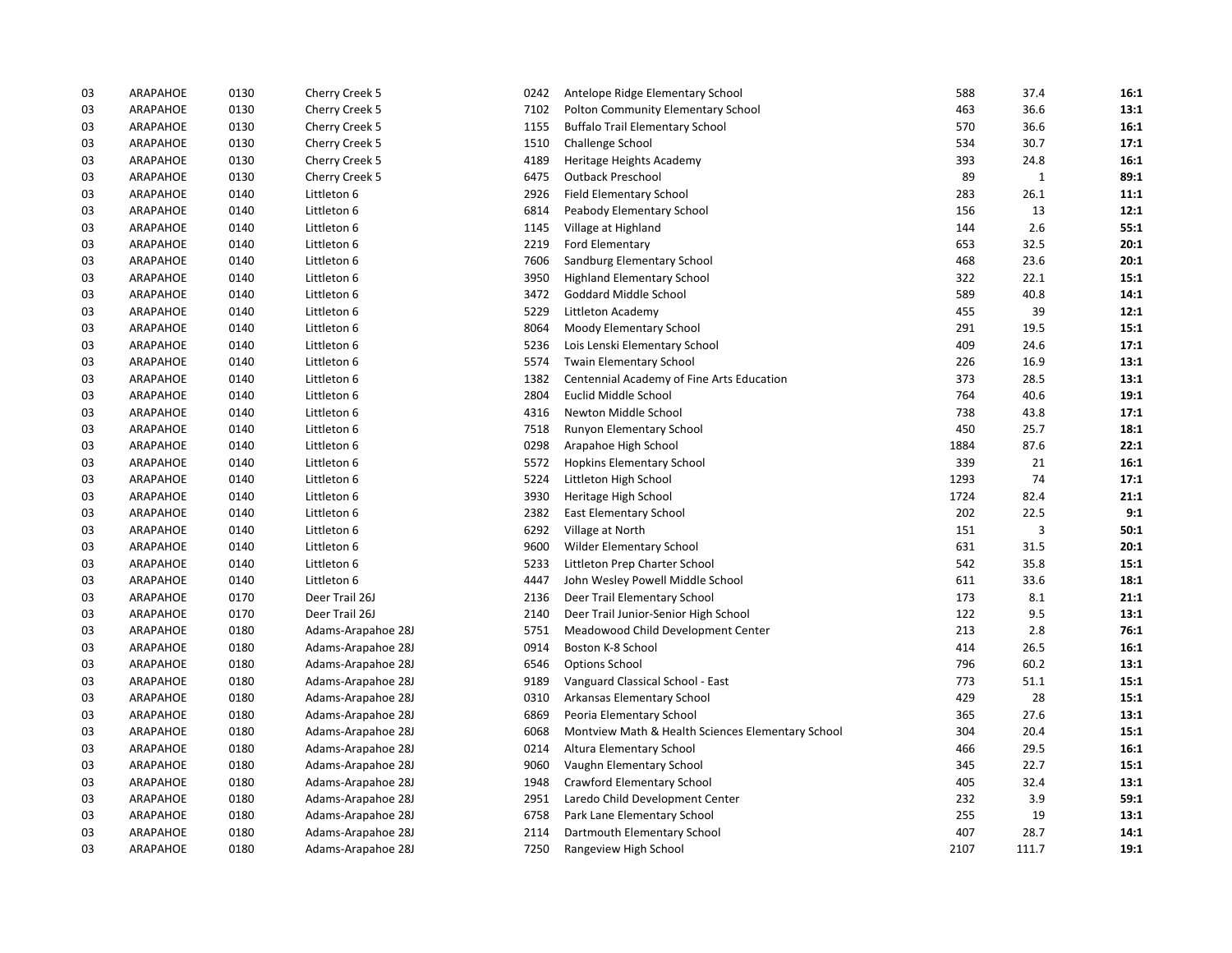| | | | | | | | | |
|---|---|---|---|---|---|---|---|---|
| 03 | ARAPAHOE | 0130 | Cherry Creek 5 | 0242 | Antelope Ridge Elementary School | 588 | 37.4 | **16:1** |
| 03 | ARAPAHOE | 0130 | Cherry Creek 5 | 7102 | Polton Community Elementary School | 463 | 36.6 | **13:1** |
| 03 | ARAPAHOE | 0130 | Cherry Creek 5 | 1155 | Buffalo Trail Elementary School | 570 | 36.6 | **16:1** |
| 03 | ARAPAHOE | 0130 | Cherry Creek 5 | 1510 | Challenge School | 534 | 30.7 | **17:1** |
| 03 | ARAPAHOE | 0130 | Cherry Creek 5 | 4189 | Heritage Heights Academy | 393 | 24.8 | **16:1** |
| 03 | ARAPAHOE | 0130 | Cherry Creek 5 | 6475 | Outback Preschool | 89 | 1 | **89:1** |
| 03 | ARAPAHOE | 0140 | Littleton 6 | 2926 | Field Elementary School | 283 | 26.1 | **11:1** |
| 03 | ARAPAHOE | 0140 | Littleton 6 | 6814 | Peabody Elementary School | 156 | 13 | **12:1** |
| 03 | ARAPAHOE | 0140 | Littleton 6 | 1145 | Village at Highland | 144 | 2.6 | **55:1** |
| 03 | ARAPAHOE | 0140 | Littleton 6 | 2219 | Ford Elementary | 653 | 32.5 | **20:1** |
| 03 | ARAPAHOE | 0140 | Littleton 6 | 7606 | Sandburg Elementary School | 468 | 23.6 | **20:1** |
| 03 | ARAPAHOE | 0140 | Littleton 6 | 3950 | Highland Elementary School | 322 | 22.1 | **15:1** |
| 03 | ARAPAHOE | 0140 | Littleton 6 | 3472 | Goddard Middle School | 589 | 40.8 | **14:1** |
| 03 | ARAPAHOE | 0140 | Littleton 6 | 5229 | Littleton Academy | 455 | 39 | **12:1** |
| 03 | ARAPAHOE | 0140 | Littleton 6 | 8064 | Moody Elementary School | 291 | 19.5 | **15:1** |
| 03 | ARAPAHOE | 0140 | Littleton 6 | 5236 | Lois Lenski Elementary School | 409 | 24.6 | **17:1** |
| 03 | ARAPAHOE | 0140 | Littleton 6 | 5574 | Twain Elementary School | 226 | 16.9 | **13:1** |
| 03 | ARAPAHOE | 0140 | Littleton 6 | 1382 | Centennial Academy of Fine Arts Education | 373 | 28.5 | **13:1** |
| 03 | ARAPAHOE | 0140 | Littleton 6 | 2804 | Euclid Middle School | 764 | 40.6 | **19:1** |
| 03 | ARAPAHOE | 0140 | Littleton 6 | 4316 | Newton Middle School | 738 | 43.8 | **17:1** |
| 03 | ARAPAHOE | 0140 | Littleton 6 | 7518 | Runyon Elementary School | 450 | 25.7 | **18:1** |
| 03 | ARAPAHOE | 0140 | Littleton 6 | 0298 | Arapahoe High School | 1884 | 87.6 | **22:1** |
| 03 | ARAPAHOE | 0140 | Littleton 6 | 5572 | Hopkins Elementary School | 339 | 21 | **16:1** |
| 03 | ARAPAHOE | 0140 | Littleton 6 | 5224 | Littleton High School | 1293 | 74 | **17:1** |
| 03 | ARAPAHOE | 0140 | Littleton 6 | 3930 | Heritage High School | 1724 | 82.4 | **21:1** |
| 03 | ARAPAHOE | 0140 | Littleton 6 | 2382 | East Elementary School | 202 | 22.5 | **9:1** |
| 03 | ARAPAHOE | 0140 | Littleton 6 | 6292 | Village at North | 151 | 3 | **50:1** |
| 03 | ARAPAHOE | 0140 | Littleton 6 | 9600 | Wilder Elementary School | 631 | 31.5 | **20:1** |
| 03 | ARAPAHOE | 0140 | Littleton 6 | 5233 | Littleton Prep Charter School | 542 | 35.8 | **15:1** |
| 03 | ARAPAHOE | 0140 | Littleton 6 | 4447 | John Wesley Powell Middle School | 611 | 33.6 | **18:1** |
| 03 | ARAPAHOE | 0170 | Deer Trail 26J | 2136 | Deer Trail Elementary School | 173 | 8.1 | **21:1** |
| 03 | ARAPAHOE | 0170 | Deer Trail 26J | 2140 | Deer Trail Junior-Senior High School | 122 | 9.5 | **13:1** |
| 03 | ARAPAHOE | 0180 | Adams-Arapahoe 28J | 5751 | Meadowood Child Development Center | 213 | 2.8 | **76:1** |
| 03 | ARAPAHOE | 0180 | Adams-Arapahoe 28J | 0914 | Boston K-8 School | 414 | 26.5 | **16:1** |
| 03 | ARAPAHOE | 0180 | Adams-Arapahoe 28J | 6546 | Options School | 796 | 60.2 | **13:1** |
| 03 | ARAPAHOE | 0180 | Adams-Arapahoe 28J | 9189 | Vanguard Classical School - East | 773 | 51.1 | **15:1** |
| 03 | ARAPAHOE | 0180 | Adams-Arapahoe 28J | 0310 | Arkansas Elementary School | 429 | 28 | **15:1** |
| 03 | ARAPAHOE | 0180 | Adams-Arapahoe 28J | 6869 | Peoria Elementary School | 365 | 27.6 | **13:1** |
| 03 | ARAPAHOE | 0180 | Adams-Arapahoe 28J | 6068 | Montview Math & Health Sciences Elementary School | 304 | 20.4 | **15:1** |
| 03 | ARAPAHOE | 0180 | Adams-Arapahoe 28J | 0214 | Altura Elementary School | 466 | 29.5 | **16:1** |
| 03 | ARAPAHOE | 0180 | Adams-Arapahoe 28J | 9060 | Vaughn Elementary School | 345 | 22.7 | **15:1** |
| 03 | ARAPAHOE | 0180 | Adams-Arapahoe 28J | 1948 | Crawford Elementary School | 405 | 32.4 | **13:1** |
| 03 | ARAPAHOE | 0180 | Adams-Arapahoe 28J | 2951 | Laredo Child Development Center | 232 | 3.9 | **59:1** |
| 03 | ARAPAHOE | 0180 | Adams-Arapahoe 28J | 6758 | Park Lane Elementary School | 255 | 19 | **13:1** |
| 03 | ARAPAHOE | 0180 | Adams-Arapahoe 28J | 2114 | Dartmouth Elementary School | 407 | 28.7 | **14:1** |
| 03 | ARAPAHOE | 0180 | Adams-Arapahoe 28J | 7250 | Rangeview High School | 2107 | 111.7 | **19:1** |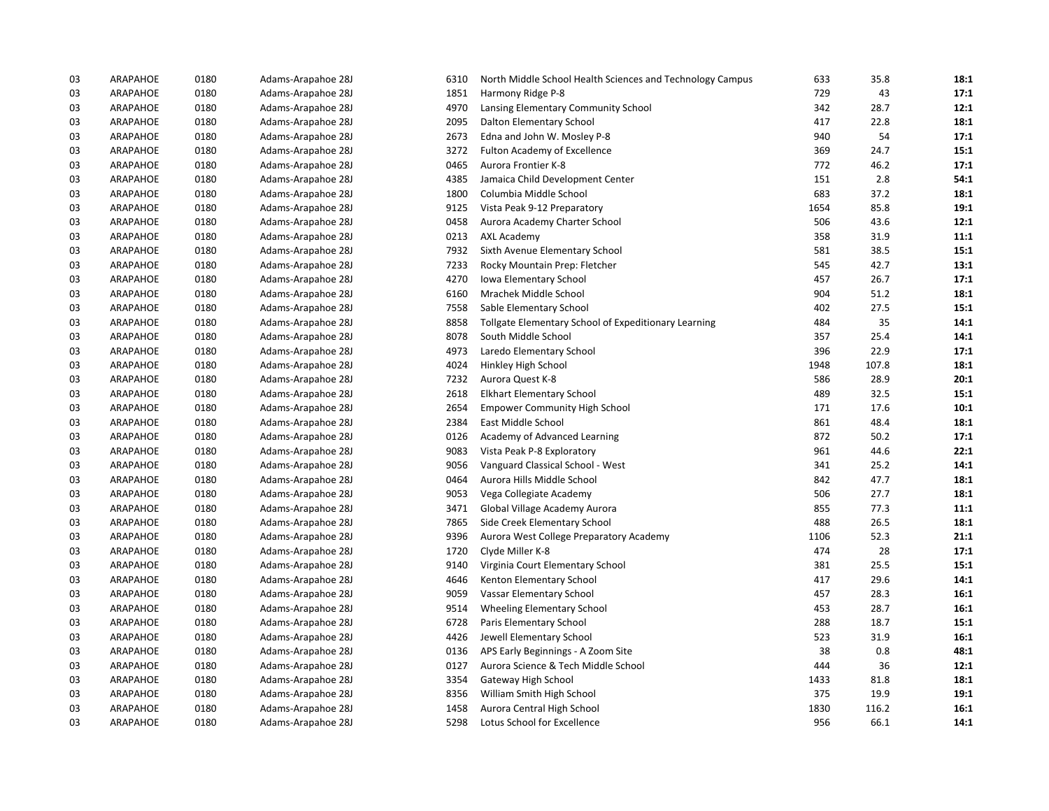| | | | | | | | | |
|---|---|---|---|---|---|---|---|---|
| 03 | ARAPAHOE | 0180 | Adams-Arapahoe 28J | 6310 | North Middle School Health Sciences and Technology Campus | 633 | 35.8 | **18:1** |
| 03 | ARAPAHOE | 0180 | Adams-Arapahoe 28J | 1851 | Harmony Ridge P-8 | 729 | 43 | **17:1** |
| 03 | ARAPAHOE | 0180 | Adams-Arapahoe 28J | 4970 | Lansing Elementary Community School | 342 | 28.7 | **12:1** |
| 03 | ARAPAHOE | 0180 | Adams-Arapahoe 28J | 2095 | Dalton Elementary School | 417 | 22.8 | **18:1** |
| 03 | ARAPAHOE | 0180 | Adams-Arapahoe 28J | 2673 | Edna and John W. Mosley P-8 | 940 | 54 | **17:1** |
| 03 | ARAPAHOE | 0180 | Adams-Arapahoe 28J | 3272 | Fulton Academy of Excellence | 369 | 24.7 | **15:1** |
| 03 | ARAPAHOE | 0180 | Adams-Arapahoe 28J | 0465 | Aurora Frontier K-8 | 772 | 46.2 | **17:1** |
| 03 | ARAPAHOE | 0180 | Adams-Arapahoe 28J | 4385 | Jamaica Child Development Center | 151 | 2.8 | **54:1** |
| 03 | ARAPAHOE | 0180 | Adams-Arapahoe 28J | 1800 | Columbia Middle School | 683 | 37.2 | **18:1** |
| 03 | ARAPAHOE | 0180 | Adams-Arapahoe 28J | 9125 | Vista Peak 9-12 Preparatory | 1654 | 85.8 | **19:1** |
| 03 | ARAPAHOE | 0180 | Adams-Arapahoe 28J | 0458 | Aurora Academy Charter School | 506 | 43.6 | **12:1** |
| 03 | ARAPAHOE | 0180 | Adams-Arapahoe 28J | 0213 | AXL Academy | 358 | 31.9 | **11:1** |
| 03 | ARAPAHOE | 0180 | Adams-Arapahoe 28J | 7932 | Sixth Avenue Elementary School | 581 | 38.5 | **15:1** |
| 03 | ARAPAHOE | 0180 | Adams-Arapahoe 28J | 7233 | Rocky Mountain Prep: Fletcher | 545 | 42.7 | **13:1** |
| 03 | ARAPAHOE | 0180 | Adams-Arapahoe 28J | 4270 | Iowa Elementary School | 457 | 26.7 | **17:1** |
| 03 | ARAPAHOE | 0180 | Adams-Arapahoe 28J | 6160 | Mrachek Middle School | 904 | 51.2 | **18:1** |
| 03 | ARAPAHOE | 0180 | Adams-Arapahoe 28J | 7558 | Sable Elementary School | 402 | 27.5 | **15:1** |
| 03 | ARAPAHOE | 0180 | Adams-Arapahoe 28J | 8858 | Tollgate Elementary School of Expeditionary Learning | 484 | 35 | **14:1** |
| 03 | ARAPAHOE | 0180 | Adams-Arapahoe 28J | 8078 | South Middle School | 357 | 25.4 | **14:1** |
| 03 | ARAPAHOE | 0180 | Adams-Arapahoe 28J | 4973 | Laredo Elementary School | 396 | 22.9 | **17:1** |
| 03 | ARAPAHOE | 0180 | Adams-Arapahoe 28J | 4024 | Hinkley High School | 1948 | 107.8 | **18:1** |
| 03 | ARAPAHOE | 0180 | Adams-Arapahoe 28J | 7232 | Aurora Quest K-8 | 586 | 28.9 | **20:1** |
| 03 | ARAPAHOE | 0180 | Adams-Arapahoe 28J | 2618 | Elkhart Elementary School | 489 | 32.5 | **15:1** |
| 03 | ARAPAHOE | 0180 | Adams-Arapahoe 28J | 2654 | Empower Community High School | 171 | 17.6 | **10:1** |
| 03 | ARAPAHOE | 0180 | Adams-Arapahoe 28J | 2384 | East Middle School | 861 | 48.4 | **18:1** |
| 03 | ARAPAHOE | 0180 | Adams-Arapahoe 28J | 0126 | Academy of Advanced Learning | 872 | 50.2 | **17:1** |
| 03 | ARAPAHOE | 0180 | Adams-Arapahoe 28J | 9083 | Vista Peak P-8 Exploratory | 961 | 44.6 | **22:1** |
| 03 | ARAPAHOE | 0180 | Adams-Arapahoe 28J | 9056 | Vanguard Classical School - West | 341 | 25.2 | **14:1** |
| 03 | ARAPAHOE | 0180 | Adams-Arapahoe 28J | 0464 | Aurora Hills Middle School | 842 | 47.7 | **18:1** |
| 03 | ARAPAHOE | 0180 | Adams-Arapahoe 28J | 9053 | Vega Collegiate Academy | 506 | 27.7 | **18:1** |
| 03 | ARAPAHOE | 0180 | Adams-Arapahoe 28J | 3471 | Global Village Academy Aurora | 855 | 77.3 | **11:1** |
| 03 | ARAPAHOE | 0180 | Adams-Arapahoe 28J | 7865 | Side Creek Elementary School | 488 | 26.5 | **18:1** |
| 03 | ARAPAHOE | 0180 | Adams-Arapahoe 28J | 9396 | Aurora West College Preparatory Academy | 1106 | 52.3 | **21:1** |
| 03 | ARAPAHOE | 0180 | Adams-Arapahoe 28J | 1720 | Clyde Miller K-8 | 474 | 28 | **17:1** |
| 03 | ARAPAHOE | 0180 | Adams-Arapahoe 28J | 9140 | Virginia Court Elementary School | 381 | 25.5 | **15:1** |
| 03 | ARAPAHOE | 0180 | Adams-Arapahoe 28J | 4646 | Kenton Elementary School | 417 | 29.6 | **14:1** |
| 03 | ARAPAHOE | 0180 | Adams-Arapahoe 28J | 9059 | Vassar Elementary School | 457 | 28.3 | **16:1** |
| 03 | ARAPAHOE | 0180 | Adams-Arapahoe 28J | 9514 | Wheeling Elementary School | 453 | 28.7 | **16:1** |
| 03 | ARAPAHOE | 0180 | Adams-Arapahoe 28J | 6728 | Paris Elementary School | 288 | 18.7 | **15:1** |
| 03 | ARAPAHOE | 0180 | Adams-Arapahoe 28J | 4426 | Jewell Elementary School | 523 | 31.9 | **16:1** |
| 03 | ARAPAHOE | 0180 | Adams-Arapahoe 28J | 0136 | APS Early Beginnings - A Zoom Site | 38 | 0.8 | **48:1** |
| 03 | ARAPAHOE | 0180 | Adams-Arapahoe 28J | 0127 | Aurora Science & Tech Middle School | 444 | 36 | **12:1** |
| 03 | ARAPAHOE | 0180 | Adams-Arapahoe 28J | 3354 | Gateway High School | 1433 | 81.8 | **18:1** |
| 03 | ARAPAHOE | 0180 | Adams-Arapahoe 28J | 8356 | William Smith High School | 375 | 19.9 | **19:1** |
| 03 | ARAPAHOE | 0180 | Adams-Arapahoe 28J | 1458 | Aurora Central High School | 1830 | 116.2 | **16:1** |
| 03 | ARAPAHOE | 0180 | Adams-Arapahoe 28J | 5298 | Lotus School for Excellence | 956 | 66.1 | **14:1** |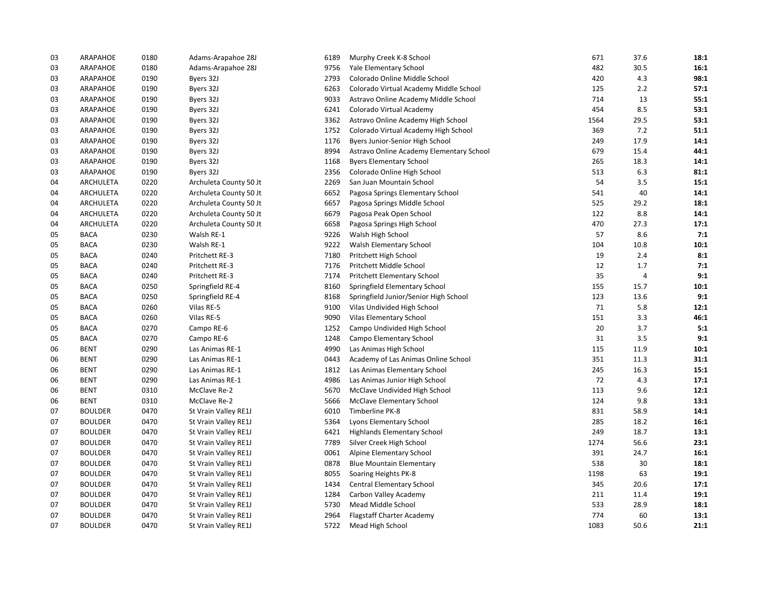| | | | | | | | | |
|---|---|---|---|---|---|---|---|---|
| 03 | ARAPAHOE | 0180 | Adams-Arapahoe 28J | 6189 | Murphy Creek K-8 School | 671 | 37.6 | **18:1** |
| 03 | ARAPAHOE | 0180 | Adams-Arapahoe 28J | 9756 | Yale Elementary School | 482 | 30.5 | **16:1** |
| 03 | ARAPAHOE | 0190 | Byers 32J | 2793 | Colorado Online Middle School | 420 | 4.3 | **98:1** |
| 03 | ARAPAHOE | 0190 | Byers 32J | 6263 | Colorado Virtual Academy Middle School | 125 | 2.2 | **57:1** |
| 03 | ARAPAHOE | 0190 | Byers 32J | 9033 | Astravo Online Academy Middle School | 714 | 13 | **55:1** |
| 03 | ARAPAHOE | 0190 | Byers 32J | 6241 | Colorado Virtual Academy | 454 | 8.5 | **53:1** |
| 03 | ARAPAHOE | 0190 | Byers 32J | 3362 | Astravo Online Academy High School | 1564 | 29.5 | **53:1** |
| 03 | ARAPAHOE | 0190 | Byers 32J | 1752 | Colorado Virtual Academy High School | 369 | 7.2 | **51:1** |
| 03 | ARAPAHOE | 0190 | Byers 32J | 1176 | Byers Junior-Senior High School | 249 | 17.9 | **14:1** |
| 03 | ARAPAHOE | 0190 | Byers 32J | 8994 | Astravo Online Academy Elementary School | 679 | 15.4 | **44:1** |
| 03 | ARAPAHOE | 0190 | Byers 32J | 1168 | Byers Elementary School | 265 | 18.3 | **14:1** |
| 03 | ARAPAHOE | 0190 | Byers 32J | 2356 | Colorado Online High School | 513 | 6.3 | **81:1** |
| 04 | ARCHULETA | 0220 | Archuleta County 50 Jt | 2269 | San Juan Mountain School | 54 | 3.5 | **15:1** |
| 04 | ARCHULETA | 0220 | Archuleta County 50 Jt | 6652 | Pagosa Springs Elementary School | 541 | 40 | **14:1** |
| 04 | ARCHULETA | 0220 | Archuleta County 50 Jt | 6657 | Pagosa Springs Middle School | 525 | 29.2 | **18:1** |
| 04 | ARCHULETA | 0220 | Archuleta County 50 Jt | 6679 | Pagosa Peak Open School | 122 | 8.8 | **14:1** |
| 04 | ARCHULETA | 0220 | Archuleta County 50 Jt | 6658 | Pagosa Springs High School | 470 | 27.3 | **17:1** |
| 05 | BACA | 0230 | Walsh RE-1 | 9226 | Walsh High School | 57 | 8.6 | **7:1** |
| 05 | BACA | 0230 | Walsh RE-1 | 9222 | Walsh Elementary School | 104 | 10.8 | **10:1** |
| 05 | BACA | 0240 | Pritchett RE-3 | 7180 | Pritchett High School | 19 | 2.4 | **8:1** |
| 05 | BACA | 0240 | Pritchett RE-3 | 7176 | Pritchett Middle School | 12 | 1.7 | **7:1** |
| 05 | BACA | 0240 | Pritchett RE-3 | 7174 | Pritchett Elementary School | 35 | 4 | **9:1** |
| 05 | BACA | 0250 | Springfield RE-4 | 8160 | Springfield Elementary School | 155 | 15.7 | **10:1** |
| 05 | BACA | 0250 | Springfield RE-4 | 8168 | Springfield Junior/Senior High School | 123 | 13.6 | **9:1** |
| 05 | BACA | 0260 | Vilas RE-5 | 9100 | Vilas Undivided High School | 71 | 5.8 | **12:1** |
| 05 | BACA | 0260 | Vilas RE-5 | 9090 | Vilas Elementary School | 151 | 3.3 | **46:1** |
| 05 | BACA | 0270 | Campo RE-6 | 1252 | Campo Undivided High School | 20 | 3.7 | **5:1** |
| 05 | BACA | 0270 | Campo RE-6 | 1248 | Campo Elementary School | 31 | 3.5 | **9:1** |
| 06 | BENT | 0290 | Las Animas RE-1 | 4990 | Las Animas High School | 115 | 11.9 | **10:1** |
| 06 | BENT | 0290 | Las Animas RE-1 | 0443 | Academy of Las Animas Online School | 351 | 11.3 | **31:1** |
| 06 | BENT | 0290 | Las Animas RE-1 | 1812 | Las Animas Elementary School | 245 | 16.3 | **15:1** |
| 06 | BENT | 0290 | Las Animas RE-1 | 4986 | Las Animas Junior High School | 72 | 4.3 | **17:1** |
| 06 | BENT | 0310 | McClave Re-2 | 5670 | McClave Undivided High School | 113 | 9.6 | **12:1** |
| 06 | BENT | 0310 | McClave Re-2 | 5666 | McClave Elementary School | 124 | 9.8 | **13:1** |
| 07 | BOULDER | 0470 | St Vrain Valley RE1J | 6010 | Timberline PK-8 | 831 | 58.9 | **14:1** |
| 07 | BOULDER | 0470 | St Vrain Valley RE1J | 5364 | Lyons Elementary School | 285 | 18.2 | **16:1** |
| 07 | BOULDER | 0470 | St Vrain Valley RE1J | 6421 | Highlands Elementary School | 249 | 18.7 | **13:1** |
| 07 | BOULDER | 0470 | St Vrain Valley RE1J | 7789 | Silver Creek High School | 1274 | 56.6 | **23:1** |
| 07 | BOULDER | 0470 | St Vrain Valley RE1J | 0061 | Alpine Elementary School | 391 | 24.7 | **16:1** |
| 07 | BOULDER | 0470 | St Vrain Valley RE1J | 0878 | Blue Mountain Elementary | 538 | 30 | **18:1** |
| 07 | BOULDER | 0470 | St Vrain Valley RE1J | 8055 | Soaring Heights PK-8 | 1198 | 63 | **19:1** |
| 07 | BOULDER | 0470 | St Vrain Valley RE1J | 1434 | Central Elementary School | 345 | 20.6 | **17:1** |
| 07 | BOULDER | 0470 | St Vrain Valley RE1J | 1284 | Carbon Valley Academy | 211 | 11.4 | **19:1** |
| 07 | BOULDER | 0470 | St Vrain Valley RE1J | 5730 | Mead Middle School | 533 | 28.9 | **18:1** |
| 07 | BOULDER | 0470 | St Vrain Valley RE1J | 2964 | Flagstaff Charter Academy | 774 | 60 | **13:1** |
| 07 | BOULDER | 0470 | St Vrain Valley RE1J | 5722 | Mead High School | 1083 | 50.6 | **21:1** |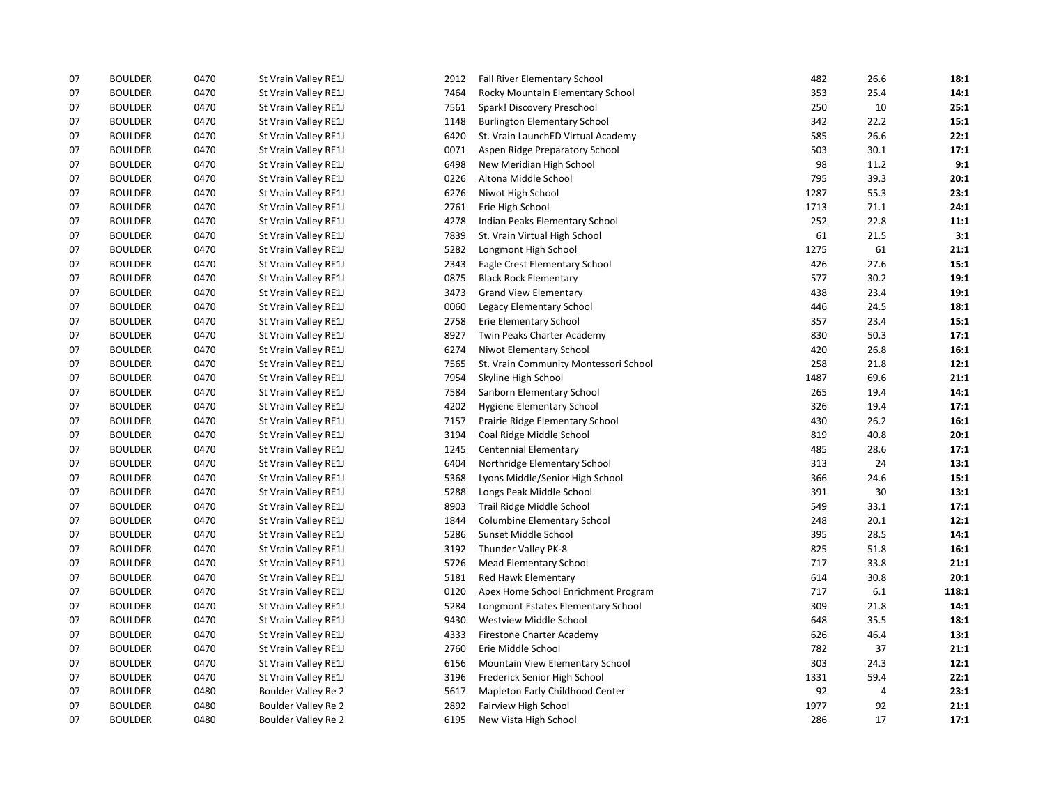| | | | | | | | | |
|---|---|---|---|---|---|---|---|---|
| 07 | BOULDER | 0470 | St Vrain Valley RE1J | 2912 | Fall River Elementary School | 482 | 26.6 | **18:1** |
| 07 | BOULDER | 0470 | St Vrain Valley RE1J | 7464 | Rocky Mountain Elementary School | 353 | 25.4 | **14:1** |
| 07 | BOULDER | 0470 | St Vrain Valley RE1J | 7561 | Spark! Discovery Preschool | 250 | 10 | **25:1** |
| 07 | BOULDER | 0470 | St Vrain Valley RE1J | 1148 | Burlington Elementary School | 342 | 22.2 | **15:1** |
| 07 | BOULDER | 0470 | St Vrain Valley RE1J | 6420 | St. Vrain LaunchED Virtual Academy | 585 | 26.6 | **22:1** |
| 07 | BOULDER | 0470 | St Vrain Valley RE1J | 0071 | Aspen Ridge Preparatory School | 503 | 30.1 | **17:1** |
| 07 | BOULDER | 0470 | St Vrain Valley RE1J | 6498 | New Meridian High School | 98 | 11.2 | **9:1** |
| 07 | BOULDER | 0470 | St Vrain Valley RE1J | 0226 | Altona Middle School | 795 | 39.3 | **20:1** |
| 07 | BOULDER | 0470 | St Vrain Valley RE1J | 6276 | Niwot High School | 1287 | 55.3 | **23:1** |
| 07 | BOULDER | 0470 | St Vrain Valley RE1J | 2761 | Erie High School | 1713 | 71.1 | **24:1** |
| 07 | BOULDER | 0470 | St Vrain Valley RE1J | 4278 | Indian Peaks Elementary School | 252 | 22.8 | **11:1** |
| 07 | BOULDER | 0470 | St Vrain Valley RE1J | 7839 | St. Vrain Virtual High School | 61 | 21.5 | **3:1** |
| 07 | BOULDER | 0470 | St Vrain Valley RE1J | 5282 | Longmont High School | 1275 | 61 | **21:1** |
| 07 | BOULDER | 0470 | St Vrain Valley RE1J | 2343 | Eagle Crest Elementary School | 426 | 27.6 | **15:1** |
| 07 | BOULDER | 0470 | St Vrain Valley RE1J | 0875 | Black Rock Elementary | 577 | 30.2 | **19:1** |
| 07 | BOULDER | 0470 | St Vrain Valley RE1J | 3473 | Grand View Elementary | 438 | 23.4 | **19:1** |
| 07 | BOULDER | 0470 | St Vrain Valley RE1J | 0060 | Legacy Elementary School | 446 | 24.5 | **18:1** |
| 07 | BOULDER | 0470 | St Vrain Valley RE1J | 2758 | Erie Elementary School | 357 | 23.4 | **15:1** |
| 07 | BOULDER | 0470 | St Vrain Valley RE1J | 8927 | Twin Peaks Charter Academy | 830 | 50.3 | **17:1** |
| 07 | BOULDER | 0470 | St Vrain Valley RE1J | 6274 | Niwot Elementary School | 420 | 26.8 | **16:1** |
| 07 | BOULDER | 0470 | St Vrain Valley RE1J | 7565 | St. Vrain Community Montessori School | 258 | 21.8 | **12:1** |
| 07 | BOULDER | 0470 | St Vrain Valley RE1J | 7954 | Skyline High School | 1487 | 69.6 | **21:1** |
| 07 | BOULDER | 0470 | St Vrain Valley RE1J | 7584 | Sanborn Elementary School | 265 | 19.4 | **14:1** |
| 07 | BOULDER | 0470 | St Vrain Valley RE1J | 4202 | Hygiene Elementary School | 326 | 19.4 | **17:1** |
| 07 | BOULDER | 0470 | St Vrain Valley RE1J | 7157 | Prairie Ridge Elementary School | 430 | 26.2 | **16:1** |
| 07 | BOULDER | 0470 | St Vrain Valley RE1J | 3194 | Coal Ridge Middle School | 819 | 40.8 | **20:1** |
| 07 | BOULDER | 0470 | St Vrain Valley RE1J | 1245 | Centennial Elementary | 485 | 28.6 | **17:1** |
| 07 | BOULDER | 0470 | St Vrain Valley RE1J | 6404 | Northridge Elementary School | 313 | 24 | **13:1** |
| 07 | BOULDER | 0470 | St Vrain Valley RE1J | 5368 | Lyons Middle/Senior High School | 366 | 24.6 | **15:1** |
| 07 | BOULDER | 0470 | St Vrain Valley RE1J | 5288 | Longs Peak Middle School | 391 | 30 | **13:1** |
| 07 | BOULDER | 0470 | St Vrain Valley RE1J | 8903 | Trail Ridge Middle School | 549 | 33.1 | **17:1** |
| 07 | BOULDER | 0470 | St Vrain Valley RE1J | 1844 | Columbine Elementary School | 248 | 20.1 | **12:1** |
| 07 | BOULDER | 0470 | St Vrain Valley RE1J | 5286 | Sunset Middle School | 395 | 28.5 | **14:1** |
| 07 | BOULDER | 0470 | St Vrain Valley RE1J | 3192 | Thunder Valley PK-8 | 825 | 51.8 | **16:1** |
| 07 | BOULDER | 0470 | St Vrain Valley RE1J | 5726 | Mead Elementary School | 717 | 33.8 | **21:1** |
| 07 | BOULDER | 0470 | St Vrain Valley RE1J | 5181 | Red Hawk Elementary | 614 | 30.8 | **20:1** |
| 07 | BOULDER | 0470 | St Vrain Valley RE1J | 0120 | Apex Home School Enrichment Program | 717 | 6.1 | **118:1** |
| 07 | BOULDER | 0470 | St Vrain Valley RE1J | 5284 | Longmont Estates Elementary School | 309 | 21.8 | **14:1** |
| 07 | BOULDER | 0470 | St Vrain Valley RE1J | 9430 | Westview Middle School | 648 | 35.5 | **18:1** |
| 07 | BOULDER | 0470 | St Vrain Valley RE1J | 4333 | Firestone Charter Academy | 626 | 46.4 | **13:1** |
| 07 | BOULDER | 0470 | St Vrain Valley RE1J | 2760 | Erie Middle School | 782 | 37 | **21:1** |
| 07 | BOULDER | 0470 | St Vrain Valley RE1J | 6156 | Mountain View Elementary School | 303 | 24.3 | **12:1** |
| 07 | BOULDER | 0470 | St Vrain Valley RE1J | 3196 | Frederick Senior High School | 1331 | 59.4 | **22:1** |
| 07 | BOULDER | 0480 | Boulder Valley Re 2 | 5617 | Mapleton Early Childhood Center | 92 | 4 | **23:1** |
| 07 | BOULDER | 0480 | Boulder Valley Re 2 | 2892 | Fairview High School | 1977 | 92 | **21:1** |
| 07 | BOULDER | 0480 | Boulder Valley Re 2 | 6195 | New Vista High School | 286 | 17 | **17:1** |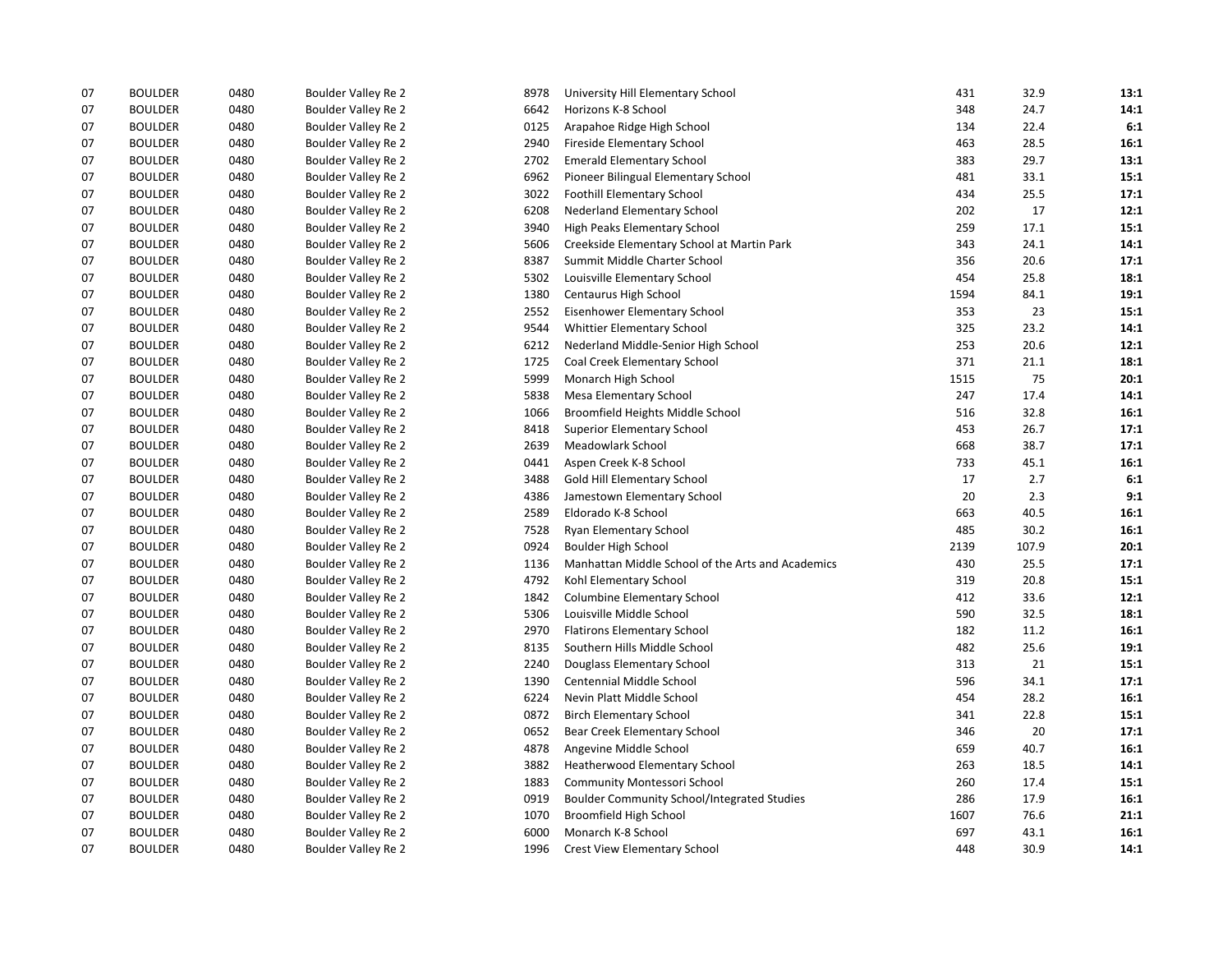| | | | | | | | | |
|---|---|---|---|---|---|---|---|---|
| 07 | BOULDER | 0480 | Boulder Valley Re 2 | 8978 | University Hill Elementary School | 431 | 32.9 | **13:1** |
| 07 | BOULDER | 0480 | Boulder Valley Re 2 | 6642 | Horizons K-8 School | 348 | 24.7 | **14:1** |
| 07 | BOULDER | 0480 | Boulder Valley Re 2 | 0125 | Arapahoe Ridge High School | 134 | 22.4 | **6:1** |
| 07 | BOULDER | 0480 | Boulder Valley Re 2 | 2940 | Fireside Elementary School | 463 | 28.5 | **16:1** |
| 07 | BOULDER | 0480 | Boulder Valley Re 2 | 2702 | Emerald Elementary School | 383 | 29.7 | **13:1** |
| 07 | BOULDER | 0480 | Boulder Valley Re 2 | 6962 | Pioneer Bilingual Elementary School | 481 | 33.1 | **15:1** |
| 07 | BOULDER | 0480 | Boulder Valley Re 2 | 3022 | Foothill Elementary School | 434 | 25.5 | **17:1** |
| 07 | BOULDER | 0480 | Boulder Valley Re 2 | 6208 | Nederland Elementary School | 202 | 17 | **12:1** |
| 07 | BOULDER | 0480 | Boulder Valley Re 2 | 3940 | High Peaks Elementary School | 259 | 17.1 | **15:1** |
| 07 | BOULDER | 0480 | Boulder Valley Re 2 | 5606 | Creekside Elementary School at Martin Park | 343 | 24.1 | **14:1** |
| 07 | BOULDER | 0480 | Boulder Valley Re 2 | 8387 | Summit Middle Charter School | 356 | 20.6 | **17:1** |
| 07 | BOULDER | 0480 | Boulder Valley Re 2 | 5302 | Louisville Elementary School | 454 | 25.8 | **18:1** |
| 07 | BOULDER | 0480 | Boulder Valley Re 2 | 1380 | Centaurus High School | 1594 | 84.1 | **19:1** |
| 07 | BOULDER | 0480 | Boulder Valley Re 2 | 2552 | Eisenhower Elementary School | 353 | 23 | **15:1** |
| 07 | BOULDER | 0480 | Boulder Valley Re 2 | 9544 | Whittier Elementary School | 325 | 23.2 | **14:1** |
| 07 | BOULDER | 0480 | Boulder Valley Re 2 | 6212 | Nederland Middle-Senior High School | 253 | 20.6 | **12:1** |
| 07 | BOULDER | 0480 | Boulder Valley Re 2 | 1725 | Coal Creek Elementary School | 371 | 21.1 | **18:1** |
| 07 | BOULDER | 0480 | Boulder Valley Re 2 | 5999 | Monarch High School | 1515 | 75 | **20:1** |
| 07 | BOULDER | 0480 | Boulder Valley Re 2 | 5838 | Mesa Elementary School | 247 | 17.4 | **14:1** |
| 07 | BOULDER | 0480 | Boulder Valley Re 2 | 1066 | Broomfield Heights Middle School | 516 | 32.8 | **16:1** |
| 07 | BOULDER | 0480 | Boulder Valley Re 2 | 8418 | Superior Elementary School | 453 | 26.7 | **17:1** |
| 07 | BOULDER | 0480 | Boulder Valley Re 2 | 2639 | Meadowlark School | 668 | 38.7 | **17:1** |
| 07 | BOULDER | 0480 | Boulder Valley Re 2 | 0441 | Aspen Creek K-8 School | 733 | 45.1 | **16:1** |
| 07 | BOULDER | 0480 | Boulder Valley Re 2 | 3488 | Gold Hill Elementary School | 17 | 2.7 | **6:1** |
| 07 | BOULDER | 0480 | Boulder Valley Re 2 | 4386 | Jamestown Elementary School | 20 | 2.3 | **9:1** |
| 07 | BOULDER | 0480 | Boulder Valley Re 2 | 2589 | Eldorado K-8 School | 663 | 40.5 | **16:1** |
| 07 | BOULDER | 0480 | Boulder Valley Re 2 | 7528 | Ryan Elementary School | 485 | 30.2 | **16:1** |
| 07 | BOULDER | 0480 | Boulder Valley Re 2 | 0924 | Boulder High School | 2139 | 107.9 | **20:1** |
| 07 | BOULDER | 0480 | Boulder Valley Re 2 | 1136 | Manhattan Middle School of the Arts and Academics | 430 | 25.5 | **17:1** |
| 07 | BOULDER | 0480 | Boulder Valley Re 2 | 4792 | Kohl Elementary School | 319 | 20.8 | **15:1** |
| 07 | BOULDER | 0480 | Boulder Valley Re 2 | 1842 | Columbine Elementary School | 412 | 33.6 | **12:1** |
| 07 | BOULDER | 0480 | Boulder Valley Re 2 | 5306 | Louisville Middle School | 590 | 32.5 | **18:1** |
| 07 | BOULDER | 0480 | Boulder Valley Re 2 | 2970 | Flatirons Elementary School | 182 | 11.2 | **16:1** |
| 07 | BOULDER | 0480 | Boulder Valley Re 2 | 8135 | Southern Hills Middle School | 482 | 25.6 | **19:1** |
| 07 | BOULDER | 0480 | Boulder Valley Re 2 | 2240 | Douglass Elementary School | 313 | 21 | **15:1** |
| 07 | BOULDER | 0480 | Boulder Valley Re 2 | 1390 | Centennial Middle School | 596 | 34.1 | **17:1** |
| 07 | BOULDER | 0480 | Boulder Valley Re 2 | 6224 | Nevin Platt Middle School | 454 | 28.2 | **16:1** |
| 07 | BOULDER | 0480 | Boulder Valley Re 2 | 0872 | Birch Elementary School | 341 | 22.8 | **15:1** |
| 07 | BOULDER | 0480 | Boulder Valley Re 2 | 0652 | Bear Creek Elementary School | 346 | 20 | **17:1** |
| 07 | BOULDER | 0480 | Boulder Valley Re 2 | 4878 | Angevine Middle School | 659 | 40.7 | **16:1** |
| 07 | BOULDER | 0480 | Boulder Valley Re 2 | 3882 | Heatherwood Elementary School | 263 | 18.5 | **14:1** |
| 07 | BOULDER | 0480 | Boulder Valley Re 2 | 1883 | Community Montessori School | 260 | 17.4 | **15:1** |
| 07 | BOULDER | 0480 | Boulder Valley Re 2 | 0919 | Boulder Community School/Integrated Studies | 286 | 17.9 | **16:1** |
| 07 | BOULDER | 0480 | Boulder Valley Re 2 | 1070 | Broomfield High School | 1607 | 76.6 | **21:1** |
| 07 | BOULDER | 0480 | Boulder Valley Re 2 | 6000 | Monarch K-8 School | 697 | 43.1 | **16:1** |
| 07 | BOULDER | 0480 | Boulder Valley Re 2 | 1996 | Crest View Elementary School | 448 | 30.9 | **14:1** |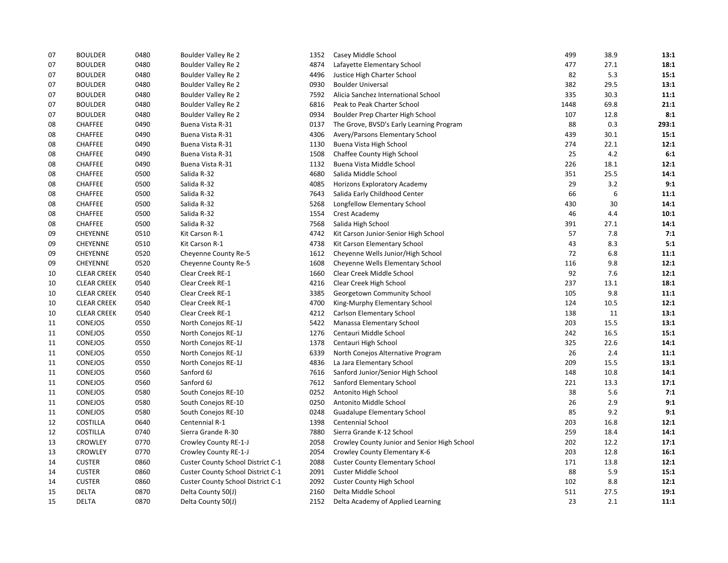| | | | | | | | | |
|---|---|---|---|---|---|---|---|---|
| 07 | BOULDER | 0480 | Boulder Valley Re 2 | 1352 | Casey Middle School | 499 | 38.9 | **13:1** |
| 07 | BOULDER | 0480 | Boulder Valley Re 2 | 4874 | Lafayette Elementary School | 477 | 27.1 | **18:1** |
| 07 | BOULDER | 0480 | Boulder Valley Re 2 | 4496 | Justice High Charter School | 82 | 5.3 | **15:1** |
| 07 | BOULDER | 0480 | Boulder Valley Re 2 | 0930 | Boulder Universal | 382 | 29.5 | **13:1** |
| 07 | BOULDER | 0480 | Boulder Valley Re 2 | 7592 | Alicia Sanchez International School | 335 | 30.3 | **11:1** |
| 07 | BOULDER | 0480 | Boulder Valley Re 2 | 6816 | Peak to Peak Charter School | 1448 | 69.8 | **21:1** |
| 07 | BOULDER | 0480 | Boulder Valley Re 2 | 0934 | Boulder Prep Charter High School | 107 | 12.8 | **8:1** |
| 08 | CHAFFEE | 0490 | Buena Vista R-31 | 0137 | The Grove, BVSD's Early Learning Program | 88 | 0.3 | **293:1** |
| 08 | CHAFFEE | 0490 | Buena Vista R-31 | 4306 | Avery/Parsons Elementary School | 439 | 30.1 | **15:1** |
| 08 | CHAFFEE | 0490 | Buena Vista R-31 | 1130 | Buena Vista High School | 274 | 22.1 | **12:1** |
| 08 | CHAFFEE | 0490 | Buena Vista R-31 | 1508 | Chaffee County High School | 25 | 4.2 | **6:1** |
| 08 | CHAFFEE | 0490 | Buena Vista R-31 | 1132 | Buena Vista Middle School | 226 | 18.1 | **12:1** |
| 08 | CHAFFEE | 0500 | Salida R-32 | 4680 | Salida Middle School | 351 | 25.5 | **14:1** |
| 08 | CHAFFEE | 0500 | Salida R-32 | 4085 | Horizons Exploratory Academy | 29 | 3.2 | **9:1** |
| 08 | CHAFFEE | 0500 | Salida R-32 | 7643 | Salida Early Childhood Center | 66 | 6 | **11:1** |
| 08 | CHAFFEE | 0500 | Salida R-32 | 5268 | Longfellow Elementary School | 430 | 30 | **14:1** |
| 08 | CHAFFEE | 0500 | Salida R-32 | 1554 | Crest Academy | 46 | 4.4 | **10:1** |
| 08 | CHAFFEE | 0500 | Salida R-32 | 7568 | Salida High School | 391 | 27.1 | **14:1** |
| 09 | CHEYENNE | 0510 | Kit Carson R-1 | 4742 | Kit Carson Junior-Senior High School | 57 | 7.8 | **7:1** |
| 09 | CHEYENNE | 0510 | Kit Carson R-1 | 4738 | Kit Carson Elementary School | 43 | 8.3 | **5:1** |
| 09 | CHEYENNE | 0520 | Cheyenne County Re-5 | 1612 | Cheyenne Wells Junior/High School | 72 | 6.8 | **11:1** |
| 09 | CHEYENNE | 0520 | Cheyenne County Re-5 | 1608 | Cheyenne Wells Elementary School | 116 | 9.8 | **12:1** |
| 10 | CLEAR CREEK | 0540 | Clear Creek RE-1 | 1660 | Clear Creek Middle School | 92 | 7.6 | **12:1** |
| 10 | CLEAR CREEK | 0540 | Clear Creek RE-1 | 4216 | Clear Creek High School | 237 | 13.1 | **18:1** |
| 10 | CLEAR CREEK | 0540 | Clear Creek RE-1 | 3385 | Georgetown Community School | 105 | 9.8 | **11:1** |
| 10 | CLEAR CREEK | 0540 | Clear Creek RE-1 | 4700 | King-Murphy Elementary School | 124 | 10.5 | **12:1** |
| 10 | CLEAR CREEK | 0540 | Clear Creek RE-1 | 4212 | Carlson Elementary School | 138 | 11 | **13:1** |
| 11 | CONEJOS | 0550 | North Conejos RE-1J | 5422 | Manassa Elementary School | 203 | 15.5 | **13:1** |
| 11 | CONEJOS | 0550 | North Conejos RE-1J | 1276 | Centauri Middle School | 242 | 16.5 | **15:1** |
| 11 | CONEJOS | 0550 | North Conejos RE-1J | 1378 | Centauri High School | 325 | 22.6 | **14:1** |
| 11 | CONEJOS | 0550 | North Conejos RE-1J | 6339 | North Conejos Alternative Program | 26 | 2.4 | **11:1** |
| 11 | CONEJOS | 0550 | North Conejos RE-1J | 4836 | La Jara Elementary School | 209 | 15.5 | **13:1** |
| 11 | CONEJOS | 0560 | Sanford 6J | 7616 | Sanford Junior/Senior High School | 148 | 10.8 | **14:1** |
| 11 | CONEJOS | 0560 | Sanford 6J | 7612 | Sanford Elementary School | 221 | 13.3 | **17:1** |
| 11 | CONEJOS | 0580 | South Conejos RE-10 | 0252 | Antonito High School | 38 | 5.6 | **7:1** |
| 11 | CONEJOS | 0580 | South Conejos RE-10 | 0250 | Antonito Middle School | 26 | 2.9 | **9:1** |
| 11 | CONEJOS | 0580 | South Conejos RE-10 | 0248 | Guadalupe Elementary School | 85 | 9.2 | **9:1** |
| 12 | COSTILLA | 0640 | Centennial R-1 | 1398 | Centennial School | 203 | 16.8 | **12:1** |
| 12 | COSTILLA | 0740 | Sierra Grande R-30 | 7880 | Sierra Grande K-12 School | 259 | 18.4 | **14:1** |
| 13 | CROWLEY | 0770 | Crowley County RE-1-J | 2058 | Crowley County Junior and Senior High School | 202 | 12.2 | **17:1** |
| 13 | CROWLEY | 0770 | Crowley County RE-1-J | 2054 | Crowley County Elementary K-6 | 203 | 12.8 | **16:1** |
| 14 | CUSTER | 0860 | Custer County School District C-1 | 2088 | Custer County Elementary School | 171 | 13.8 | **12:1** |
| 14 | CUSTER | 0860 | Custer County School District C-1 | 2091 | Custer Middle School | 88 | 5.9 | **15:1** |
| 14 | CUSTER | 0860 | Custer County School District C-1 | 2092 | Custer County High School | 102 | 8.8 | **12:1** |
| 15 | DELTA | 0870 | Delta County 50(J) | 2160 | Delta Middle School | 511 | 27.5 | **19:1** |
| 15 | DELTA | 0870 | Delta County 50(J) | 2152 | Delta Academy of Applied Learning | 23 | 2.1 | **11:1** |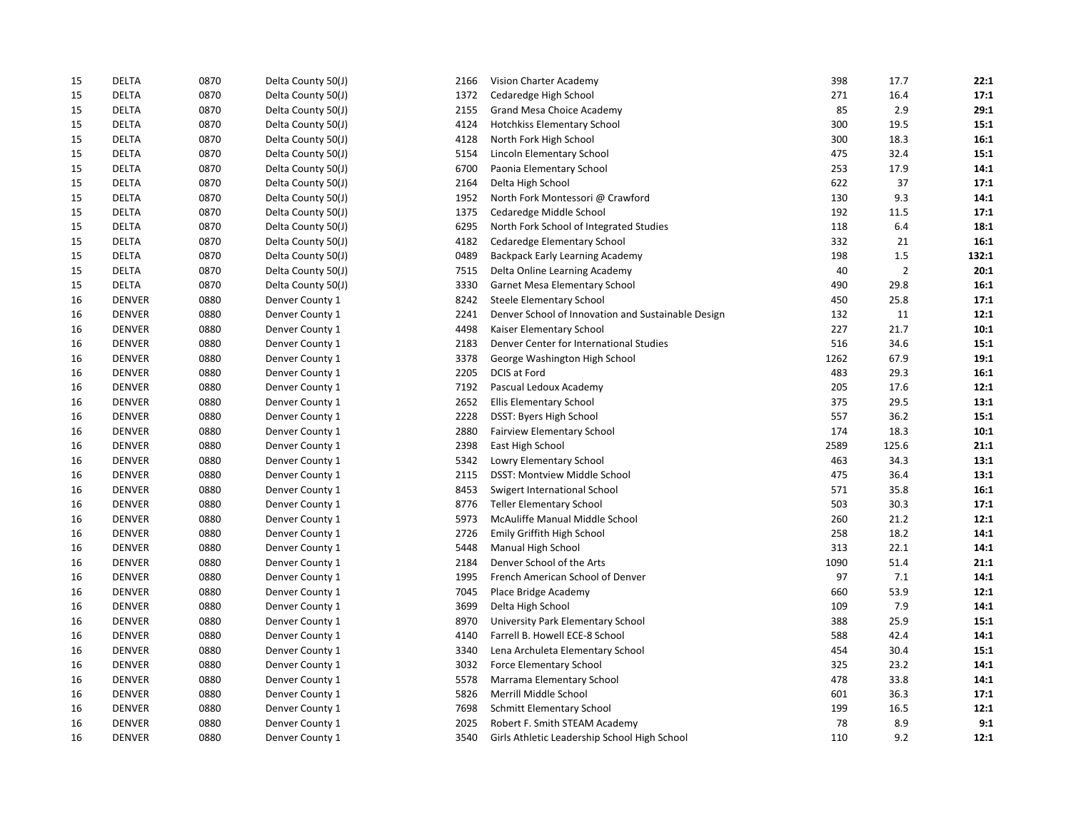| | | | | | | | | |
|---|---|---|---|---|---|---|---|---|
| 15 | DELTA | 0870 | Delta County 50(J) | 2166 | Vision Charter Academy | 398 | 17.7 | **22:1** |
| 15 | DELTA | 0870 | Delta County 50(J) | 1372 | Cedaredge High School | 271 | 16.4 | **17:1** |
| 15 | DELTA | 0870 | Delta County 50(J) | 2155 | Grand Mesa Choice Academy | 85 | 2.9 | **29:1** |
| 15 | DELTA | 0870 | Delta County 50(J) | 4124 | Hotchkiss Elementary School | 300 | 19.5 | **15:1** |
| 15 | DELTA | 0870 | Delta County 50(J) | 4128 | North Fork High School | 300 | 18.3 | **16:1** |
| 15 | DELTA | 0870 | Delta County 50(J) | 5154 | Lincoln Elementary School | 475 | 32.4 | **15:1** |
| 15 | DELTA | 0870 | Delta County 50(J) | 6700 | Paonia Elementary School | 253 | 17.9 | **14:1** |
| 15 | DELTA | 0870 | Delta County 50(J) | 2164 | Delta High School | 622 | 37 | **17:1** |
| 15 | DELTA | 0870 | Delta County 50(J) | 1952 | North Fork Montessori @ Crawford | 130 | 9.3 | **14:1** |
| 15 | DELTA | 0870 | Delta County 50(J) | 1375 | Cedaredge Middle School | 192 | 11.5 | **17:1** |
| 15 | DELTA | 0870 | Delta County 50(J) | 6295 | North Fork School of Integrated Studies | 118 | 6.4 | **18:1** |
| 15 | DELTA | 0870 | Delta County 50(J) | 4182 | Cedaredge Elementary School | 332 | 21 | **16:1** |
| 15 | DELTA | 0870 | Delta County 50(J) | 0489 | Backpack Early Learning Academy | 198 | 1.5 | **132:1** |
| 15 | DELTA | 0870 | Delta County 50(J) | 7515 | Delta Online Learning Academy | 40 | 2 | **20:1** |
| 15 | DELTA | 0870 | Delta County 50(J) | 3330 | Garnet Mesa Elementary School | 490 | 29.8 | **16:1** |
| 16 | DENVER | 0880 | Denver County 1 | 8242 | Steele Elementary School | 450 | 25.8 | **17:1** |
| 16 | DENVER | 0880 | Denver County 1 | 2241 | Denver School of Innovation and Sustainable Design | 132 | 11 | **12:1** |
| 16 | DENVER | 0880 | Denver County 1 | 4498 | Kaiser Elementary School | 227 | 21.7 | **10:1** |
| 16 | DENVER | 0880 | Denver County 1 | 2183 | Denver Center for International Studies | 516 | 34.6 | **15:1** |
| 16 | DENVER | 0880 | Denver County 1 | 3378 | George Washington High School | 1262 | 67.9 | **19:1** |
| 16 | DENVER | 0880 | Denver County 1 | 2205 | DCIS at Ford | 483 | 29.3 | **16:1** |
| 16 | DENVER | 0880 | Denver County 1 | 7192 | Pascual Ledoux Academy | 205 | 17.6 | **12:1** |
| 16 | DENVER | 0880 | Denver County 1 | 2652 | Ellis Elementary School | 375 | 29.5 | **13:1** |
| 16 | DENVER | 0880 | Denver County 1 | 2228 | DSST: Byers High School | 557 | 36.2 | **15:1** |
| 16 | DENVER | 0880 | Denver County 1 | 2880 | Fairview Elementary School | 174 | 18.3 | **10:1** |
| 16 | DENVER | 0880 | Denver County 1 | 2398 | East High School | 2589 | 125.6 | **21:1** |
| 16 | DENVER | 0880 | Denver County 1 | 5342 | Lowry Elementary School | 463 | 34.3 | **13:1** |
| 16 | DENVER | 0880 | Denver County 1 | 2115 | DSST: Montview Middle School | 475 | 36.4 | **13:1** |
| 16 | DENVER | 0880 | Denver County 1 | 8453 | Swigert International School | 571 | 35.8 | **16:1** |
| 16 | DENVER | 0880 | Denver County 1 | 8776 | Teller Elementary School | 503 | 30.3 | **17:1** |
| 16 | DENVER | 0880 | Denver County 1 | 5973 | McAuliffe Manual Middle School | 260 | 21.2 | **12:1** |
| 16 | DENVER | 0880 | Denver County 1 | 2726 | Emily Griffith High School | 258 | 18.2 | **14:1** |
| 16 | DENVER | 0880 | Denver County 1 | 5448 | Manual High School | 313 | 22.1 | **14:1** |
| 16 | DENVER | 0880 | Denver County 1 | 2184 | Denver School of the Arts | 1090 | 51.4 | **21:1** |
| 16 | DENVER | 0880 | Denver County 1 | 1995 | French American School of Denver | 97 | 7.1 | **14:1** |
| 16 | DENVER | 0880 | Denver County 1 | 7045 | Place Bridge Academy | 660 | 53.9 | **12:1** |
| 16 | DENVER | 0880 | Denver County 1 | 3699 | Delta High School | 109 | 7.9 | **14:1** |
| 16 | DENVER | 0880 | Denver County 1 | 8970 | University Park Elementary School | 388 | 25.9 | **15:1** |
| 16 | DENVER | 0880 | Denver County 1 | 4140 | Farrell B. Howell ECE-8 School | 588 | 42.4 | **14:1** |
| 16 | DENVER | 0880 | Denver County 1 | 3340 | Lena Archuleta Elementary School | 454 | 30.4 | **15:1** |
| 16 | DENVER | 0880 | Denver County 1 | 3032 | Force Elementary School | 325 | 23.2 | **14:1** |
| 16 | DENVER | 0880 | Denver County 1 | 5578 | Marrama Elementary School | 478 | 33.8 | **14:1** |
| 16 | DENVER | 0880 | Denver County 1 | 5826 | Merrill Middle School | 601 | 36.3 | **17:1** |
| 16 | DENVER | 0880 | Denver County 1 | 7698 | Schmitt Elementary School | 199 | 16.5 | **12:1** |
| 16 | DENVER | 0880 | Denver County 1 | 2025 | Robert F. Smith STEAM Academy | 78 | 8.9 | **9:1** |
| 16 | DENVER | 0880 | Denver County 1 | 3540 | Girls Athletic Leadership School High School | 110 | 9.2 | **12:1** |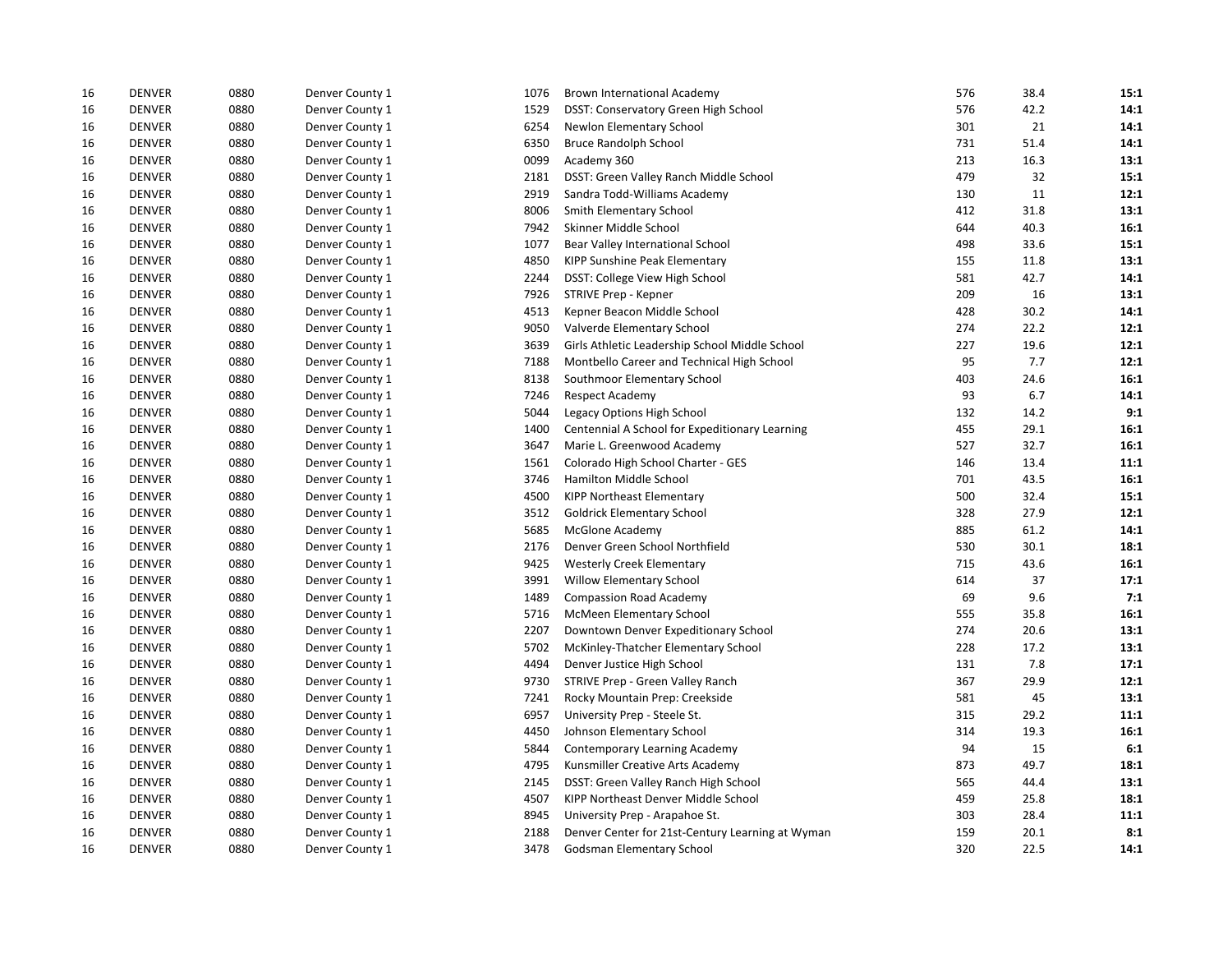| | | | | | | | | |
|---|---|---|---|---|---|---|---|---|
| 16 | DENVER | 0880 | Denver County 1 | 1076 | Brown International Academy | 576 | 38.4 | **15:1** |
| 16 | DENVER | 0880 | Denver County 1 | 1529 | DSST: Conservatory Green High School | 576 | 42.2 | **14:1** |
| 16 | DENVER | 0880 | Denver County 1 | 6254 | Newlon Elementary School | 301 | 21 | **14:1** |
| 16 | DENVER | 0880 | Denver County 1 | 6350 | Bruce Randolph School | 731 | 51.4 | **14:1** |
| 16 | DENVER | 0880 | Denver County 1 | 0099 | Academy 360 | 213 | 16.3 | **13:1** |
| 16 | DENVER | 0880 | Denver County 1 | 2181 | DSST: Green Valley Ranch Middle School | 479 | 32 | **15:1** |
| 16 | DENVER | 0880 | Denver County 1 | 2919 | Sandra Todd-Williams Academy | 130 | 11 | **12:1** |
| 16 | DENVER | 0880 | Denver County 1 | 8006 | Smith Elementary School | 412 | 31.8 | **13:1** |
| 16 | DENVER | 0880 | Denver County 1 | 7942 | Skinner Middle School | 644 | 40.3 | **16:1** |
| 16 | DENVER | 0880 | Denver County 1 | 1077 | Bear Valley International School | 498 | 33.6 | **15:1** |
| 16 | DENVER | 0880 | Denver County 1 | 4850 | KIPP Sunshine Peak Elementary | 155 | 11.8 | **13:1** |
| 16 | DENVER | 0880 | Denver County 1 | 2244 | DSST: College View High School | 581 | 42.7 | **14:1** |
| 16 | DENVER | 0880 | Denver County 1 | 7926 | STRIVE Prep - Kepner | 209 | 16 | **13:1** |
| 16 | DENVER | 0880 | Denver County 1 | 4513 | Kepner Beacon Middle School | 428 | 30.2 | **14:1** |
| 16 | DENVER | 0880 | Denver County 1 | 9050 | Valverde Elementary School | 274 | 22.2 | **12:1** |
| 16 | DENVER | 0880 | Denver County 1 | 3639 | Girls Athletic Leadership School Middle School | 227 | 19.6 | **12:1** |
| 16 | DENVER | 0880 | Denver County 1 | 7188 | Montbello Career and Technical High School | 95 | 7.7 | **12:1** |
| 16 | DENVER | 0880 | Denver County 1 | 8138 | Southmoor Elementary School | 403 | 24.6 | **16:1** |
| 16 | DENVER | 0880 | Denver County 1 | 7246 | Respect Academy | 93 | 6.7 | **14:1** |
| 16 | DENVER | 0880 | Denver County 1 | 5044 | Legacy Options High School | 132 | 14.2 | **9:1** |
| 16 | DENVER | 0880 | Denver County 1 | 1400 | Centennial A School for Expeditionary Learning | 455 | 29.1 | **16:1** |
| 16 | DENVER | 0880 | Denver County 1 | 3647 | Marie L. Greenwood Academy | 527 | 32.7 | **16:1** |
| 16 | DENVER | 0880 | Denver County 1 | 1561 | Colorado High School Charter - GES | 146 | 13.4 | **11:1** |
| 16 | DENVER | 0880 | Denver County 1 | 3746 | Hamilton Middle School | 701 | 43.5 | **16:1** |
| 16 | DENVER | 0880 | Denver County 1 | 4500 | KIPP Northeast Elementary | 500 | 32.4 | **15:1** |
| 16 | DENVER | 0880 | Denver County 1 | 3512 | Goldrick Elementary School | 328 | 27.9 | **12:1** |
| 16 | DENVER | 0880 | Denver County 1 | 5685 | McGlone Academy | 885 | 61.2 | **14:1** |
| 16 | DENVER | 0880 | Denver County 1 | 2176 | Denver Green School Northfield | 530 | 30.1 | **18:1** |
| 16 | DENVER | 0880 | Denver County 1 | 9425 | Westerly Creek Elementary | 715 | 43.6 | **16:1** |
| 16 | DENVER | 0880 | Denver County 1 | 3991 | Willow Elementary School | 614 | 37 | **17:1** |
| 16 | DENVER | 0880 | Denver County 1 | 1489 | Compassion Road Academy | 69 | 9.6 | **7:1** |
| 16 | DENVER | 0880 | Denver County 1 | 5716 | McMeen Elementary School | 555 | 35.8 | **16:1** |
| 16 | DENVER | 0880 | Denver County 1 | 2207 | Downtown Denver Expeditionary School | 274 | 20.6 | **13:1** |
| 16 | DENVER | 0880 | Denver County 1 | 5702 | McKinley-Thatcher Elementary School | 228 | 17.2 | **13:1** |
| 16 | DENVER | 0880 | Denver County 1 | 4494 | Denver Justice High School | 131 | 7.8 | **17:1** |
| 16 | DENVER | 0880 | Denver County 1 | 9730 | STRIVE Prep - Green Valley Ranch | 367 | 29.9 | **12:1** |
| 16 | DENVER | 0880 | Denver County 1 | 7241 | Rocky Mountain Prep: Creekside | 581 | 45 | **13:1** |
| 16 | DENVER | 0880 | Denver County 1 | 6957 | University Prep - Steele St. | 315 | 29.2 | **11:1** |
| 16 | DENVER | 0880 | Denver County 1 | 4450 | Johnson Elementary School | 314 | 19.3 | **16:1** |
| 16 | DENVER | 0880 | Denver County 1 | 5844 | Contemporary Learning Academy | 94 | 15 | **6:1** |
| 16 | DENVER | 0880 | Denver County 1 | 4795 | Kunsmiller Creative Arts Academy | 873 | 49.7 | **18:1** |
| 16 | DENVER | 0880 | Denver County 1 | 2145 | DSST: Green Valley Ranch High School | 565 | 44.4 | **13:1** |
| 16 | DENVER | 0880 | Denver County 1 | 4507 | KIPP Northeast Denver Middle School | 459 | 25.8 | **18:1** |
| 16 | DENVER | 0880 | Denver County 1 | 8945 | University Prep - Arapahoe St. | 303 | 28.4 | **11:1** |
| 16 | DENVER | 0880 | Denver County 1 | 2188 | Denver Center for 21st-Century Learning at Wyman | 159 | 20.1 | **8:1** |
| 16 | DENVER | 0880 | Denver County 1 | 3478 | Godsman Elementary School | 320 | 22.5 | **14:1** |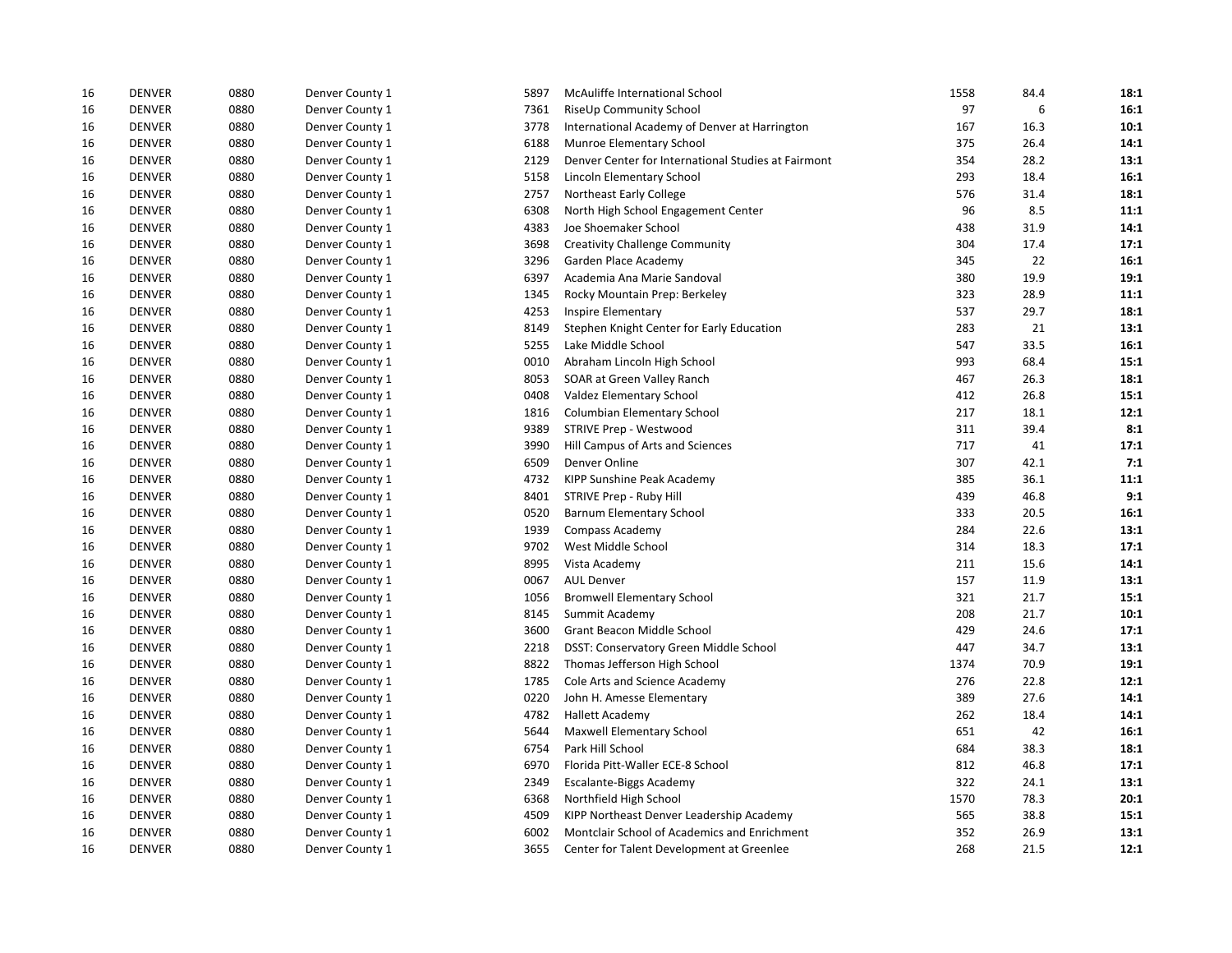| | | | | | | | | |
|---|---|---|---|---|---|---|---|---|
| 16 | DENVER | 0880 | Denver County 1 | 5897 | McAuliffe International School | 1558 | 84.4 | **18:1** |
| 16 | DENVER | 0880 | Denver County 1 | 7361 | RiseUp Community School | 97 | 6 | **16:1** |
| 16 | DENVER | 0880 | Denver County 1 | 3778 | International Academy of Denver at Harrington | 167 | 16.3 | **10:1** |
| 16 | DENVER | 0880 | Denver County 1 | 6188 | Munroe Elementary School | 375 | 26.4 | **14:1** |
| 16 | DENVER | 0880 | Denver County 1 | 2129 | Denver Center for International Studies at Fairmont | 354 | 28.2 | **13:1** |
| 16 | DENVER | 0880 | Denver County 1 | 5158 | Lincoln Elementary School | 293 | 18.4 | **16:1** |
| 16 | DENVER | 0880 | Denver County 1 | 2757 | Northeast Early College | 576 | 31.4 | **18:1** |
| 16 | DENVER | 0880 | Denver County 1 | 6308 | North High School Engagement Center | 96 | 8.5 | **11:1** |
| 16 | DENVER | 0880 | Denver County 1 | 4383 | Joe Shoemaker School | 438 | 31.9 | **14:1** |
| 16 | DENVER | 0880 | Denver County 1 | 3698 | Creativity Challenge Community | 304 | 17.4 | **17:1** |
| 16 | DENVER | 0880 | Denver County 1 | 3296 | Garden Place Academy | 345 | 22 | **16:1** |
| 16 | DENVER | 0880 | Denver County 1 | 6397 | Academia Ana Marie Sandoval | 380 | 19.9 | **19:1** |
| 16 | DENVER | 0880 | Denver County 1 | 1345 | Rocky Mountain Prep: Berkeley | 323 | 28.9 | **11:1** |
| 16 | DENVER | 0880 | Denver County 1 | 4253 | Inspire Elementary | 537 | 29.7 | **18:1** |
| 16 | DENVER | 0880 | Denver County 1 | 8149 | Stephen Knight Center for Early Education | 283 | 21 | **13:1** |
| 16 | DENVER | 0880 | Denver County 1 | 5255 | Lake Middle School | 547 | 33.5 | **16:1** |
| 16 | DENVER | 0880 | Denver County 1 | 0010 | Abraham Lincoln High School | 993 | 68.4 | **15:1** |
| 16 | DENVER | 0880 | Denver County 1 | 8053 | SOAR at Green Valley Ranch | 467 | 26.3 | **18:1** |
| 16 | DENVER | 0880 | Denver County 1 | 0408 | Valdez Elementary School | 412 | 26.8 | **15:1** |
| 16 | DENVER | 0880 | Denver County 1 | 1816 | Columbian Elementary School | 217 | 18.1 | **12:1** |
| 16 | DENVER | 0880 | Denver County 1 | 9389 | STRIVE Prep - Westwood | 311 | 39.4 | **8:1** |
| 16 | DENVER | 0880 | Denver County 1 | 3990 | Hill Campus of Arts and Sciences | 717 | 41 | **17:1** |
| 16 | DENVER | 0880 | Denver County 1 | 6509 | Denver Online | 307 | 42.1 | **7:1** |
| 16 | DENVER | 0880 | Denver County 1 | 4732 | KIPP Sunshine Peak Academy | 385 | 36.1 | **11:1** |
| 16 | DENVER | 0880 | Denver County 1 | 8401 | STRIVE Prep - Ruby Hill | 439 | 46.8 | **9:1** |
| 16 | DENVER | 0880 | Denver County 1 | 0520 | Barnum Elementary School | 333 | 20.5 | **16:1** |
| 16 | DENVER | 0880 | Denver County 1 | 1939 | Compass Academy | 284 | 22.6 | **13:1** |
| 16 | DENVER | 0880 | Denver County 1 | 9702 | West Middle School | 314 | 18.3 | **17:1** |
| 16 | DENVER | 0880 | Denver County 1 | 8995 | Vista Academy | 211 | 15.6 | **14:1** |
| 16 | DENVER | 0880 | Denver County 1 | 0067 | AUL Denver | 157 | 11.9 | **13:1** |
| 16 | DENVER | 0880 | Denver County 1 | 1056 | Bromwell Elementary School | 321 | 21.7 | **15:1** |
| 16 | DENVER | 0880 | Denver County 1 | 8145 | Summit Academy | 208 | 21.7 | **10:1** |
| 16 | DENVER | 0880 | Denver County 1 | 3600 | Grant Beacon Middle School | 429 | 24.6 | **17:1** |
| 16 | DENVER | 0880 | Denver County 1 | 2218 | DSST: Conservatory Green Middle School | 447 | 34.7 | **13:1** |
| 16 | DENVER | 0880 | Denver County 1 | 8822 | Thomas Jefferson High School | 1374 | 70.9 | **19:1** |
| 16 | DENVER | 0880 | Denver County 1 | 1785 | Cole Arts and Science Academy | 276 | 22.8 | **12:1** |
| 16 | DENVER | 0880 | Denver County 1 | 0220 | John H. Amesse Elementary | 389 | 27.6 | **14:1** |
| 16 | DENVER | 0880 | Denver County 1 | 4782 | Hallett Academy | 262 | 18.4 | **14:1** |
| 16 | DENVER | 0880 | Denver County 1 | 5644 | Maxwell Elementary School | 651 | 42 | **16:1** |
| 16 | DENVER | 0880 | Denver County 1 | 6754 | Park Hill School | 684 | 38.3 | **18:1** |
| 16 | DENVER | 0880 | Denver County 1 | 6970 | Florida Pitt-Waller ECE-8 School | 812 | 46.8 | **17:1** |
| 16 | DENVER | 0880 | Denver County 1 | 2349 | Escalante-Biggs Academy | 322 | 24.1 | **13:1** |
| 16 | DENVER | 0880 | Denver County 1 | 6368 | Northfield High School | 1570 | 78.3 | **20:1** |
| 16 | DENVER | 0880 | Denver County 1 | 4509 | KIPP Northeast Denver Leadership Academy | 565 | 38.8 | **15:1** |
| 16 | DENVER | 0880 | Denver County 1 | 6002 | Montclair School of Academics and Enrichment | 352 | 26.9 | **13:1** |
| 16 | DENVER | 0880 | Denver County 1 | 3655 | Center for Talent Development at Greenlee | 268 | 21.5 | **12:1** |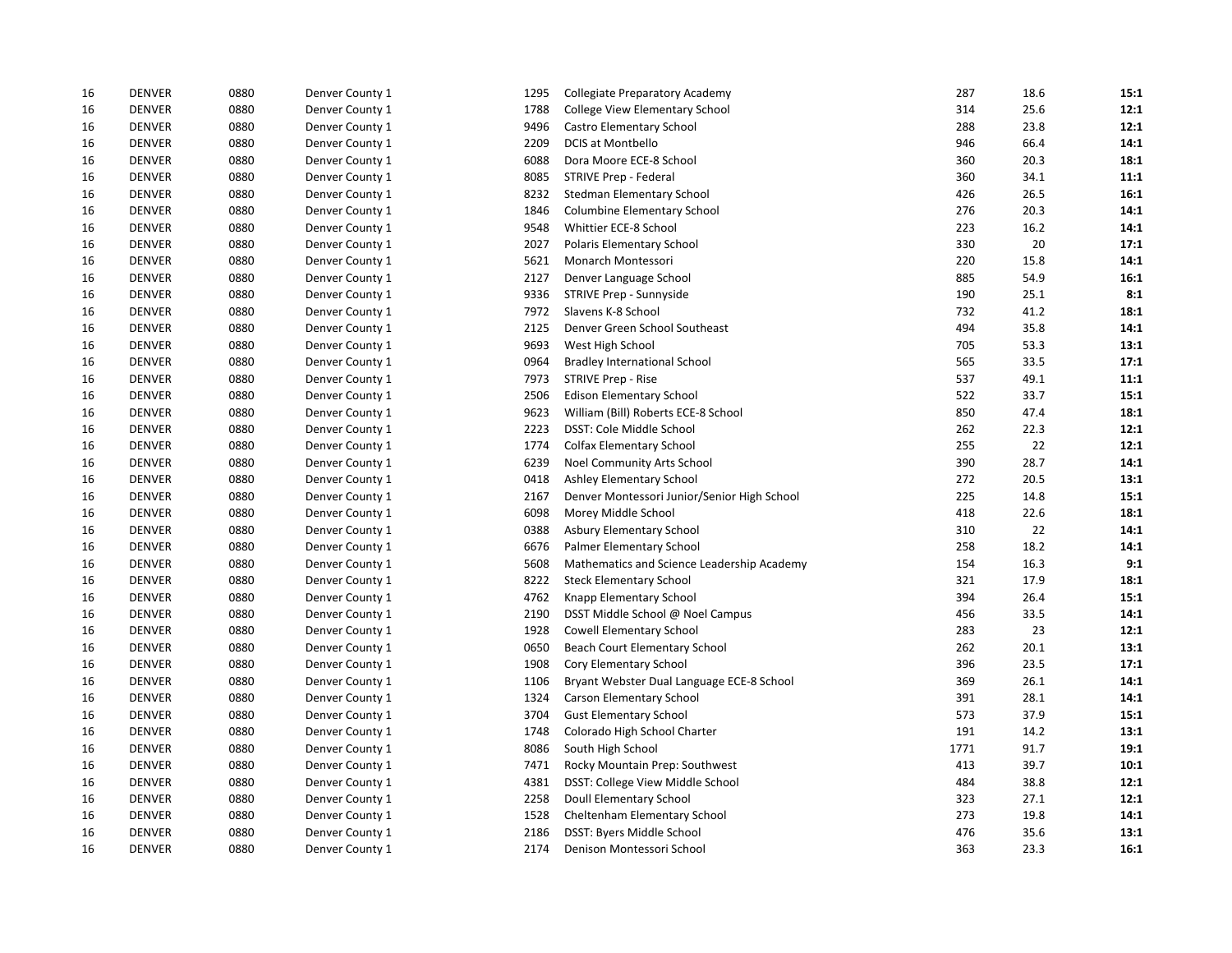| | | | | | | | | |
|---|---|---|---|---|---|---|---|---|
| 16 | DENVER | 0880 | Denver County 1 | 1295 | Collegiate Preparatory Academy | 287 | 18.6 | **15:1** |
| 16 | DENVER | 0880 | Denver County 1 | 1788 | College View Elementary School | 314 | 25.6 | **12:1** |
| 16 | DENVER | 0880 | Denver County 1 | 9496 | Castro Elementary School | 288 | 23.8 | **12:1** |
| 16 | DENVER | 0880 | Denver County 1 | 2209 | DCIS at Montbello | 946 | 66.4 | **14:1** |
| 16 | DENVER | 0880 | Denver County 1 | 6088 | Dora Moore ECE-8 School | 360 | 20.3 | **18:1** |
| 16 | DENVER | 0880 | Denver County 1 | 8085 | STRIVE Prep - Federal | 360 | 34.1 | **11:1** |
| 16 | DENVER | 0880 | Denver County 1 | 8232 | Stedman Elementary School | 426 | 26.5 | **16:1** |
| 16 | DENVER | 0880 | Denver County 1 | 1846 | Columbine Elementary School | 276 | 20.3 | **14:1** |
| 16 | DENVER | 0880 | Denver County 1 | 9548 | Whittier ECE-8 School | 223 | 16.2 | **14:1** |
| 16 | DENVER | 0880 | Denver County 1 | 2027 | Polaris Elementary School | 330 | 20 | **17:1** |
| 16 | DENVER | 0880 | Denver County 1 | 5621 | Monarch Montessori | 220 | 15.8 | **14:1** |
| 16 | DENVER | 0880 | Denver County 1 | 2127 | Denver Language School | 885 | 54.9 | **16:1** |
| 16 | DENVER | 0880 | Denver County 1 | 9336 | STRIVE Prep - Sunnyside | 190 | 25.1 | **8:1** |
| 16 | DENVER | 0880 | Denver County 1 | 7972 | Slavens K-8 School | 732 | 41.2 | **18:1** |
| 16 | DENVER | 0880 | Denver County 1 | 2125 | Denver Green School Southeast | 494 | 35.8 | **14:1** |
| 16 | DENVER | 0880 | Denver County 1 | 9693 | West High School | 705 | 53.3 | **13:1** |
| 16 | DENVER | 0880 | Denver County 1 | 0964 | Bradley International School | 565 | 33.5 | **17:1** |
| 16 | DENVER | 0880 | Denver County 1 | 7973 | STRIVE Prep - Rise | 537 | 49.1 | **11:1** |
| 16 | DENVER | 0880 | Denver County 1 | 2506 | Edison Elementary School | 522 | 33.7 | **15:1** |
| 16 | DENVER | 0880 | Denver County 1 | 9623 | William (Bill) Roberts ECE-8 School | 850 | 47.4 | **18:1** |
| 16 | DENVER | 0880 | Denver County 1 | 2223 | DSST: Cole Middle School | 262 | 22.3 | **12:1** |
| 16 | DENVER | 0880 | Denver County 1 | 1774 | Colfax Elementary School | 255 | 22 | **12:1** |
| 16 | DENVER | 0880 | Denver County 1 | 6239 | Noel Community Arts School | 390 | 28.7 | **14:1** |
| 16 | DENVER | 0880 | Denver County 1 | 0418 | Ashley Elementary School | 272 | 20.5 | **13:1** |
| 16 | DENVER | 0880 | Denver County 1 | 2167 | Denver Montessori Junior/Senior High School | 225 | 14.8 | **15:1** |
| 16 | DENVER | 0880 | Denver County 1 | 6098 | Morey Middle School | 418 | 22.6 | **18:1** |
| 16 | DENVER | 0880 | Denver County 1 | 0388 | Asbury Elementary School | 310 | 22 | **14:1** |
| 16 | DENVER | 0880 | Denver County 1 | 6676 | Palmer Elementary School | 258 | 18.2 | **14:1** |
| 16 | DENVER | 0880 | Denver County 1 | 5608 | Mathematics and Science Leadership Academy | 154 | 16.3 | **9:1** |
| 16 | DENVER | 0880 | Denver County 1 | 8222 | Steck Elementary School | 321 | 17.9 | **18:1** |
| 16 | DENVER | 0880 | Denver County 1 | 4762 | Knapp Elementary School | 394 | 26.4 | **15:1** |
| 16 | DENVER | 0880 | Denver County 1 | 2190 | DSST Middle School @ Noel Campus | 456 | 33.5 | **14:1** |
| 16 | DENVER | 0880 | Denver County 1 | 1928 | Cowell Elementary School | 283 | 23 | **12:1** |
| 16 | DENVER | 0880 | Denver County 1 | 0650 | Beach Court Elementary School | 262 | 20.1 | **13:1** |
| 16 | DENVER | 0880 | Denver County 1 | 1908 | Cory Elementary School | 396 | 23.5 | **17:1** |
| 16 | DENVER | 0880 | Denver County 1 | 1106 | Bryant Webster Dual Language ECE-8 School | 369 | 26.1 | **14:1** |
| 16 | DENVER | 0880 | Denver County 1 | 1324 | Carson Elementary School | 391 | 28.1 | **14:1** |
| 16 | DENVER | 0880 | Denver County 1 | 3704 | Gust Elementary School | 573 | 37.9 | **15:1** |
| 16 | DENVER | 0880 | Denver County 1 | 1748 | Colorado High School Charter | 191 | 14.2 | **13:1** |
| 16 | DENVER | 0880 | Denver County 1 | 8086 | South High School | 1771 | 91.7 | **19:1** |
| 16 | DENVER | 0880 | Denver County 1 | 7471 | Rocky Mountain Prep: Southwest | 413 | 39.7 | **10:1** |
| 16 | DENVER | 0880 | Denver County 1 | 4381 | DSST: College View Middle School | 484 | 38.8 | **12:1** |
| 16 | DENVER | 0880 | Denver County 1 | 2258 | Doull Elementary School | 323 | 27.1 | **12:1** |
| 16 | DENVER | 0880 | Denver County 1 | 1528 | Cheltenham Elementary School | 273 | 19.8 | **14:1** |
| 16 | DENVER | 0880 | Denver County 1 | 2186 | DSST: Byers Middle School | 476 | 35.6 | **13:1** |
| 16 | DENVER | 0880 | Denver County 1 | 2174 | Denison Montessori School | 363 | 23.3 | **16:1** |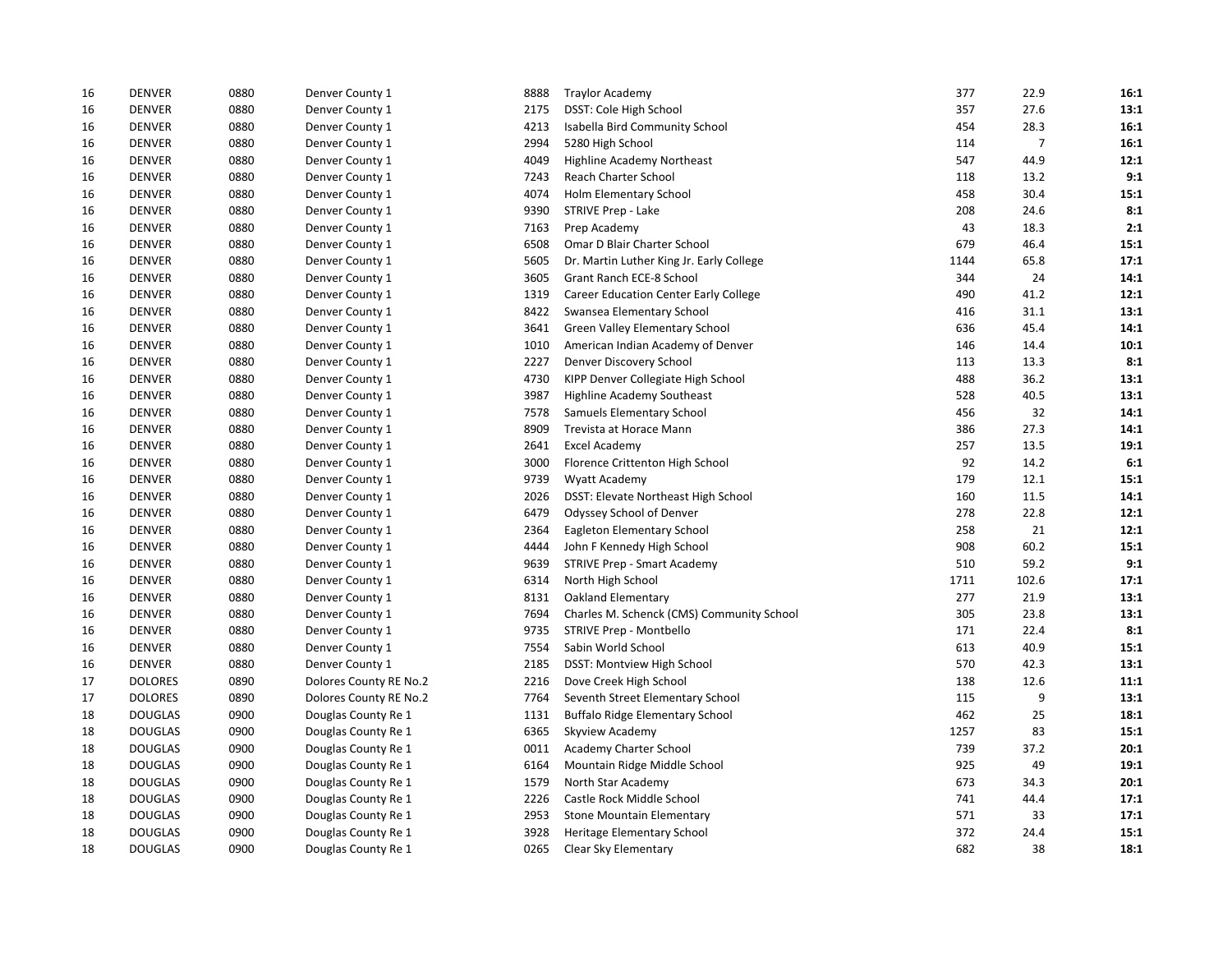| | | | | | | | | |
|---|---|---|---|---|---|---|---|---|
| 16 | DENVER | 0880 | Denver County 1 | 8888 | Traylor Academy | 377 | 22.9 | **16:1** |
| 16 | DENVER | 0880 | Denver County 1 | 2175 | DSST: Cole High School | 357 | 27.6 | **13:1** |
| 16 | DENVER | 0880 | Denver County 1 | 4213 | Isabella Bird Community School | 454 | 28.3 | **16:1** |
| 16 | DENVER | 0880 | Denver County 1 | 2994 | 5280 High School | 114 | 7 | **16:1** |
| 16 | DENVER | 0880 | Denver County 1 | 4049 | Highline Academy Northeast | 547 | 44.9 | **12:1** |
| 16 | DENVER | 0880 | Denver County 1 | 7243 | Reach Charter School | 118 | 13.2 | **9:1** |
| 16 | DENVER | 0880 | Denver County 1 | 4074 | Holm Elementary School | 458 | 30.4 | **15:1** |
| 16 | DENVER | 0880 | Denver County 1 | 9390 | STRIVE Prep - Lake | 208 | 24.6 | **8:1** |
| 16 | DENVER | 0880 | Denver County 1 | 7163 | Prep Academy | 43 | 18.3 | **2:1** |
| 16 | DENVER | 0880 | Denver County 1 | 6508 | Omar D Blair Charter School | 679 | 46.4 | **15:1** |
| 16 | DENVER | 0880 | Denver County 1 | 5605 | Dr. Martin Luther King Jr. Early College | 1144 | 65.8 | **17:1** |
| 16 | DENVER | 0880 | Denver County 1 | 3605 | Grant Ranch ECE-8 School | 344 | 24 | **14:1** |
| 16 | DENVER | 0880 | Denver County 1 | 1319 | Career Education Center Early College | 490 | 41.2 | **12:1** |
| 16 | DENVER | 0880 | Denver County 1 | 8422 | Swansea Elementary School | 416 | 31.1 | **13:1** |
| 16 | DENVER | 0880 | Denver County 1 | 3641 | Green Valley Elementary School | 636 | 45.4 | **14:1** |
| 16 | DENVER | 0880 | Denver County 1 | 1010 | American Indian Academy of Denver | 146 | 14.4 | **10:1** |
| 16 | DENVER | 0880 | Denver County 1 | 2227 | Denver Discovery School | 113 | 13.3 | **8:1** |
| 16 | DENVER | 0880 | Denver County 1 | 4730 | KIPP Denver Collegiate High School | 488 | 36.2 | **13:1** |
| 16 | DENVER | 0880 | Denver County 1 | 3987 | Highline Academy Southeast | 528 | 40.5 | **13:1** |
| 16 | DENVER | 0880 | Denver County 1 | 7578 | Samuels Elementary School | 456 | 32 | **14:1** |
| 16 | DENVER | 0880 | Denver County 1 | 8909 | Trevista at Horace Mann | 386 | 27.3 | **14:1** |
| 16 | DENVER | 0880 | Denver County 1 | 2641 | Excel Academy | 257 | 13.5 | **19:1** |
| 16 | DENVER | 0880 | Denver County 1 | 3000 | Florence Crittenton High School | 92 | 14.2 | **6:1** |
| 16 | DENVER | 0880 | Denver County 1 | 9739 | Wyatt Academy | 179 | 12.1 | **15:1** |
| 16 | DENVER | 0880 | Denver County 1 | 2026 | DSST: Elevate Northeast High School | 160 | 11.5 | **14:1** |
| 16 | DENVER | 0880 | Denver County 1 | 6479 | Odyssey School of Denver | 278 | 22.8 | **12:1** |
| 16 | DENVER | 0880 | Denver County 1 | 2364 | Eagleton Elementary School | 258 | 21 | **12:1** |
| 16 | DENVER | 0880 | Denver County 1 | 4444 | John F Kennedy High School | 908 | 60.2 | **15:1** |
| 16 | DENVER | 0880 | Denver County 1 | 9639 | STRIVE Prep - Smart Academy | 510 | 59.2 | **9:1** |
| 16 | DENVER | 0880 | Denver County 1 | 6314 | North High School | 1711 | 102.6 | **17:1** |
| 16 | DENVER | 0880 | Denver County 1 | 8131 | Oakland Elementary | 277 | 21.9 | **13:1** |
| 16 | DENVER | 0880 | Denver County 1 | 7694 | Charles M. Schenck (CMS) Community School | 305 | 23.8 | **13:1** |
| 16 | DENVER | 0880 | Denver County 1 | 9735 | STRIVE Prep - Montbello | 171 | 22.4 | **8:1** |
| 16 | DENVER | 0880 | Denver County 1 | 7554 | Sabin World School | 613 | 40.9 | **15:1** |
| 16 | DENVER | 0880 | Denver County 1 | 2185 | DSST: Montview High School | 570 | 42.3 | **13:1** |
| 17 | DOLORES | 0890 | Dolores County RE No.2 | 2216 | Dove Creek High School | 138 | 12.6 | **11:1** |
| 17 | DOLORES | 0890 | Dolores County RE No.2 | 7764 | Seventh Street Elementary School | 115 | 9 | **13:1** |
| 18 | DOUGLAS | 0900 | Douglas County Re 1 | 1131 | Buffalo Ridge Elementary School | 462 | 25 | **18:1** |
| 18 | DOUGLAS | 0900 | Douglas County Re 1 | 6365 | Skyview Academy | 1257 | 83 | **15:1** |
| 18 | DOUGLAS | 0900 | Douglas County Re 1 | 0011 | Academy Charter School | 739 | 37.2 | **20:1** |
| 18 | DOUGLAS | 0900 | Douglas County Re 1 | 6164 | Mountain Ridge Middle School | 925 | 49 | **19:1** |
| 18 | DOUGLAS | 0900 | Douglas County Re 1 | 1579 | North Star Academy | 673 | 34.3 | **20:1** |
| 18 | DOUGLAS | 0900 | Douglas County Re 1 | 2226 | Castle Rock Middle School | 741 | 44.4 | **17:1** |
| 18 | DOUGLAS | 0900 | Douglas County Re 1 | 2953 | Stone Mountain Elementary | 571 | 33 | **17:1** |
| 18 | DOUGLAS | 0900 | Douglas County Re 1 | 3928 | Heritage Elementary School | 372 | 24.4 | **15:1** |
| 18 | DOUGLAS | 0900 | Douglas County Re 1 | 0265 | Clear Sky Elementary | 682 | 38 | **18:1** |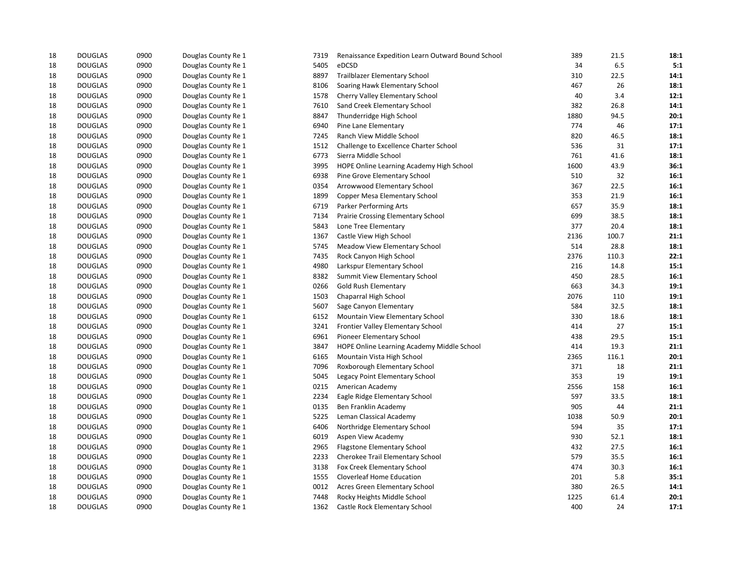| | | | | | | | | |
|---|---|---|---|---|---|---|---|---|
| 18 | DOUGLAS | 0900 | Douglas County Re 1 | 7319 | Renaissance Expedition Learn Outward Bound School | 389 | 21.5 | **18:1** |
| 18 | DOUGLAS | 0900 | Douglas County Re 1 | 5405 | eDCSD | 34 | 6.5 | **5:1** |
| 18 | DOUGLAS | 0900 | Douglas County Re 1 | 8897 | Trailblazer Elementary School | 310 | 22.5 | **14:1** |
| 18 | DOUGLAS | 0900 | Douglas County Re 1 | 8106 | Soaring Hawk Elementary School | 467 | 26 | **18:1** |
| 18 | DOUGLAS | 0900 | Douglas County Re 1 | 1578 | Cherry Valley Elementary School | 40 | 3.4 | **12:1** |
| 18 | DOUGLAS | 0900 | Douglas County Re 1 | 7610 | Sand Creek Elementary School | 382 | 26.8 | **14:1** |
| 18 | DOUGLAS | 0900 | Douglas County Re 1 | 8847 | Thunderridge High School | 1880 | 94.5 | **20:1** |
| 18 | DOUGLAS | 0900 | Douglas County Re 1 | 6940 | Pine Lane Elementary | 774 | 46 | **17:1** |
| 18 | DOUGLAS | 0900 | Douglas County Re 1 | 7245 | Ranch View Middle School | 820 | 46.5 | **18:1** |
| 18 | DOUGLAS | 0900 | Douglas County Re 1 | 1512 | Challenge to Excellence Charter School | 536 | 31 | **17:1** |
| 18 | DOUGLAS | 0900 | Douglas County Re 1 | 6773 | Sierra Middle School | 761 | 41.6 | **18:1** |
| 18 | DOUGLAS | 0900 | Douglas County Re 1 | 3995 | HOPE Online Learning Academy High School | 1600 | 43.9 | **36:1** |
| 18 | DOUGLAS | 0900 | Douglas County Re 1 | 6938 | Pine Grove Elementary School | 510 | 32 | **16:1** |
| 18 | DOUGLAS | 0900 | Douglas County Re 1 | 0354 | Arrowwood Elementary School | 367 | 22.5 | **16:1** |
| 18 | DOUGLAS | 0900 | Douglas County Re 1 | 1899 | Copper Mesa Elementary School | 353 | 21.9 | **16:1** |
| 18 | DOUGLAS | 0900 | Douglas County Re 1 | 6719 | Parker Performing Arts | 657 | 35.9 | **18:1** |
| 18 | DOUGLAS | 0900 | Douglas County Re 1 | 7134 | Prairie Crossing Elementary School | 699 | 38.5 | **18:1** |
| 18 | DOUGLAS | 0900 | Douglas County Re 1 | 5843 | Lone Tree Elementary | 377 | 20.4 | **18:1** |
| 18 | DOUGLAS | 0900 | Douglas County Re 1 | 1367 | Castle View High School | 2136 | 100.7 | **21:1** |
| 18 | DOUGLAS | 0900 | Douglas County Re 1 | 5745 | Meadow View Elementary School | 514 | 28.8 | **18:1** |
| 18 | DOUGLAS | 0900 | Douglas County Re 1 | 7435 | Rock Canyon High School | 2376 | 110.3 | **22:1** |
| 18 | DOUGLAS | 0900 | Douglas County Re 1 | 4980 | Larkspur Elementary School | 216 | 14.8 | **15:1** |
| 18 | DOUGLAS | 0900 | Douglas County Re 1 | 8382 | Summit View Elementary School | 450 | 28.5 | **16:1** |
| 18 | DOUGLAS | 0900 | Douglas County Re 1 | 0266 | Gold Rush Elementary | 663 | 34.3 | **19:1** |
| 18 | DOUGLAS | 0900 | Douglas County Re 1 | 1503 | Chaparral High School | 2076 | 110 | **19:1** |
| 18 | DOUGLAS | 0900 | Douglas County Re 1 | 5607 | Sage Canyon Elementary | 584 | 32.5 | **18:1** |
| 18 | DOUGLAS | 0900 | Douglas County Re 1 | 6152 | Mountain View Elementary School | 330 | 18.6 | **18:1** |
| 18 | DOUGLAS | 0900 | Douglas County Re 1 | 3241 | Frontier Valley Elementary School | 414 | 27 | **15:1** |
| 18 | DOUGLAS | 0900 | Douglas County Re 1 | 6961 | Pioneer Elementary School | 438 | 29.5 | **15:1** |
| 18 | DOUGLAS | 0900 | Douglas County Re 1 | 3847 | HOPE Online Learning Academy Middle School | 414 | 19.3 | **21:1** |
| 18 | DOUGLAS | 0900 | Douglas County Re 1 | 6165 | Mountain Vista High School | 2365 | 116.1 | **20:1** |
| 18 | DOUGLAS | 0900 | Douglas County Re 1 | 7096 | Roxborough Elementary School | 371 | 18 | **21:1** |
| 18 | DOUGLAS | 0900 | Douglas County Re 1 | 5045 | Legacy Point Elementary School | 353 | 19 | **19:1** |
| 18 | DOUGLAS | 0900 | Douglas County Re 1 | 0215 | American Academy | 2556 | 158 | **16:1** |
| 18 | DOUGLAS | 0900 | Douglas County Re 1 | 2234 | Eagle Ridge Elementary School | 597 | 33.5 | **18:1** |
| 18 | DOUGLAS | 0900 | Douglas County Re 1 | 0135 | Ben Franklin Academy | 905 | 44 | **21:1** |
| 18 | DOUGLAS | 0900 | Douglas County Re 1 | 5225 | Leman Classical Academy | 1038 | 50.9 | **20:1** |
| 18 | DOUGLAS | 0900 | Douglas County Re 1 | 6406 | Northridge Elementary School | 594 | 35 | **17:1** |
| 18 | DOUGLAS | 0900 | Douglas County Re 1 | 6019 | Aspen View Academy | 930 | 52.1 | **18:1** |
| 18 | DOUGLAS | 0900 | Douglas County Re 1 | 2965 | Flagstone Elementary School | 432 | 27.5 | **16:1** |
| 18 | DOUGLAS | 0900 | Douglas County Re 1 | 2233 | Cherokee Trail Elementary School | 579 | 35.5 | **16:1** |
| 18 | DOUGLAS | 0900 | Douglas County Re 1 | 3138 | Fox Creek Elementary School | 474 | 30.3 | **16:1** |
| 18 | DOUGLAS | 0900 | Douglas County Re 1 | 1555 | Cloverleaf Home Education | 201 | 5.8 | **35:1** |
| 18 | DOUGLAS | 0900 | Douglas County Re 1 | 0012 | Acres Green Elementary School | 380 | 26.5 | **14:1** |
| 18 | DOUGLAS | 0900 | Douglas County Re 1 | 7448 | Rocky Heights Middle School | 1225 | 61.4 | **20:1** |
| 18 | DOUGLAS | 0900 | Douglas County Re 1 | 1362 | Castle Rock Elementary School | 400 | 24 | **17:1** |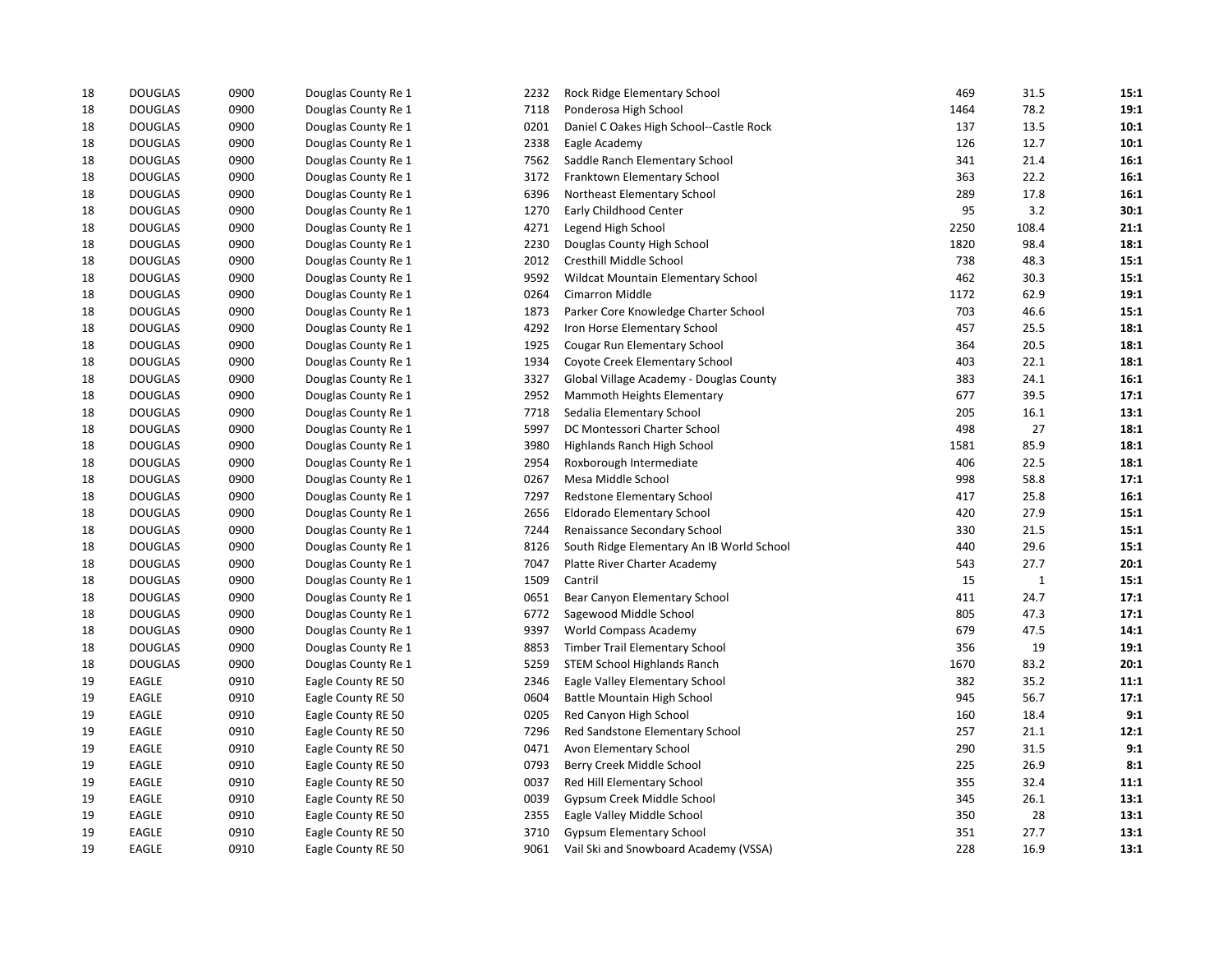| | | | | | | | | |
|---|---|---|---|---|---|---|---|---|
| 18 | DOUGLAS | 0900 | Douglas County Re 1 | 2232 | Rock Ridge Elementary School | 469 | 31.5 | **15:1** |
| 18 | DOUGLAS | 0900 | Douglas County Re 1 | 7118 | Ponderosa High School | 1464 | 78.2 | **19:1** |
| 18 | DOUGLAS | 0900 | Douglas County Re 1 | 0201 | Daniel C Oakes High School--Castle Rock | 137 | 13.5 | **10:1** |
| 18 | DOUGLAS | 0900 | Douglas County Re 1 | 2338 | Eagle Academy | 126 | 12.7 | **10:1** |
| 18 | DOUGLAS | 0900 | Douglas County Re 1 | 7562 | Saddle Ranch Elementary School | 341 | 21.4 | **16:1** |
| 18 | DOUGLAS | 0900 | Douglas County Re 1 | 3172 | Franktown Elementary School | 363 | 22.2 | **16:1** |
| 18 | DOUGLAS | 0900 | Douglas County Re 1 | 6396 | Northeast Elementary School | 289 | 17.8 | **16:1** |
| 18 | DOUGLAS | 0900 | Douglas County Re 1 | 1270 | Early Childhood Center | 95 | 3.2 | **30:1** |
| 18 | DOUGLAS | 0900 | Douglas County Re 1 | 4271 | Legend High School | 2250 | 108.4 | **21:1** |
| 18 | DOUGLAS | 0900 | Douglas County Re 1 | 2230 | Douglas County High School | 1820 | 98.4 | **18:1** |
| 18 | DOUGLAS | 0900 | Douglas County Re 1 | 2012 | Cresthill Middle School | 738 | 48.3 | **15:1** |
| 18 | DOUGLAS | 0900 | Douglas County Re 1 | 9592 | Wildcat Mountain Elementary School | 462 | 30.3 | **15:1** |
| 18 | DOUGLAS | 0900 | Douglas County Re 1 | 0264 | Cimarron Middle | 1172 | 62.9 | **19:1** |
| 18 | DOUGLAS | 0900 | Douglas County Re 1 | 1873 | Parker Core Knowledge Charter School | 703 | 46.6 | **15:1** |
| 18 | DOUGLAS | 0900 | Douglas County Re 1 | 4292 | Iron Horse Elementary School | 457 | 25.5 | **18:1** |
| 18 | DOUGLAS | 0900 | Douglas County Re 1 | 1925 | Cougar Run Elementary School | 364 | 20.5 | **18:1** |
| 18 | DOUGLAS | 0900 | Douglas County Re 1 | 1934 | Coyote Creek Elementary School | 403 | 22.1 | **18:1** |
| 18 | DOUGLAS | 0900 | Douglas County Re 1 | 3327 | Global Village Academy - Douglas County | 383 | 24.1 | **16:1** |
| 18 | DOUGLAS | 0900 | Douglas County Re 1 | 2952 | Mammoth Heights Elementary | 677 | 39.5 | **17:1** |
| 18 | DOUGLAS | 0900 | Douglas County Re 1 | 7718 | Sedalia Elementary School | 205 | 16.1 | **13:1** |
| 18 | DOUGLAS | 0900 | Douglas County Re 1 | 5997 | DC Montessori Charter School | 498 | 27 | **18:1** |
| 18 | DOUGLAS | 0900 | Douglas County Re 1 | 3980 | Highlands Ranch High School | 1581 | 85.9 | **18:1** |
| 18 | DOUGLAS | 0900 | Douglas County Re 1 | 2954 | Roxborough Intermediate | 406 | 22.5 | **18:1** |
| 18 | DOUGLAS | 0900 | Douglas County Re 1 | 0267 | Mesa Middle School | 998 | 58.8 | **17:1** |
| 18 | DOUGLAS | 0900 | Douglas County Re 1 | 7297 | Redstone Elementary School | 417 | 25.8 | **16:1** |
| 18 | DOUGLAS | 0900 | Douglas County Re 1 | 2656 | Eldorado Elementary School | 420 | 27.9 | **15:1** |
| 18 | DOUGLAS | 0900 | Douglas County Re 1 | 7244 | Renaissance Secondary School | 330 | 21.5 | **15:1** |
| 18 | DOUGLAS | 0900 | Douglas County Re 1 | 8126 | South Ridge Elementary An IB World School | 440 | 29.6 | **15:1** |
| 18 | DOUGLAS | 0900 | Douglas County Re 1 | 7047 | Platte River Charter Academy | 543 | 27.7 | **20:1** |
| 18 | DOUGLAS | 0900 | Douglas County Re 1 | 1509 | Cantril | 15 | 1 | **15:1** |
| 18 | DOUGLAS | 0900 | Douglas County Re 1 | 0651 | Bear Canyon Elementary School | 411 | 24.7 | **17:1** |
| 18 | DOUGLAS | 0900 | Douglas County Re 1 | 6772 | Sagewood Middle School | 805 | 47.3 | **17:1** |
| 18 | DOUGLAS | 0900 | Douglas County Re 1 | 9397 | World Compass Academy | 679 | 47.5 | **14:1** |
| 18 | DOUGLAS | 0900 | Douglas County Re 1 | 8853 | Timber Trail Elementary School | 356 | 19 | **19:1** |
| 18 | DOUGLAS | 0900 | Douglas County Re 1 | 5259 | STEM School Highlands Ranch | 1670 | 83.2 | **20:1** |
| 19 | EAGLE | 0910 | Eagle County RE 50 | 2346 | Eagle Valley Elementary School | 382 | 35.2 | **11:1** |
| 19 | EAGLE | 0910 | Eagle County RE 50 | 0604 | Battle Mountain High School | 945 | 56.7 | **17:1** |
| 19 | EAGLE | 0910 | Eagle County RE 50 | 0205 | Red Canyon High School | 160 | 18.4 | **9:1** |
| 19 | EAGLE | 0910 | Eagle County RE 50 | 7296 | Red Sandstone Elementary School | 257 | 21.1 | **12:1** |
| 19 | EAGLE | 0910 | Eagle County RE 50 | 0471 | Avon Elementary School | 290 | 31.5 | **9:1** |
| 19 | EAGLE | 0910 | Eagle County RE 50 | 0793 | Berry Creek Middle School | 225 | 26.9 | **8:1** |
| 19 | EAGLE | 0910 | Eagle County RE 50 | 0037 | Red Hill Elementary School | 355 | 32.4 | **11:1** |
| 19 | EAGLE | 0910 | Eagle County RE 50 | 0039 | Gypsum Creek Middle School | 345 | 26.1 | **13:1** |
| 19 | EAGLE | 0910 | Eagle County RE 50 | 2355 | Eagle Valley Middle School | 350 | 28 | **13:1** |
| 19 | EAGLE | 0910 | Eagle County RE 50 | 3710 | Gypsum Elementary School | 351 | 27.7 | **13:1** |
| 19 | EAGLE | 0910 | Eagle County RE 50 | 9061 | Vail Ski and Snowboard Academy (VSSA) | 228 | 16.9 | **13:1** |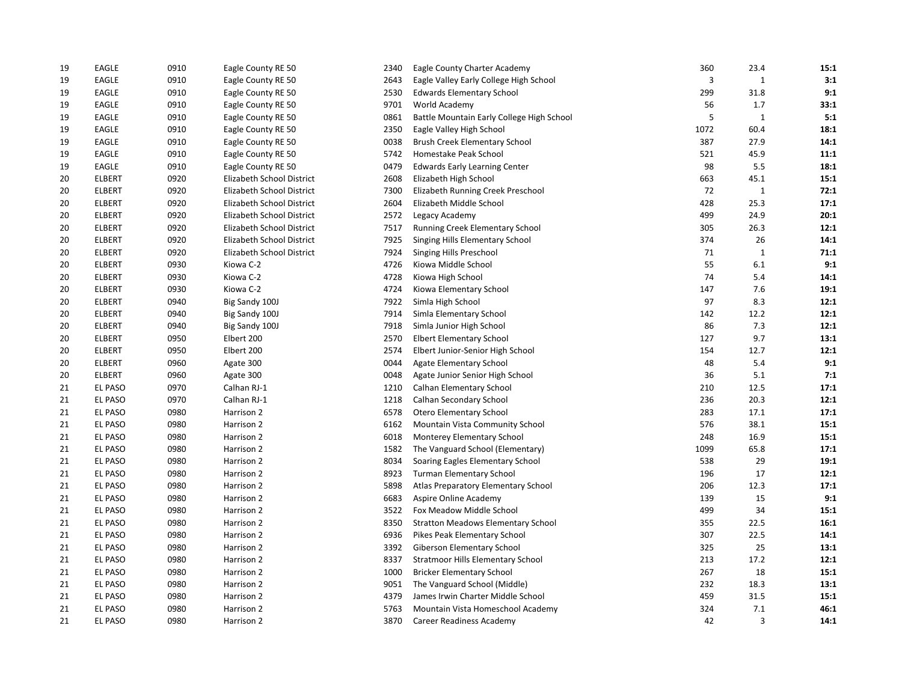| | | | | | | | | |
|---|---|---|---|---|---|---|---|---|
| 19 | EAGLE | 0910 | Eagle County RE 50 | 2340 | Eagle County Charter Academy | 360 | 23.4 | **15:1** |
| 19 | EAGLE | 0910 | Eagle County RE 50 | 2643 | Eagle Valley Early College High School | 3 | 1 | **3:1** |
| 19 | EAGLE | 0910 | Eagle County RE 50 | 2530 | Edwards Elementary School | 299 | 31.8 | **9:1** |
| 19 | EAGLE | 0910 | Eagle County RE 50 | 9701 | World Academy | 56 | 1.7 | **33:1** |
| 19 | EAGLE | 0910 | Eagle County RE 50 | 0861 | Battle Mountain Early College High School | 5 | 1 | **5:1** |
| 19 | EAGLE | 0910 | Eagle County RE 50 | 2350 | Eagle Valley High School | 1072 | 60.4 | **18:1** |
| 19 | EAGLE | 0910 | Eagle County RE 50 | 0038 | Brush Creek Elementary School | 387 | 27.9 | **14:1** |
| 19 | EAGLE | 0910 | Eagle County RE 50 | 5742 | Homestake Peak School | 521 | 45.9 | **11:1** |
| 19 | EAGLE | 0910 | Eagle County RE 50 | 0479 | Edwards Early Learning Center | 98 | 5.5 | **18:1** |
| 20 | ELBERT | 0920 | Elizabeth School District | 2608 | Elizabeth High School | 663 | 45.1 | **15:1** |
| 20 | ELBERT | 0920 | Elizabeth School District | 7300 | Elizabeth Running Creek Preschool | 72 | 1 | **72:1** |
| 20 | ELBERT | 0920 | Elizabeth School District | 2604 | Elizabeth Middle School | 428 | 25.3 | **17:1** |
| 20 | ELBERT | 0920 | Elizabeth School District | 2572 | Legacy Academy | 499 | 24.9 | **20:1** |
| 20 | ELBERT | 0920 | Elizabeth School District | 7517 | Running Creek Elementary School | 305 | 26.3 | **12:1** |
| 20 | ELBERT | 0920 | Elizabeth School District | 7925 | Singing Hills Elementary School | 374 | 26 | **14:1** |
| 20 | ELBERT | 0920 | Elizabeth School District | 7924 | Singing Hills Preschool | 71 | 1 | **71:1** |
| 20 | ELBERT | 0930 | Kiowa C-2 | 4726 | Kiowa Middle School | 55 | 6.1 | **9:1** |
| 20 | ELBERT | 0930 | Kiowa C-2 | 4728 | Kiowa High School | 74 | 5.4 | **14:1** |
| 20 | ELBERT | 0930 | Kiowa C-2 | 4724 | Kiowa Elementary School | 147 | 7.6 | **19:1** |
| 20 | ELBERT | 0940 | Big Sandy 100J | 7922 | Simla High School | 97 | 8.3 | **12:1** |
| 20 | ELBERT | 0940 | Big Sandy 100J | 7914 | Simla Elementary School | 142 | 12.2 | **12:1** |
| 20 | ELBERT | 0940 | Big Sandy 100J | 7918 | Simla Junior High School | 86 | 7.3 | **12:1** |
| 20 | ELBERT | 0950 | Elbert 200 | 2570 | Elbert Elementary School | 127 | 9.7 | **13:1** |
| 20 | ELBERT | 0950 | Elbert 200 | 2574 | Elbert Junior-Senior High School | 154 | 12.7 | **12:1** |
| 20 | ELBERT | 0960 | Agate 300 | 0044 | Agate Elementary School | 48 | 5.4 | **9:1** |
| 20 | ELBERT | 0960 | Agate 300 | 0048 | Agate Junior Senior High School | 36 | 5.1 | **7:1** |
| 21 | EL PASO | 0970 | Calhan RJ-1 | 1210 | Calhan Elementary School | 210 | 12.5 | **17:1** |
| 21 | EL PASO | 0970 | Calhan RJ-1 | 1218 | Calhan Secondary School | 236 | 20.3 | **12:1** |
| 21 | EL PASO | 0980 | Harrison 2 | 6578 | Otero Elementary School | 283 | 17.1 | **17:1** |
| 21 | EL PASO | 0980 | Harrison 2 | 6162 | Mountain Vista Community School | 576 | 38.1 | **15:1** |
| 21 | EL PASO | 0980 | Harrison 2 | 6018 | Monterey Elementary School | 248 | 16.9 | **15:1** |
| 21 | EL PASO | 0980 | Harrison 2 | 1582 | The Vanguard School (Elementary) | 1099 | 65.8 | **17:1** |
| 21 | EL PASO | 0980 | Harrison 2 | 8034 | Soaring Eagles Elementary School | 538 | 29 | **19:1** |
| 21 | EL PASO | 0980 | Harrison 2 | 8923 | Turman Elementary School | 196 | 17 | **12:1** |
| 21 | EL PASO | 0980 | Harrison 2 | 5898 | Atlas Preparatory Elementary School | 206 | 12.3 | **17:1** |
| 21 | EL PASO | 0980 | Harrison 2 | 6683 | Aspire Online Academy | 139 | 15 | **9:1** |
| 21 | EL PASO | 0980 | Harrison 2 | 3522 | Fox Meadow Middle School | 499 | 34 | **15:1** |
| 21 | EL PASO | 0980 | Harrison 2 | 8350 | Stratton Meadows Elementary School | 355 | 22.5 | **16:1** |
| 21 | EL PASO | 0980 | Harrison 2 | 6936 | Pikes Peak Elementary School | 307 | 22.5 | **14:1** |
| 21 | EL PASO | 0980 | Harrison 2 | 3392 | Giberson Elementary School | 325 | 25 | **13:1** |
| 21 | EL PASO | 0980 | Harrison 2 | 8337 | Stratmoor Hills Elementary School | 213 | 17.2 | **12:1** |
| 21 | EL PASO | 0980 | Harrison 2 | 1000 | Bricker Elementary School | 267 | 18 | **15:1** |
| 21 | EL PASO | 0980 | Harrison 2 | 9051 | The Vanguard School (Middle) | 232 | 18.3 | **13:1** |
| 21 | EL PASO | 0980 | Harrison 2 | 4379 | James Irwin Charter Middle School | 459 | 31.5 | **15:1** |
| 21 | EL PASO | 0980 | Harrison 2 | 5763 | Mountain Vista Homeschool Academy | 324 | 7.1 | **46:1** |
| 21 | EL PASO | 0980 | Harrison 2 | 3870 | Career Readiness Academy | 42 | 3 | **14:1** |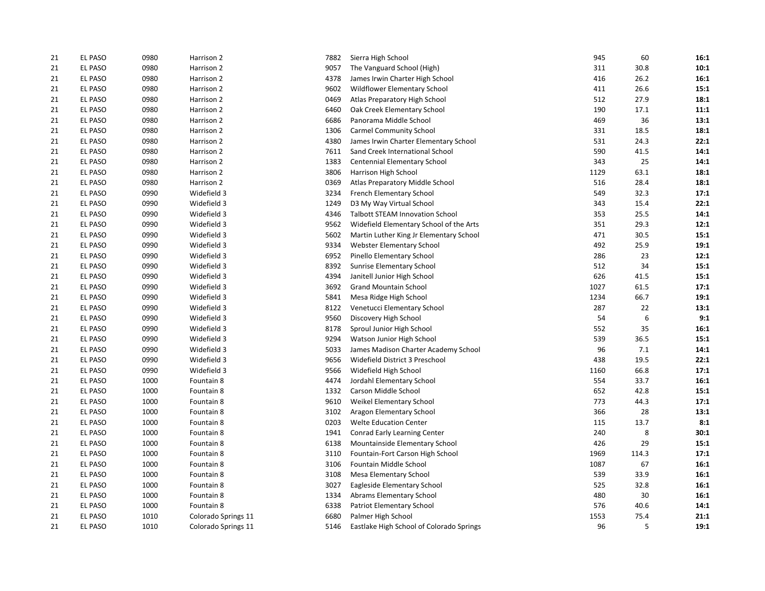| | | | | | | | | |
|---|---|---|---|---|---|---|---|---|
| 21 | EL PASO | 0980 | Harrison 2 | 7882 | Sierra High School | 945 | 60 | **16:1** |
| 21 | EL PASO | 0980 | Harrison 2 | 9057 | The Vanguard School (High) | 311 | 30.8 | **10:1** |
| 21 | EL PASO | 0980 | Harrison 2 | 4378 | James Irwin Charter High School | 416 | 26.2 | **16:1** |
| 21 | EL PASO | 0980 | Harrison 2 | 9602 | Wildflower Elementary School | 411 | 26.6 | **15:1** |
| 21 | EL PASO | 0980 | Harrison 2 | 0469 | Atlas Preparatory High School | 512 | 27.9 | **18:1** |
| 21 | EL PASO | 0980 | Harrison 2 | 6460 | Oak Creek Elementary School | 190 | 17.1 | **11:1** |
| 21 | EL PASO | 0980 | Harrison 2 | 6686 | Panorama Middle School | 469 | 36 | **13:1** |
| 21 | EL PASO | 0980 | Harrison 2 | 1306 | Carmel Community School | 331 | 18.5 | **18:1** |
| 21 | EL PASO | 0980 | Harrison 2 | 4380 | James Irwin Charter Elementary School | 531 | 24.3 | **22:1** |
| 21 | EL PASO | 0980 | Harrison 2 | 7611 | Sand Creek International School | 590 | 41.5 | **14:1** |
| 21 | EL PASO | 0980 | Harrison 2 | 1383 | Centennial Elementary School | 343 | 25 | **14:1** |
| 21 | EL PASO | 0980 | Harrison 2 | 3806 | Harrison High School | 1129 | 63.1 | **18:1** |
| 21 | EL PASO | 0980 | Harrison 2 | 0369 | Atlas Preparatory Middle School | 516 | 28.4 | **18:1** |
| 21 | EL PASO | 0990 | Widefield 3 | 3234 | French Elementary School | 549 | 32.3 | **17:1** |
| 21 | EL PASO | 0990 | Widefield 3 | 1249 | D3 My Way Virtual School | 343 | 15.4 | **22:1** |
| 21 | EL PASO | 0990 | Widefield 3 | 4346 | Talbott STEAM Innovation School | 353 | 25.5 | **14:1** |
| 21 | EL PASO | 0990 | Widefield 3 | 9562 | Widefield Elementary School of the Arts | 351 | 29.3 | **12:1** |
| 21 | EL PASO | 0990 | Widefield 3 | 5602 | Martin Luther King Jr Elementary School | 471 | 30.5 | **15:1** |
| 21 | EL PASO | 0990 | Widefield 3 | 9334 | Webster Elementary School | 492 | 25.9 | **19:1** |
| 21 | EL PASO | 0990 | Widefield 3 | 6952 | Pinello Elementary School | 286 | 23 | **12:1** |
| 21 | EL PASO | 0990 | Widefield 3 | 8392 | Sunrise Elementary School | 512 | 34 | **15:1** |
| 21 | EL PASO | 0990 | Widefield 3 | 4394 | Janitell Junior High School | 626 | 41.5 | **15:1** |
| 21 | EL PASO | 0990 | Widefield 3 | 3692 | Grand Mountain School | 1027 | 61.5 | **17:1** |
| 21 | EL PASO | 0990 | Widefield 3 | 5841 | Mesa Ridge High School | 1234 | 66.7 | **19:1** |
| 21 | EL PASO | 0990 | Widefield 3 | 8122 | Venetucci Elementary School | 287 | 22 | **13:1** |
| 21 | EL PASO | 0990 | Widefield 3 | 9560 | Discovery High School | 54 | 6 | **9:1** |
| 21 | EL PASO | 0990 | Widefield 3 | 8178 | Sproul Junior High School | 552 | 35 | **16:1** |
| 21 | EL PASO | 0990 | Widefield 3 | 9294 | Watson Junior High School | 539 | 36.5 | **15:1** |
| 21 | EL PASO | 0990 | Widefield 3 | 5033 | James Madison Charter Academy School | 96 | 7.1 | **14:1** |
| 21 | EL PASO | 0990 | Widefield 3 | 9656 | Widefield District 3 Preschool | 438 | 19.5 | **22:1** |
| 21 | EL PASO | 0990 | Widefield 3 | 9566 | Widefield High School | 1160 | 66.8 | **17:1** |
| 21 | EL PASO | 1000 | Fountain 8 | 4474 | Jordahl Elementary School | 554 | 33.7 | **16:1** |
| 21 | EL PASO | 1000 | Fountain 8 | 1332 | Carson Middle School | 652 | 42.8 | **15:1** |
| 21 | EL PASO | 1000 | Fountain 8 | 9610 | Weikel Elementary School | 773 | 44.3 | **17:1** |
| 21 | EL PASO | 1000 | Fountain 8 | 3102 | Aragon Elementary School | 366 | 28 | **13:1** |
| 21 | EL PASO | 1000 | Fountain 8 | 0203 | Welte Education Center | 115 | 13.7 | **8:1** |
| 21 | EL PASO | 1000 | Fountain 8 | 1941 | Conrad Early Learning Center | 240 | 8 | **30:1** |
| 21 | EL PASO | 1000 | Fountain 8 | 6138 | Mountainside Elementary School | 426 | 29 | **15:1** |
| 21 | EL PASO | 1000 | Fountain 8 | 3110 | Fountain-Fort Carson High School | 1969 | 114.3 | **17:1** |
| 21 | EL PASO | 1000 | Fountain 8 | 3106 | Fountain Middle School | 1087 | 67 | **16:1** |
| 21 | EL PASO | 1000 | Fountain 8 | 3108 | Mesa Elementary School | 539 | 33.9 | **16:1** |
| 21 | EL PASO | 1000 | Fountain 8 | 3027 | Eagleside Elementary School | 525 | 32.8 | **16:1** |
| 21 | EL PASO | 1000 | Fountain 8 | 1334 | Abrams Elementary School | 480 | 30 | **16:1** |
| 21 | EL PASO | 1000 | Fountain 8 | 6338 | Patriot Elementary School | 576 | 40.6 | **14:1** |
| 21 | EL PASO | 1010 | Colorado Springs 11 | 6680 | Palmer High School | 1553 | 75.4 | **21:1** |
| 21 | EL PASO | 1010 | Colorado Springs 11 | 5146 | Eastlake High School of Colorado Springs | 96 | 5 | **19:1** |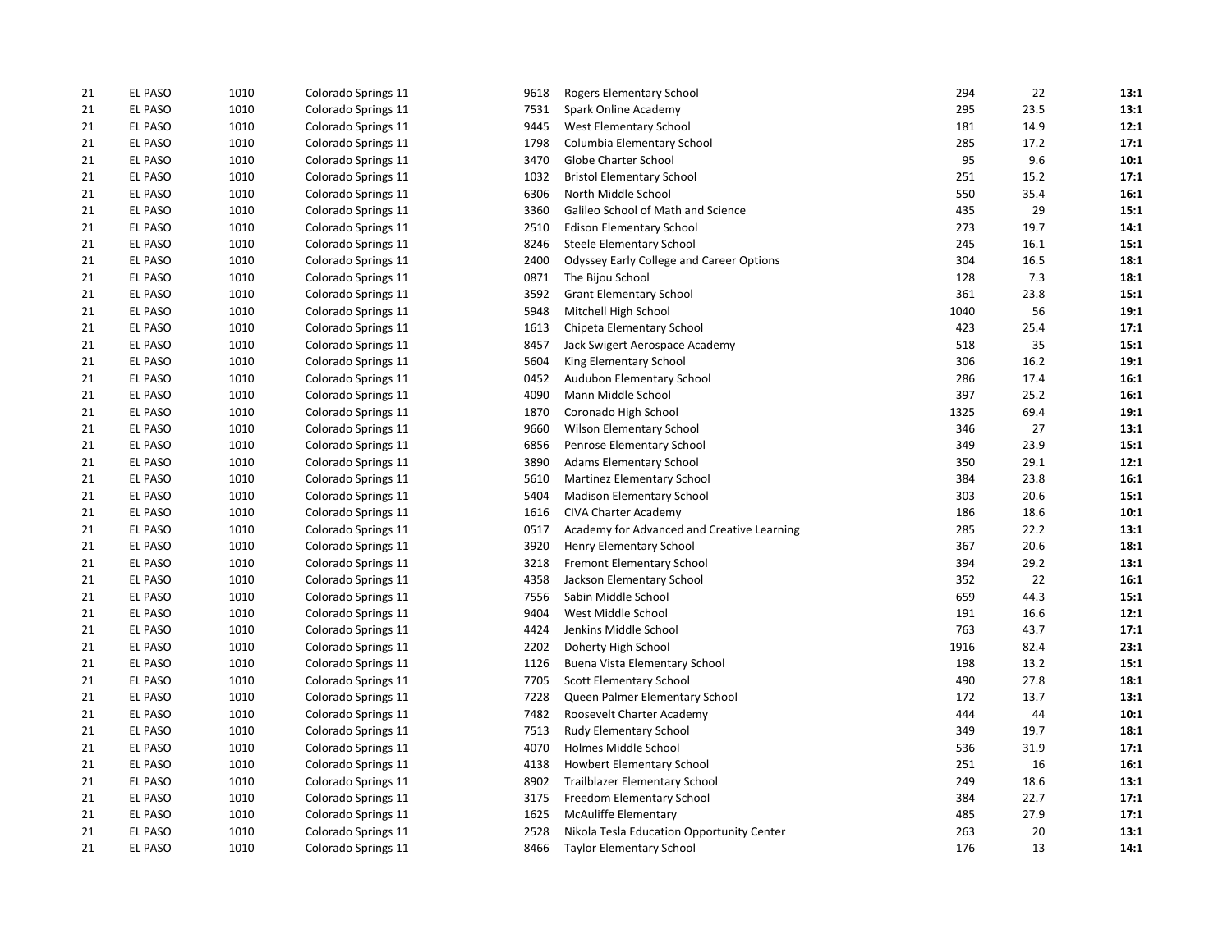| | | | | | | | | |
|---|---|---|---|---|---|---|---|---|
| 21 | EL PASO | 1010 | Colorado Springs 11 | 9618 | Rogers Elementary School | 294 | 22 | **13:1** |
| 21 | EL PASO | 1010 | Colorado Springs 11 | 7531 | Spark Online Academy | 295 | 23.5 | **13:1** |
| 21 | EL PASO | 1010 | Colorado Springs 11 | 9445 | West Elementary School | 181 | 14.9 | **12:1** |
| 21 | EL PASO | 1010 | Colorado Springs 11 | 1798 | Columbia Elementary School | 285 | 17.2 | **17:1** |
| 21 | EL PASO | 1010 | Colorado Springs 11 | 3470 | Globe Charter School | 95 | 9.6 | **10:1** |
| 21 | EL PASO | 1010 | Colorado Springs 11 | 1032 | Bristol Elementary School | 251 | 15.2 | **17:1** |
| 21 | EL PASO | 1010 | Colorado Springs 11 | 6306 | North Middle School | 550 | 35.4 | **16:1** |
| 21 | EL PASO | 1010 | Colorado Springs 11 | 3360 | Galileo School of Math and Science | 435 | 29 | **15:1** |
| 21 | EL PASO | 1010 | Colorado Springs 11 | 2510 | Edison Elementary School | 273 | 19.7 | **14:1** |
| 21 | EL PASO | 1010 | Colorado Springs 11 | 8246 | Steele Elementary School | 245 | 16.1 | **15:1** |
| 21 | EL PASO | 1010 | Colorado Springs 11 | 2400 | Odyssey Early College and Career Options | 304 | 16.5 | **18:1** |
| 21 | EL PASO | 1010 | Colorado Springs 11 | 0871 | The Bijou School | 128 | 7.3 | **18:1** |
| 21 | EL PASO | 1010 | Colorado Springs 11 | 3592 | Grant Elementary School | 361 | 23.8 | **15:1** |
| 21 | EL PASO | 1010 | Colorado Springs 11 | 5948 | Mitchell High School | 1040 | 56 | **19:1** |
| 21 | EL PASO | 1010 | Colorado Springs 11 | 1613 | Chipeta Elementary School | 423 | 25.4 | **17:1** |
| 21 | EL PASO | 1010 | Colorado Springs 11 | 8457 | Jack Swigert Aerospace Academy | 518 | 35 | **15:1** |
| 21 | EL PASO | 1010 | Colorado Springs 11 | 5604 | King Elementary School | 306 | 16.2 | **19:1** |
| 21 | EL PASO | 1010 | Colorado Springs 11 | 0452 | Audubon Elementary School | 286 | 17.4 | **16:1** |
| 21 | EL PASO | 1010 | Colorado Springs 11 | 4090 | Mann Middle School | 397 | 25.2 | **16:1** |
| 21 | EL PASO | 1010 | Colorado Springs 11 | 1870 | Coronado High School | 1325 | 69.4 | **19:1** |
| 21 | EL PASO | 1010 | Colorado Springs 11 | 9660 | Wilson Elementary School | 346 | 27 | **13:1** |
| 21 | EL PASO | 1010 | Colorado Springs 11 | 6856 | Penrose Elementary School | 349 | 23.9 | **15:1** |
| 21 | EL PASO | 1010 | Colorado Springs 11 | 3890 | Adams Elementary School | 350 | 29.1 | **12:1** |
| 21 | EL PASO | 1010 | Colorado Springs 11 | 5610 | Martinez Elementary School | 384 | 23.8 | **16:1** |
| 21 | EL PASO | 1010 | Colorado Springs 11 | 5404 | Madison Elementary School | 303 | 20.6 | **15:1** |
| 21 | EL PASO | 1010 | Colorado Springs 11 | 1616 | CIVA Charter Academy | 186 | 18.6 | **10:1** |
| 21 | EL PASO | 1010 | Colorado Springs 11 | 0517 | Academy for Advanced and Creative Learning | 285 | 22.2 | **13:1** |
| 21 | EL PASO | 1010 | Colorado Springs 11 | 3920 | Henry Elementary School | 367 | 20.6 | **18:1** |
| 21 | EL PASO | 1010 | Colorado Springs 11 | 3218 | Fremont Elementary School | 394 | 29.2 | **13:1** |
| 21 | EL PASO | 1010 | Colorado Springs 11 | 4358 | Jackson Elementary School | 352 | 22 | **16:1** |
| 21 | EL PASO | 1010 | Colorado Springs 11 | 7556 | Sabin Middle School | 659 | 44.3 | **15:1** |
| 21 | EL PASO | 1010 | Colorado Springs 11 | 9404 | West Middle School | 191 | 16.6 | **12:1** |
| 21 | EL PASO | 1010 | Colorado Springs 11 | 4424 | Jenkins Middle School | 763 | 43.7 | **17:1** |
| 21 | EL PASO | 1010 | Colorado Springs 11 | 2202 | Doherty High School | 1916 | 82.4 | **23:1** |
| 21 | EL PASO | 1010 | Colorado Springs 11 | 1126 | Buena Vista Elementary School | 198 | 13.2 | **15:1** |
| 21 | EL PASO | 1010 | Colorado Springs 11 | 7705 | Scott Elementary School | 490 | 27.8 | **18:1** |
| 21 | EL PASO | 1010 | Colorado Springs 11 | 7228 | Queen Palmer Elementary School | 172 | 13.7 | **13:1** |
| 21 | EL PASO | 1010 | Colorado Springs 11 | 7482 | Roosevelt Charter Academy | 444 | 44 | **10:1** |
| 21 | EL PASO | 1010 | Colorado Springs 11 | 7513 | Rudy Elementary School | 349 | 19.7 | **18:1** |
| 21 | EL PASO | 1010 | Colorado Springs 11 | 4070 | Holmes Middle School | 536 | 31.9 | **17:1** |
| 21 | EL PASO | 1010 | Colorado Springs 11 | 4138 | Howbert Elementary School | 251 | 16 | **16:1** |
| 21 | EL PASO | 1010 | Colorado Springs 11 | 8902 | Trailblazer Elementary School | 249 | 18.6 | **13:1** |
| 21 | EL PASO | 1010 | Colorado Springs 11 | 3175 | Freedom Elementary School | 384 | 22.7 | **17:1** |
| 21 | EL PASO | 1010 | Colorado Springs 11 | 1625 | McAuliffe Elementary | 485 | 27.9 | **17:1** |
| 21 | EL PASO | 1010 | Colorado Springs 11 | 2528 | Nikola Tesla Education Opportunity Center | 263 | 20 | **13:1** |
| 21 | EL PASO | 1010 | Colorado Springs 11 | 8466 | Taylor Elementary School | 176 | 13 | **14:1** |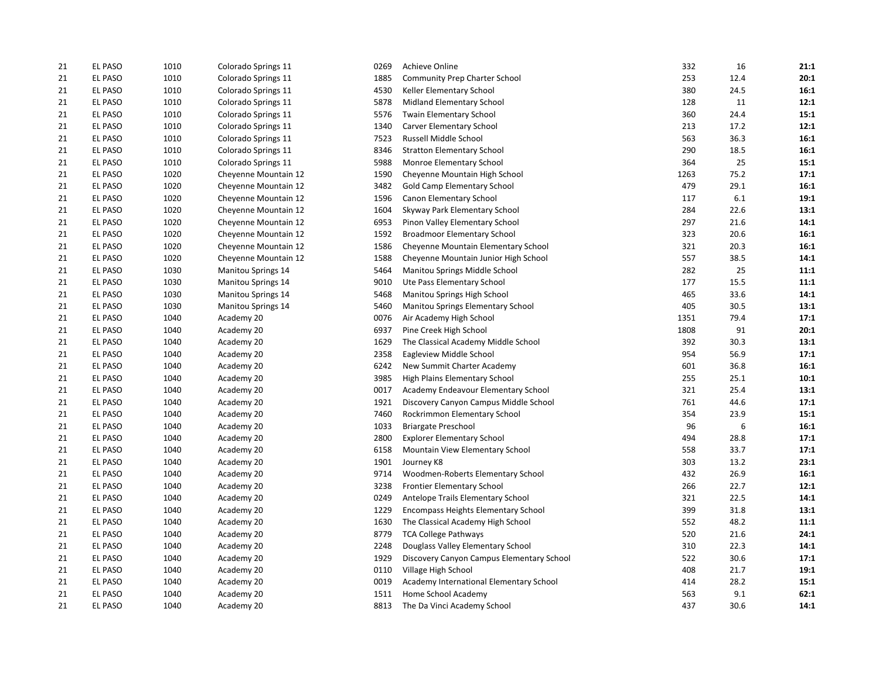| | | | | | | | | |
|---|---|---|---|---|---|---|---|---|
| 21 | EL PASO | 1010 | Colorado Springs 11 | 0269 | Achieve Online | 332 | 16 | **21:1** |
| 21 | EL PASO | 1010 | Colorado Springs 11 | 1885 | Community Prep Charter School | 253 | 12.4 | **20:1** |
| 21 | EL PASO | 1010 | Colorado Springs 11 | 4530 | Keller Elementary School | 380 | 24.5 | **16:1** |
| 21 | EL PASO | 1010 | Colorado Springs 11 | 5878 | Midland Elementary School | 128 | 11 | **12:1** |
| 21 | EL PASO | 1010 | Colorado Springs 11 | 5576 | Twain Elementary School | 360 | 24.4 | **15:1** |
| 21 | EL PASO | 1010 | Colorado Springs 11 | 1340 | Carver Elementary School | 213 | 17.2 | **12:1** |
| 21 | EL PASO | 1010 | Colorado Springs 11 | 7523 | Russell Middle School | 563 | 36.3 | **16:1** |
| 21 | EL PASO | 1010 | Colorado Springs 11 | 8346 | Stratton Elementary School | 290 | 18.5 | **16:1** |
| 21 | EL PASO | 1010 | Colorado Springs 11 | 5988 | Monroe Elementary School | 364 | 25 | **15:1** |
| 21 | EL PASO | 1020 | Cheyenne Mountain 12 | 1590 | Cheyenne Mountain High School | 1263 | 75.2 | **17:1** |
| 21 | EL PASO | 1020 | Cheyenne Mountain 12 | 3482 | Gold Camp Elementary School | 479 | 29.1 | **16:1** |
| 21 | EL PASO | 1020 | Cheyenne Mountain 12 | 1596 | Canon Elementary School | 117 | 6.1 | **19:1** |
| 21 | EL PASO | 1020 | Cheyenne Mountain 12 | 1604 | Skyway Park Elementary School | 284 | 22.6 | **13:1** |
| 21 | EL PASO | 1020 | Cheyenne Mountain 12 | 6953 | Pinon Valley Elementary School | 297 | 21.6 | **14:1** |
| 21 | EL PASO | 1020 | Cheyenne Mountain 12 | 1592 | Broadmoor Elementary School | 323 | 20.6 | **16:1** |
| 21 | EL PASO | 1020 | Cheyenne Mountain 12 | 1586 | Cheyenne Mountain Elementary School | 321 | 20.3 | **16:1** |
| 21 | EL PASO | 1020 | Cheyenne Mountain 12 | 1588 | Cheyenne Mountain Junior High School | 557 | 38.5 | **14:1** |
| 21 | EL PASO | 1030 | Manitou Springs 14 | 5464 | Manitou Springs Middle School | 282 | 25 | **11:1** |
| 21 | EL PASO | 1030 | Manitou Springs 14 | 9010 | Ute Pass Elementary School | 177 | 15.5 | **11:1** |
| 21 | EL PASO | 1030 | Manitou Springs 14 | 5468 | Manitou Springs High School | 465 | 33.6 | **14:1** |
| 21 | EL PASO | 1030 | Manitou Springs 14 | 5460 | Manitou Springs Elementary School | 405 | 30.5 | **13:1** |
| 21 | EL PASO | 1040 | Academy 20 | 0076 | Air Academy High School | 1351 | 79.4 | **17:1** |
| 21 | EL PASO | 1040 | Academy 20 | 6937 | Pine Creek High School | 1808 | 91 | **20:1** |
| 21 | EL PASO | 1040 | Academy 20 | 1629 | The Classical Academy Middle School | 392 | 30.3 | **13:1** |
| 21 | EL PASO | 1040 | Academy 20 | 2358 | Eagleview Middle School | 954 | 56.9 | **17:1** |
| 21 | EL PASO | 1040 | Academy 20 | 6242 | New Summit Charter Academy | 601 | 36.8 | **16:1** |
| 21 | EL PASO | 1040 | Academy 20 | 3985 | High Plains Elementary School | 255 | 25.1 | **10:1** |
| 21 | EL PASO | 1040 | Academy 20 | 0017 | Academy Endeavour Elementary School | 321 | 25.4 | **13:1** |
| 21 | EL PASO | 1040 | Academy 20 | 1921 | Discovery Canyon Campus Middle School | 761 | 44.6 | **17:1** |
| 21 | EL PASO | 1040 | Academy 20 | 7460 | Rockrimmon Elementary School | 354 | 23.9 | **15:1** |
| 21 | EL PASO | 1040 | Academy 20 | 1033 | Briargate Preschool | 96 | 6 | **16:1** |
| 21 | EL PASO | 1040 | Academy 20 | 2800 | Explorer Elementary School | 494 | 28.8 | **17:1** |
| 21 | EL PASO | 1040 | Academy 20 | 6158 | Mountain View Elementary School | 558 | 33.7 | **17:1** |
| 21 | EL PASO | 1040 | Academy 20 | 1901 | Journey K8 | 303 | 13.2 | **23:1** |
| 21 | EL PASO | 1040 | Academy 20 | 9714 | Woodmen-Roberts Elementary School | 432 | 26.9 | **16:1** |
| 21 | EL PASO | 1040 | Academy 20 | 3238 | Frontier Elementary School | 266 | 22.7 | **12:1** |
| 21 | EL PASO | 1040 | Academy 20 | 0249 | Antelope Trails Elementary School | 321 | 22.5 | **14:1** |
| 21 | EL PASO | 1040 | Academy 20 | 1229 | Encompass Heights Elementary School | 399 | 31.8 | **13:1** |
| 21 | EL PASO | 1040 | Academy 20 | 1630 | The Classical Academy High School | 552 | 48.2 | **11:1** |
| 21 | EL PASO | 1040 | Academy 20 | 8779 | TCA College Pathways | 520 | 21.6 | **24:1** |
| 21 | EL PASO | 1040 | Academy 20 | 2248 | Douglass Valley Elementary School | 310 | 22.3 | **14:1** |
| 21 | EL PASO | 1040 | Academy 20 | 1929 | Discovery Canyon Campus Elementary School | 522 | 30.6 | **17:1** |
| 21 | EL PASO | 1040 | Academy 20 | 0110 | Village High School | 408 | 21.7 | **19:1** |
| 21 | EL PASO | 1040 | Academy 20 | 0019 | Academy International Elementary School | 414 | 28.2 | **15:1** |
| 21 | EL PASO | 1040 | Academy 20 | 1511 | Home School Academy | 563 | 9.1 | **62:1** |
| 21 | EL PASO | 1040 | Academy 20 | 8813 | The Da Vinci Academy School | 437 | 30.6 | **14:1** |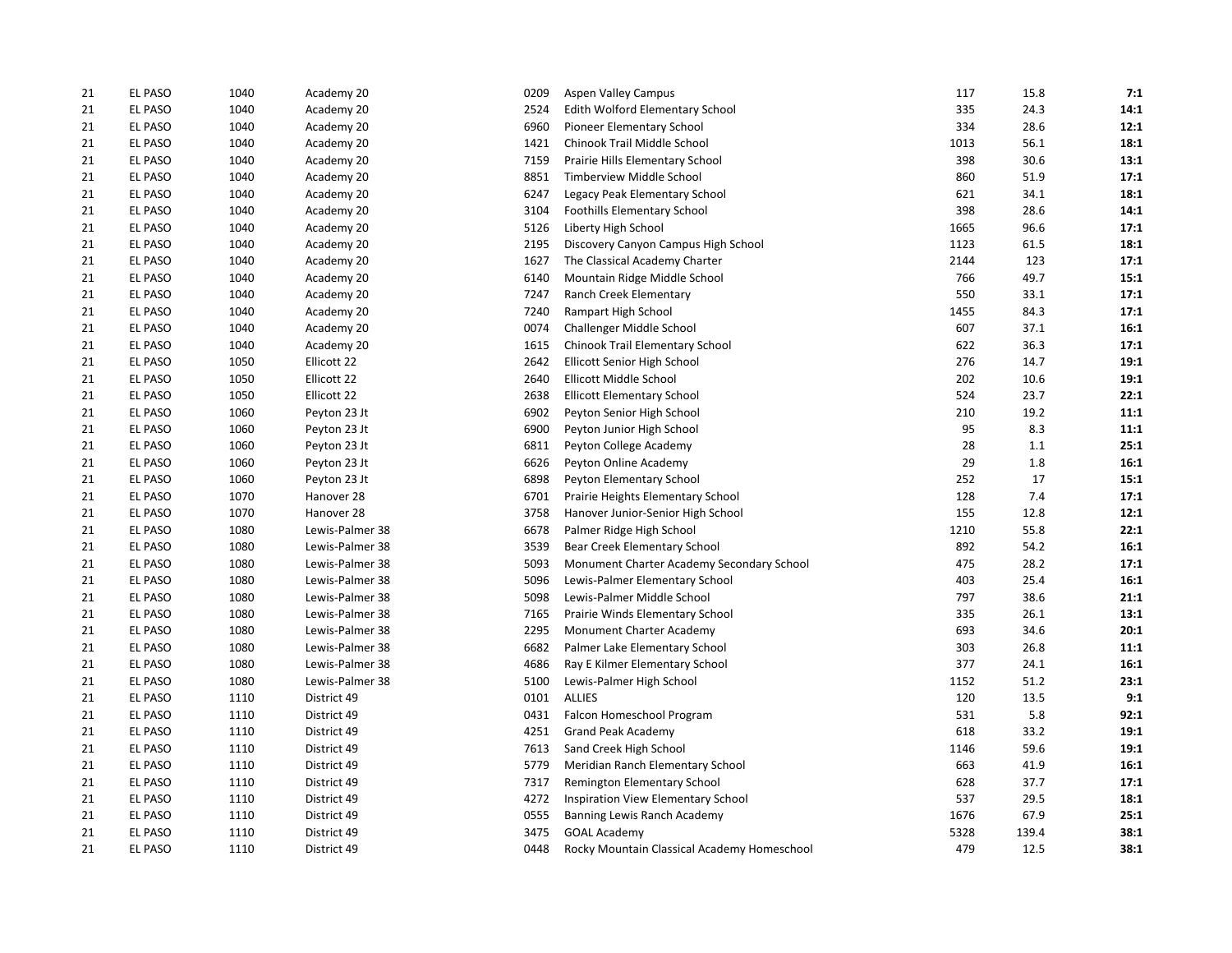| | | | | | | | | |
|---|---|---|---|---|---|---|---|---|
| 21 | EL PASO | 1040 | Academy 20 | 0209 | Aspen Valley Campus | 117 | 15.8 | **7:1** |
| 21 | EL PASO | 1040 | Academy 20 | 2524 | Edith Wolford Elementary School | 335 | 24.3 | **14:1** |
| 21 | EL PASO | 1040 | Academy 20 | 6960 | Pioneer Elementary School | 334 | 28.6 | **12:1** |
| 21 | EL PASO | 1040 | Academy 20 | 1421 | Chinook Trail Middle School | 1013 | 56.1 | **18:1** |
| 21 | EL PASO | 1040 | Academy 20 | 7159 | Prairie Hills Elementary School | 398 | 30.6 | **13:1** |
| 21 | EL PASO | 1040 | Academy 20 | 8851 | Timberview Middle School | 860 | 51.9 | **17:1** |
| 21 | EL PASO | 1040 | Academy 20 | 6247 | Legacy Peak Elementary School | 621 | 34.1 | **18:1** |
| 21 | EL PASO | 1040 | Academy 20 | 3104 | Foothills Elementary School | 398 | 28.6 | **14:1** |
| 21 | EL PASO | 1040 | Academy 20 | 5126 | Liberty High School | 1665 | 96.6 | **17:1** |
| 21 | EL PASO | 1040 | Academy 20 | 2195 | Discovery Canyon Campus High School | 1123 | 61.5 | **18:1** |
| 21 | EL PASO | 1040 | Academy 20 | 1627 | The Classical Academy Charter | 2144 | 123 | **17:1** |
| 21 | EL PASO | 1040 | Academy 20 | 6140 | Mountain Ridge Middle School | 766 | 49.7 | **15:1** |
| 21 | EL PASO | 1040 | Academy 20 | 7247 | Ranch Creek Elementary | 550 | 33.1 | **17:1** |
| 21 | EL PASO | 1040 | Academy 20 | 7240 | Rampart High School | 1455 | 84.3 | **17:1** |
| 21 | EL PASO | 1040 | Academy 20 | 0074 | Challenger Middle School | 607 | 37.1 | **16:1** |
| 21 | EL PASO | 1040 | Academy 20 | 1615 | Chinook Trail Elementary School | 622 | 36.3 | **17:1** |
| 21 | EL PASO | 1050 | Ellicott 22 | 2642 | Ellicott Senior High School | 276 | 14.7 | **19:1** |
| 21 | EL PASO | 1050 | Ellicott 22 | 2640 | Ellicott Middle School | 202 | 10.6 | **19:1** |
| 21 | EL PASO | 1050 | Ellicott 22 | 2638 | Ellicott Elementary School | 524 | 23.7 | **22:1** |
| 21 | EL PASO | 1060 | Peyton 23 Jt | 6902 | Peyton Senior High School | 210 | 19.2 | **11:1** |
| 21 | EL PASO | 1060 | Peyton 23 Jt | 6900 | Peyton Junior High School | 95 | 8.3 | **11:1** |
| 21 | EL PASO | 1060 | Peyton 23 Jt | 6811 | Peyton College Academy | 28 | 1.1 | **25:1** |
| 21 | EL PASO | 1060 | Peyton 23 Jt | 6626 | Peyton Online Academy | 29 | 1.8 | **16:1** |
| 21 | EL PASO | 1060 | Peyton 23 Jt | 6898 | Peyton Elementary School | 252 | 17 | **15:1** |
| 21 | EL PASO | 1070 | Hanover 28 | 6701 | Prairie Heights Elementary School | 128 | 7.4 | **17:1** |
| 21 | EL PASO | 1070 | Hanover 28 | 3758 | Hanover Junior-Senior High School | 155 | 12.8 | **12:1** |
| 21 | EL PASO | 1080 | Lewis-Palmer 38 | 6678 | Palmer Ridge High School | 1210 | 55.8 | **22:1** |
| 21 | EL PASO | 1080 | Lewis-Palmer 38 | 3539 | Bear Creek Elementary School | 892 | 54.2 | **16:1** |
| 21 | EL PASO | 1080 | Lewis-Palmer 38 | 5093 | Monument Charter Academy Secondary School | 475 | 28.2 | **17:1** |
| 21 | EL PASO | 1080 | Lewis-Palmer 38 | 5096 | Lewis-Palmer Elementary School | 403 | 25.4 | **16:1** |
| 21 | EL PASO | 1080 | Lewis-Palmer 38 | 5098 | Lewis-Palmer Middle School | 797 | 38.6 | **21:1** |
| 21 | EL PASO | 1080 | Lewis-Palmer 38 | 7165 | Prairie Winds Elementary School | 335 | 26.1 | **13:1** |
| 21 | EL PASO | 1080 | Lewis-Palmer 38 | 2295 | Monument Charter Academy | 693 | 34.6 | **20:1** |
| 21 | EL PASO | 1080 | Lewis-Palmer 38 | 6682 | Palmer Lake Elementary School | 303 | 26.8 | **11:1** |
| 21 | EL PASO | 1080 | Lewis-Palmer 38 | 4686 | Ray E Kilmer Elementary School | 377 | 24.1 | **16:1** |
| 21 | EL PASO | 1080 | Lewis-Palmer 38 | 5100 | Lewis-Palmer High School | 1152 | 51.2 | **23:1** |
| 21 | EL PASO | 1110 | District 49 | 0101 | ALLIES | 120 | 13.5 | **9:1** |
| 21 | EL PASO | 1110 | District 49 | 0431 | Falcon Homeschool Program | 531 | 5.8 | **92:1** |
| 21 | EL PASO | 1110 | District 49 | 4251 | Grand Peak Academy | 618 | 33.2 | **19:1** |
| 21 | EL PASO | 1110 | District 49 | 7613 | Sand Creek High School | 1146 | 59.6 | **19:1** |
| 21 | EL PASO | 1110 | District 49 | 5779 | Meridian Ranch Elementary School | 663 | 41.9 | **16:1** |
| 21 | EL PASO | 1110 | District 49 | 7317 | Remington Elementary School | 628 | 37.7 | **17:1** |
| 21 | EL PASO | 1110 | District 49 | 4272 | Inspiration View Elementary School | 537 | 29.5 | **18:1** |
| 21 | EL PASO | 1110 | District 49 | 0555 | Banning Lewis Ranch Academy | 1676 | 67.9 | **25:1** |
| 21 | EL PASO | 1110 | District 49 | 3475 | GOAL Academy | 5328 | 139.4 | **38:1** |
| 21 | EL PASO | 1110 | District 49 | 0448 | Rocky Mountain Classical Academy Homeschool | 479 | 12.5 | **38:1** |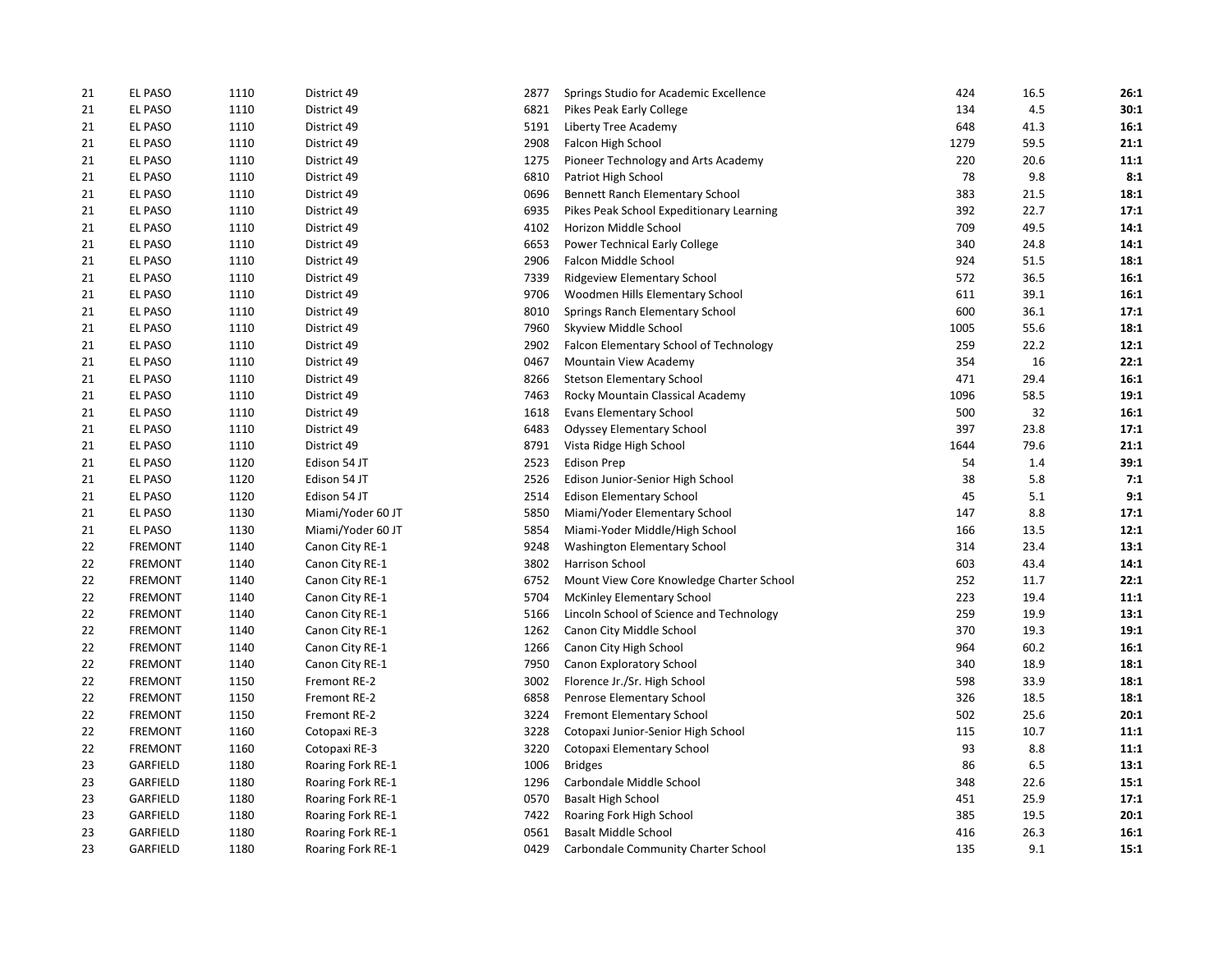| | | | | | | | | |
|---|---|---|---|---|---|---|---|---|
| 21 | EL PASO | 1110 | District 49 | 2877 | Springs Studio for Academic Excellence | 424 | 16.5 | **26:1** |
| 21 | EL PASO | 1110 | District 49 | 6821 | Pikes Peak Early College | 134 | 4.5 | **30:1** |
| 21 | EL PASO | 1110 | District 49 | 5191 | Liberty Tree Academy | 648 | 41.3 | **16:1** |
| 21 | EL PASO | 1110 | District 49 | 2908 | Falcon High School | 1279 | 59.5 | **21:1** |
| 21 | EL PASO | 1110 | District 49 | 1275 | Pioneer Technology and Arts Academy | 220 | 20.6 | **11:1** |
| 21 | EL PASO | 1110 | District 49 | 6810 | Patriot High School | 78 | 9.8 | **8:1** |
| 21 | EL PASO | 1110 | District 49 | 0696 | Bennett Ranch Elementary School | 383 | 21.5 | **18:1** |
| 21 | EL PASO | 1110 | District 49 | 6935 | Pikes Peak School Expeditionary Learning | 392 | 22.7 | **17:1** |
| 21 | EL PASO | 1110 | District 49 | 4102 | Horizon Middle School | 709 | 49.5 | **14:1** |
| 21 | EL PASO | 1110 | District 49 | 6653 | Power Technical Early College | 340 | 24.8 | **14:1** |
| 21 | EL PASO | 1110 | District 49 | 2906 | Falcon Middle School | 924 | 51.5 | **18:1** |
| 21 | EL PASO | 1110 | District 49 | 7339 | Ridgeview Elementary School | 572 | 36.5 | **16:1** |
| 21 | EL PASO | 1110 | District 49 | 9706 | Woodmen Hills Elementary School | 611 | 39.1 | **16:1** |
| 21 | EL PASO | 1110 | District 49 | 8010 | Springs Ranch Elementary School | 600 | 36.1 | **17:1** |
| 21 | EL PASO | 1110 | District 49 | 7960 | Skyview Middle School | 1005 | 55.6 | **18:1** |
| 21 | EL PASO | 1110 | District 49 | 2902 | Falcon Elementary School of Technology | 259 | 22.2 | **12:1** |
| 21 | EL PASO | 1110 | District 49 | 0467 | Mountain View Academy | 354 | 16 | **22:1** |
| 21 | EL PASO | 1110 | District 49 | 8266 | Stetson Elementary School | 471 | 29.4 | **16:1** |
| 21 | EL PASO | 1110 | District 49 | 7463 | Rocky Mountain Classical Academy | 1096 | 58.5 | **19:1** |
| 21 | EL PASO | 1110 | District 49 | 1618 | Evans Elementary School | 500 | 32 | **16:1** |
| 21 | EL PASO | 1110 | District 49 | 6483 | Odyssey Elementary School | 397 | 23.8 | **17:1** |
| 21 | EL PASO | 1110 | District 49 | 8791 | Vista Ridge High School | 1644 | 79.6 | **21:1** |
| 21 | EL PASO | 1120 | Edison 54 JT | 2523 | Edison Prep | 54 | 1.4 | **39:1** |
| 21 | EL PASO | 1120 | Edison 54 JT | 2526 | Edison Junior-Senior High School | 38 | 5.8 | **7:1** |
| 21 | EL PASO | 1120 | Edison 54 JT | 2514 | Edison Elementary School | 45 | 5.1 | **9:1** |
| 21 | EL PASO | 1130 | Miami/Yoder 60 JT | 5850 | Miami/Yoder Elementary School | 147 | 8.8 | **17:1** |
| 21 | EL PASO | 1130 | Miami/Yoder 60 JT | 5854 | Miami-Yoder Middle/High School | 166 | 13.5 | **12:1** |
| 22 | FREMONT | 1140 | Canon City RE-1 | 9248 | Washington Elementary School | 314 | 23.4 | **13:1** |
| 22 | FREMONT | 1140 | Canon City RE-1 | 3802 | Harrison School | 603 | 43.4 | **14:1** |
| 22 | FREMONT | 1140 | Canon City RE-1 | 6752 | Mount View Core Knowledge Charter School | 252 | 11.7 | **22:1** |
| 22 | FREMONT | 1140 | Canon City RE-1 | 5704 | McKinley Elementary School | 223 | 19.4 | **11:1** |
| 22 | FREMONT | 1140 | Canon City RE-1 | 5166 | Lincoln School of Science and Technology | 259 | 19.9 | **13:1** |
| 22 | FREMONT | 1140 | Canon City RE-1 | 1262 | Canon City Middle School | 370 | 19.3 | **19:1** |
| 22 | FREMONT | 1140 | Canon City RE-1 | 1266 | Canon City High School | 964 | 60.2 | **16:1** |
| 22 | FREMONT | 1140 | Canon City RE-1 | 7950 | Canon Exploratory School | 340 | 18.9 | **18:1** |
| 22 | FREMONT | 1150 | Fremont RE-2 | 3002 | Florence Jr./Sr. High School | 598 | 33.9 | **18:1** |
| 22 | FREMONT | 1150 | Fremont RE-2 | 6858 | Penrose Elementary School | 326 | 18.5 | **18:1** |
| 22 | FREMONT | 1150 | Fremont RE-2 | 3224 | Fremont Elementary School | 502 | 25.6 | **20:1** |
| 22 | FREMONT | 1160 | Cotopaxi RE-3 | 3228 | Cotopaxi Junior-Senior High School | 115 | 10.7 | **11:1** |
| 22 | FREMONT | 1160 | Cotopaxi RE-3 | 3220 | Cotopaxi Elementary School | 93 | 8.8 | **11:1** |
| 23 | GARFIELD | 1180 | Roaring Fork RE-1 | 1006 | Bridges | 86 | 6.5 | **13:1** |
| 23 | GARFIELD | 1180 | Roaring Fork RE-1 | 1296 | Carbondale Middle School | 348 | 22.6 | **15:1** |
| 23 | GARFIELD | 1180 | Roaring Fork RE-1 | 0570 | Basalt High School | 451 | 25.9 | **17:1** |
| 23 | GARFIELD | 1180 | Roaring Fork RE-1 | 7422 | Roaring Fork High School | 385 | 19.5 | **20:1** |
| 23 | GARFIELD | 1180 | Roaring Fork RE-1 | 0561 | Basalt Middle School | 416 | 26.3 | **16:1** |
| 23 | GARFIELD | 1180 | Roaring Fork RE-1 | 0429 | Carbondale Community Charter School | 135 | 9.1 | **15:1** |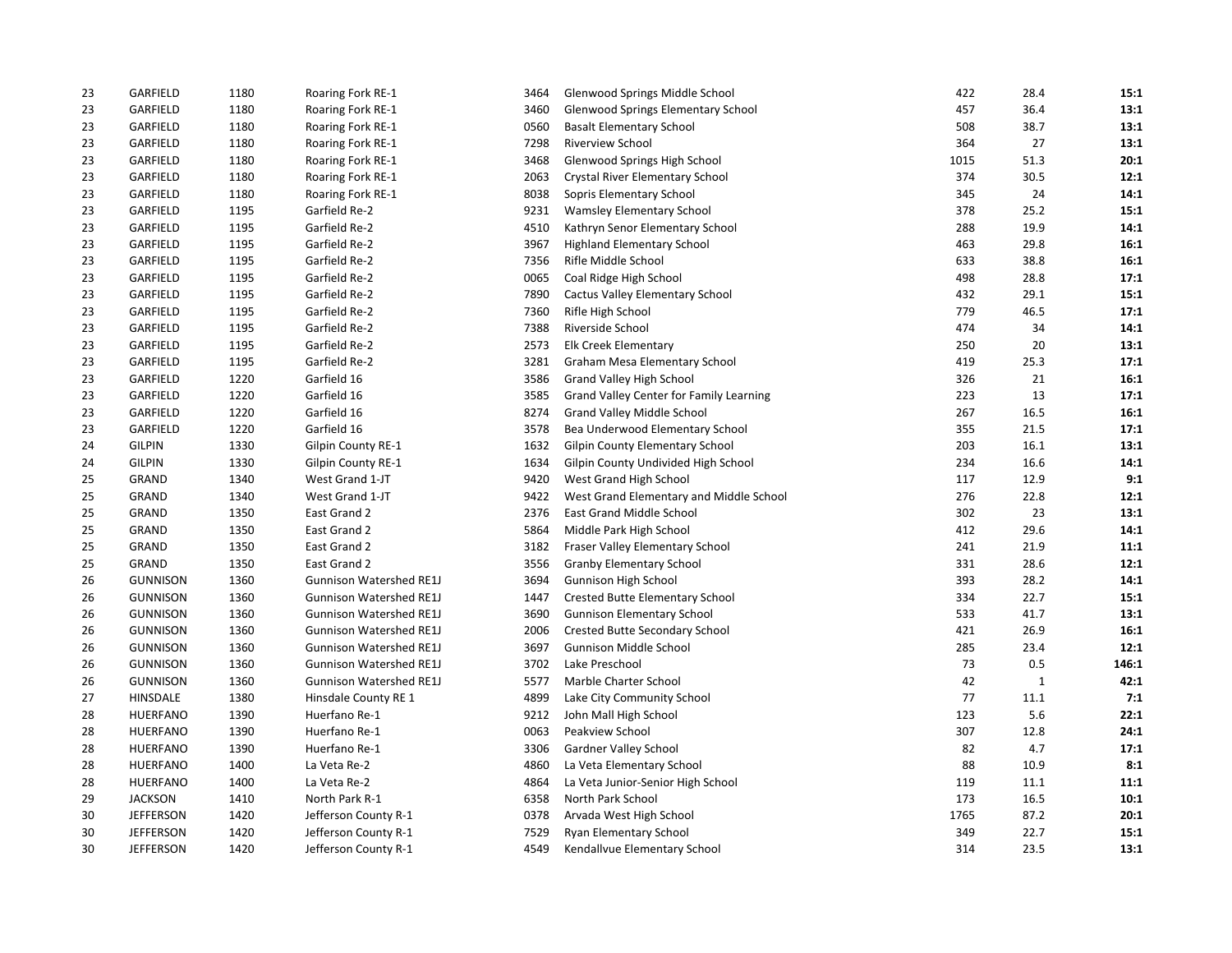| | | | | | | | | |
|---|---|---|---|---|---|---|---|---|
| 23 | GARFIELD | 1180 | Roaring Fork RE-1 | 3464 | Glenwood Springs Middle School | 422 | 28.4 | **15:1** |
| 23 | GARFIELD | 1180 | Roaring Fork RE-1 | 3460 | Glenwood Springs Elementary School | 457 | 36.4 | **13:1** |
| 23 | GARFIELD | 1180 | Roaring Fork RE-1 | 0560 | Basalt Elementary School | 508 | 38.7 | **13:1** |
| 23 | GARFIELD | 1180 | Roaring Fork RE-1 | 7298 | Riverview School | 364 | 27 | **13:1** |
| 23 | GARFIELD | 1180 | Roaring Fork RE-1 | 3468 | Glenwood Springs High School | 1015 | 51.3 | **20:1** |
| 23 | GARFIELD | 1180 | Roaring Fork RE-1 | 2063 | Crystal River Elementary School | 374 | 30.5 | **12:1** |
| 23 | GARFIELD | 1180 | Roaring Fork RE-1 | 8038 | Sopris Elementary School | 345 | 24 | **14:1** |
| 23 | GARFIELD | 1195 | Garfield Re-2 | 9231 | Wamsley Elementary School | 378 | 25.2 | **15:1** |
| 23 | GARFIELD | 1195 | Garfield Re-2 | 4510 | Kathryn Senor Elementary School | 288 | 19.9 | **14:1** |
| 23 | GARFIELD | 1195 | Garfield Re-2 | 3967 | Highland Elementary School | 463 | 29.8 | **16:1** |
| 23 | GARFIELD | 1195 | Garfield Re-2 | 7356 | Rifle Middle School | 633 | 38.8 | **16:1** |
| 23 | GARFIELD | 1195 | Garfield Re-2 | 0065 | Coal Ridge High School | 498 | 28.8 | **17:1** |
| 23 | GARFIELD | 1195 | Garfield Re-2 | 7890 | Cactus Valley Elementary School | 432 | 29.1 | **15:1** |
| 23 | GARFIELD | 1195 | Garfield Re-2 | 7360 | Rifle High School | 779 | 46.5 | **17:1** |
| 23 | GARFIELD | 1195 | Garfield Re-2 | 7388 | Riverside School | 474 | 34 | **14:1** |
| 23 | GARFIELD | 1195 | Garfield Re-2 | 2573 | Elk Creek Elementary | 250 | 20 | **13:1** |
| 23 | GARFIELD | 1195 | Garfield Re-2 | 3281 | Graham Mesa Elementary School | 419 | 25.3 | **17:1** |
| 23 | GARFIELD | 1220 | Garfield 16 | 3586 | Grand Valley High School | 326 | 21 | **16:1** |
| 23 | GARFIELD | 1220 | Garfield 16 | 3585 | Grand Valley Center for Family Learning | 223 | 13 | **17:1** |
| 23 | GARFIELD | 1220 | Garfield 16 | 8274 | Grand Valley Middle School | 267 | 16.5 | **16:1** |
| 23 | GARFIELD | 1220 | Garfield 16 | 3578 | Bea Underwood Elementary School | 355 | 21.5 | **17:1** |
| 24 | GILPIN | 1330 | Gilpin County RE-1 | 1632 | Gilpin County Elementary School | 203 | 16.1 | **13:1** |
| 24 | GILPIN | 1330 | Gilpin County RE-1 | 1634 | Gilpin County Undivided High School | 234 | 16.6 | **14:1** |
| 25 | GRAND | 1340 | West Grand 1-JT | 9420 | West Grand High School | 117 | 12.9 | **9:1** |
| 25 | GRAND | 1340 | West Grand 1-JT | 9422 | West Grand Elementary and Middle School | 276 | 22.8 | **12:1** |
| 25 | GRAND | 1350 | East Grand 2 | 2376 | East Grand Middle School | 302 | 23 | **13:1** |
| 25 | GRAND | 1350 | East Grand 2 | 5864 | Middle Park High School | 412 | 29.6 | **14:1** |
| 25 | GRAND | 1350 | East Grand 2 | 3182 | Fraser Valley Elementary School | 241 | 21.9 | **11:1** |
| 25 | GRAND | 1350 | East Grand 2 | 3556 | Granby Elementary School | 331 | 28.6 | **12:1** |
| 26 | GUNNISON | 1360 | Gunnison Watershed RE1J | 3694 | Gunnison High School | 393 | 28.2 | **14:1** |
| 26 | GUNNISON | 1360 | Gunnison Watershed RE1J | 1447 | Crested Butte Elementary School | 334 | 22.7 | **15:1** |
| 26 | GUNNISON | 1360 | Gunnison Watershed RE1J | 3690 | Gunnison Elementary School | 533 | 41.7 | **13:1** |
| 26 | GUNNISON | 1360 | Gunnison Watershed RE1J | 2006 | Crested Butte Secondary School | 421 | 26.9 | **16:1** |
| 26 | GUNNISON | 1360 | Gunnison Watershed RE1J | 3697 | Gunnison Middle School | 285 | 23.4 | **12:1** |
| 26 | GUNNISON | 1360 | Gunnison Watershed RE1J | 3702 | Lake Preschool | 73 | 0.5 | **146:1** |
| 26 | GUNNISON | 1360 | Gunnison Watershed RE1J | 5577 | Marble Charter School | 42 | 1 | **42:1** |
| 27 | HINSDALE | 1380 | Hinsdale County RE 1 | 4899 | Lake City Community School | 77 | 11.1 | **7:1** |
| 28 | HUERFANO | 1390 | Huerfano Re-1 | 9212 | John Mall High School | 123 | 5.6 | **22:1** |
| 28 | HUERFANO | 1390 | Huerfano Re-1 | 0063 | Peakview School | 307 | 12.8 | **24:1** |
| 28 | HUERFANO | 1390 | Huerfano Re-1 | 3306 | Gardner Valley School | 82 | 4.7 | **17:1** |
| 28 | HUERFANO | 1400 | La Veta Re-2 | 4860 | La Veta Elementary School | 88 | 10.9 | **8:1** |
| 28 | HUERFANO | 1400 | La Veta Re-2 | 4864 | La Veta Junior-Senior High School | 119 | 11.1 | **11:1** |
| 29 | JACKSON | 1410 | North Park R-1 | 6358 | North Park School | 173 | 16.5 | **10:1** |
| 30 | JEFFERSON | 1420 | Jefferson County R-1 | 0378 | Arvada West High School | 1765 | 87.2 | **20:1** |
| 30 | JEFFERSON | 1420 | Jefferson County R-1 | 7529 | Ryan Elementary School | 349 | 22.7 | **15:1** |
| 30 | JEFFERSON | 1420 | Jefferson County R-1 | 4549 | Kendallvue Elementary School | 314 | 23.5 | **13:1** |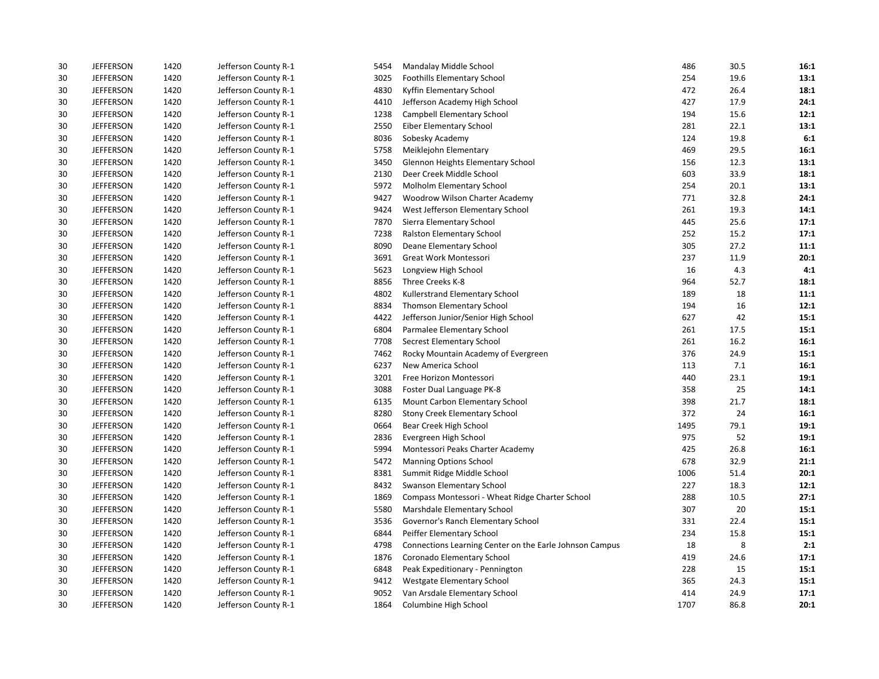| | | | | | | | | |
|---|---|---|---|---|---|---|---|---|
| 30 | JEFFERSON | 1420 | Jefferson County R-1 | 5454 | Mandalay Middle School | 486 | 30.5 | **16:1** |
| 30 | JEFFERSON | 1420 | Jefferson County R-1 | 3025 | Foothills Elementary School | 254 | 19.6 | **13:1** |
| 30 | JEFFERSON | 1420 | Jefferson County R-1 | 4830 | Kyffin Elementary School | 472 | 26.4 | **18:1** |
| 30 | JEFFERSON | 1420 | Jefferson County R-1 | 4410 | Jefferson Academy High School | 427 | 17.9 | **24:1** |
| 30 | JEFFERSON | 1420 | Jefferson County R-1 | 1238 | Campbell Elementary School | 194 | 15.6 | **12:1** |
| 30 | JEFFERSON | 1420 | Jefferson County R-1 | 2550 | Eiber Elementary School | 281 | 22.1 | **13:1** |
| 30 | JEFFERSON | 1420 | Jefferson County R-1 | 8036 | Sobesky Academy | 124 | 19.8 | **6:1** |
| 30 | JEFFERSON | 1420 | Jefferson County R-1 | 5758 | Meiklejohn Elementary | 469 | 29.5 | **16:1** |
| 30 | JEFFERSON | 1420 | Jefferson County R-1 | 3450 | Glennon Heights Elementary School | 156 | 12.3 | **13:1** |
| 30 | JEFFERSON | 1420 | Jefferson County R-1 | 2130 | Deer Creek Middle School | 603 | 33.9 | **18:1** |
| 30 | JEFFERSON | 1420 | Jefferson County R-1 | 5972 | Molholm Elementary School | 254 | 20.1 | **13:1** |
| 30 | JEFFERSON | 1420 | Jefferson County R-1 | 9427 | Woodrow Wilson Charter Academy | 771 | 32.8 | **24:1** |
| 30 | JEFFERSON | 1420 | Jefferson County R-1 | 9424 | West Jefferson Elementary School | 261 | 19.3 | **14:1** |
| 30 | JEFFERSON | 1420 | Jefferson County R-1 | 7870 | Sierra Elementary School | 445 | 25.6 | **17:1** |
| 30 | JEFFERSON | 1420 | Jefferson County R-1 | 7238 | Ralston Elementary School | 252 | 15.2 | **17:1** |
| 30 | JEFFERSON | 1420 | Jefferson County R-1 | 8090 | Deane Elementary School | 305 | 27.2 | **11:1** |
| 30 | JEFFERSON | 1420 | Jefferson County R-1 | 3691 | Great Work Montessori | 237 | 11.9 | **20:1** |
| 30 | JEFFERSON | 1420 | Jefferson County R-1 | 5623 | Longview High School | 16 | 4.3 | **4:1** |
| 30 | JEFFERSON | 1420 | Jefferson County R-1 | 8856 | Three Creeks K-8 | 964 | 52.7 | **18:1** |
| 30 | JEFFERSON | 1420 | Jefferson County R-1 | 4802 | Kullerstrand Elementary School | 189 | 18 | **11:1** |
| 30 | JEFFERSON | 1420 | Jefferson County R-1 | 8834 | Thomson Elementary School | 194 | 16 | **12:1** |
| 30 | JEFFERSON | 1420 | Jefferson County R-1 | 4422 | Jefferson Junior/Senior High School | 627 | 42 | **15:1** |
| 30 | JEFFERSON | 1420 | Jefferson County R-1 | 6804 | Parmalee Elementary School | 261 | 17.5 | **15:1** |
| 30 | JEFFERSON | 1420 | Jefferson County R-1 | 7708 | Secrest Elementary School | 261 | 16.2 | **16:1** |
| 30 | JEFFERSON | 1420 | Jefferson County R-1 | 7462 | Rocky Mountain Academy of Evergreen | 376 | 24.9 | **15:1** |
| 30 | JEFFERSON | 1420 | Jefferson County R-1 | 6237 | New America School | 113 | 7.1 | **16:1** |
| 30 | JEFFERSON | 1420 | Jefferson County R-1 | 3201 | Free Horizon Montessori | 440 | 23.1 | **19:1** |
| 30 | JEFFERSON | 1420 | Jefferson County R-1 | 3088 | Foster Dual Language PK-8 | 358 | 25 | **14:1** |
| 30 | JEFFERSON | 1420 | Jefferson County R-1 | 6135 | Mount Carbon Elementary School | 398 | 21.7 | **18:1** |
| 30 | JEFFERSON | 1420 | Jefferson County R-1 | 8280 | Stony Creek Elementary School | 372 | 24 | **16:1** |
| 30 | JEFFERSON | 1420 | Jefferson County R-1 | 0664 | Bear Creek High School | 1495 | 79.1 | **19:1** |
| 30 | JEFFERSON | 1420 | Jefferson County R-1 | 2836 | Evergreen High School | 975 | 52 | **19:1** |
| 30 | JEFFERSON | 1420 | Jefferson County R-1 | 5994 | Montessori Peaks Charter Academy | 425 | 26.8 | **16:1** |
| 30 | JEFFERSON | 1420 | Jefferson County R-1 | 5472 | Manning Options School | 678 | 32.9 | **21:1** |
| 30 | JEFFERSON | 1420 | Jefferson County R-1 | 8381 | Summit Ridge Middle School | 1006 | 51.4 | **20:1** |
| 30 | JEFFERSON | 1420 | Jefferson County R-1 | 8432 | Swanson Elementary School | 227 | 18.3 | **12:1** |
| 30 | JEFFERSON | 1420 | Jefferson County R-1 | 1869 | Compass Montessori - Wheat Ridge Charter School | 288 | 10.5 | **27:1** |
| 30 | JEFFERSON | 1420 | Jefferson County R-1 | 5580 | Marshdale Elementary School | 307 | 20 | **15:1** |
| 30 | JEFFERSON | 1420 | Jefferson County R-1 | 3536 | Governor's Ranch Elementary School | 331 | 22.4 | **15:1** |
| 30 | JEFFERSON | 1420 | Jefferson County R-1 | 6844 | Peiffer Elementary School | 234 | 15.8 | **15:1** |
| 30 | JEFFERSON | 1420 | Jefferson County R-1 | 4798 | Connections Learning Center on the Earle Johnson Campus | 18 | 8 | **2:1** |
| 30 | JEFFERSON | 1420 | Jefferson County R-1 | 1876 | Coronado Elementary School | 419 | 24.6 | **17:1** |
| 30 | JEFFERSON | 1420 | Jefferson County R-1 | 6848 | Peak Expeditionary - Pennington | 228 | 15 | **15:1** |
| 30 | JEFFERSON | 1420 | Jefferson County R-1 | 9412 | Westgate Elementary School | 365 | 24.3 | **15:1** |
| 30 | JEFFERSON | 1420 | Jefferson County R-1 | 9052 | Van Arsdale Elementary School | 414 | 24.9 | **17:1** |
| 30 | JEFFERSON | 1420 | Jefferson County R-1 | 1864 | Columbine High School | 1707 | 86.8 | **20:1** |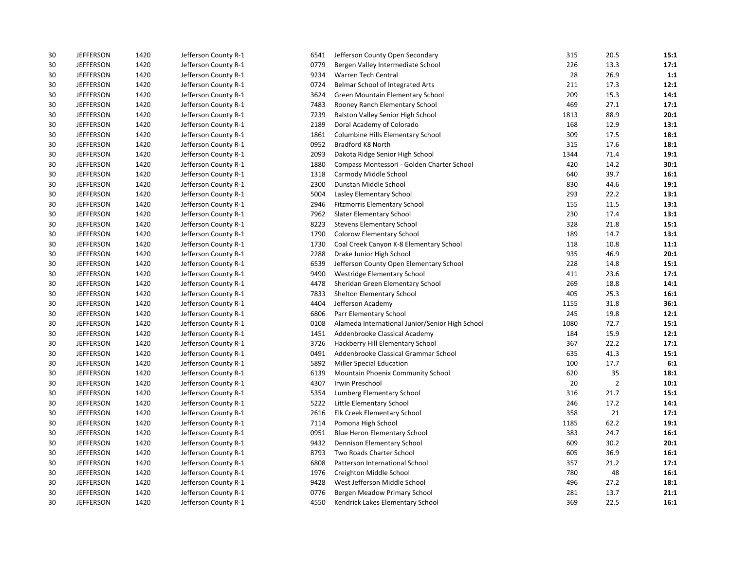| | | | | | | | | |
|---|---|---|---|---|---|---|---|---|
| 30 | JEFFERSON | 1420 | Jefferson County R-1 | 6541 | Jefferson County Open Secondary | 315 | 20.5 | **15:1** |
| 30 | JEFFERSON | 1420 | Jefferson County R-1 | 0779 | Bergen Valley Intermediate School | 226 | 13.3 | **17:1** |
| 30 | JEFFERSON | 1420 | Jefferson County R-1 | 9234 | Warren Tech Central | 28 | 26.9 | **1:1** |
| 30 | JEFFERSON | 1420 | Jefferson County R-1 | 0724 | Belmar School of Integrated Arts | 211 | 17.3 | **12:1** |
| 30 | JEFFERSON | 1420 | Jefferson County R-1 | 3624 | Green Mountain Elementary School | 209 | 15.3 | **14:1** |
| 30 | JEFFERSON | 1420 | Jefferson County R-1 | 7483 | Rooney Ranch Elementary School | 469 | 27.1 | **17:1** |
| 30 | JEFFERSON | 1420 | Jefferson County R-1 | 7239 | Ralston Valley Senior High School | 1813 | 88.9 | **20:1** |
| 30 | JEFFERSON | 1420 | Jefferson County R-1 | 2189 | Doral Academy of Colorado | 168 | 12.9 | **13:1** |
| 30 | JEFFERSON | 1420 | Jefferson County R-1 | 1861 | Columbine Hills Elementary School | 309 | 17.5 | **18:1** |
| 30 | JEFFERSON | 1420 | Jefferson County R-1 | 0952 | Bradford K8 North | 315 | 17.6 | **18:1** |
| 30 | JEFFERSON | 1420 | Jefferson County R-1 | 2093 | Dakota Ridge Senior High School | 1344 | 71.4 | **19:1** |
| 30 | JEFFERSON | 1420 | Jefferson County R-1 | 1880 | Compass Montessori - Golden Charter School | 420 | 14.2 | **30:1** |
| 30 | JEFFERSON | 1420 | Jefferson County R-1 | 1318 | Carmody Middle School | 640 | 39.7 | **16:1** |
| 30 | JEFFERSON | 1420 | Jefferson County R-1 | 2300 | Dunstan Middle School | 830 | 44.6 | **19:1** |
| 30 | JEFFERSON | 1420 | Jefferson County R-1 | 5004 | Lasley Elementary School | 293 | 22.2 | **13:1** |
| 30 | JEFFERSON | 1420 | Jefferson County R-1 | 2946 | Fitzmorris Elementary School | 155 | 11.5 | **13:1** |
| 30 | JEFFERSON | 1420 | Jefferson County R-1 | 7962 | Slater Elementary School | 230 | 17.4 | **13:1** |
| 30 | JEFFERSON | 1420 | Jefferson County R-1 | 8223 | Stevens Elementary School | 328 | 21.8 | **15:1** |
| 30 | JEFFERSON | 1420 | Jefferson County R-1 | 1790 | Colorow Elementary School | 189 | 14.7 | **13:1** |
| 30 | JEFFERSON | 1420 | Jefferson County R-1 | 1730 | Coal Creek Canyon K-8 Elementary School | 118 | 10.8 | **11:1** |
| 30 | JEFFERSON | 1420 | Jefferson County R-1 | 2288 | Drake Junior High School | 935 | 46.9 | **20:1** |
| 30 | JEFFERSON | 1420 | Jefferson County R-1 | 6539 | Jefferson County Open Elementary School | 228 | 14.8 | **15:1** |
| 30 | JEFFERSON | 1420 | Jefferson County R-1 | 9490 | Westridge Elementary School | 411 | 23.6 | **17:1** |
| 30 | JEFFERSON | 1420 | Jefferson County R-1 | 4478 | Sheridan Green Elementary School | 269 | 18.8 | **14:1** |
| 30 | JEFFERSON | 1420 | Jefferson County R-1 | 7833 | Shelton Elementary School | 405 | 25.3 | **16:1** |
| 30 | JEFFERSON | 1420 | Jefferson County R-1 | 4404 | Jefferson Academy | 1155 | 31.8 | **36:1** |
| 30 | JEFFERSON | 1420 | Jefferson County R-1 | 6806 | Parr Elementary School | 245 | 19.8 | **12:1** |
| 30 | JEFFERSON | 1420 | Jefferson County R-1 | 0108 | Alameda International Junior/Senior High School | 1080 | 72.7 | **15:1** |
| 30 | JEFFERSON | 1420 | Jefferson County R-1 | 1451 | Addenbrooke Classical Academy | 184 | 15.9 | **12:1** |
| 30 | JEFFERSON | 1420 | Jefferson County R-1 | 3726 | Hackberry Hill Elementary School | 367 | 22.2 | **17:1** |
| 30 | JEFFERSON | 1420 | Jefferson County R-1 | 0491 | Addenbrooke Classical Grammar School | 635 | 41.3 | **15:1** |
| 30 | JEFFERSON | 1420 | Jefferson County R-1 | 5892 | Miller Special Education | 100 | 17.7 | **6:1** |
| 30 | JEFFERSON | 1420 | Jefferson County R-1 | 6139 | Mountain Phoenix Community School | 620 | 35 | **18:1** |
| 30 | JEFFERSON | 1420 | Jefferson County R-1 | 4307 | Irwin Preschool | 20 | 2 | **10:1** |
| 30 | JEFFERSON | 1420 | Jefferson County R-1 | 5354 | Lumberg Elementary School | 316 | 21.7 | **15:1** |
| 30 | JEFFERSON | 1420 | Jefferson County R-1 | 5222 | Little Elementary School | 246 | 17.2 | **14:1** |
| 30 | JEFFERSON | 1420 | Jefferson County R-1 | 2616 | Elk Creek Elementary School | 358 | 21 | **17:1** |
| 30 | JEFFERSON | 1420 | Jefferson County R-1 | 7114 | Pomona High School | 1185 | 62.2 | **19:1** |
| 30 | JEFFERSON | 1420 | Jefferson County R-1 | 0951 | Blue Heron Elementary School | 383 | 24.7 | **16:1** |
| 30 | JEFFERSON | 1420 | Jefferson County R-1 | 9432 | Dennison Elementary School | 609 | 30.2 | **20:1** |
| 30 | JEFFERSON | 1420 | Jefferson County R-1 | 8793 | Two Roads Charter School | 605 | 36.9 | **16:1** |
| 30 | JEFFERSON | 1420 | Jefferson County R-1 | 6808 | Patterson International School | 357 | 21.2 | **17:1** |
| 30 | JEFFERSON | 1420 | Jefferson County R-1 | 1976 | Creighton Middle School | 780 | 48 | **16:1** |
| 30 | JEFFERSON | 1420 | Jefferson County R-1 | 9428 | West Jefferson Middle School | 496 | 27.2 | **18:1** |
| 30 | JEFFERSON | 1420 | Jefferson County R-1 | 0776 | Bergen Meadow Primary School | 281 | 13.7 | **21:1** |
| 30 | JEFFERSON | 1420 | Jefferson County R-1 | 4550 | Kendrick Lakes Elementary School | 369 | 22.5 | **16:1** |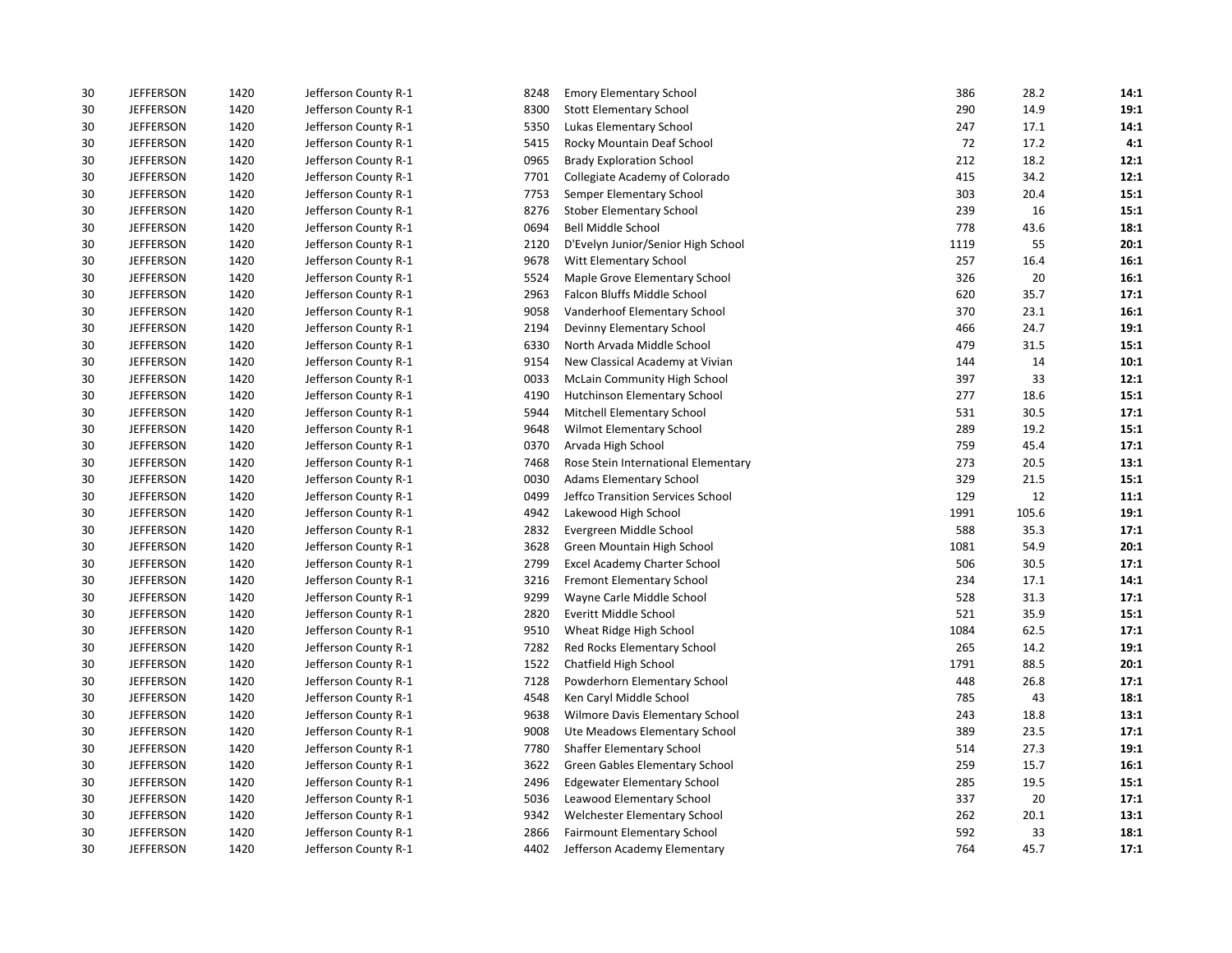| | | | | | | | | |
|---|---|---|---|---|---|---|---|---|
| 30 | JEFFERSON | 1420 | Jefferson County R-1 | 8248 | Emory Elementary School | 386 | 28.2 | **14:1** |
| 30 | JEFFERSON | 1420 | Jefferson County R-1 | 8300 | Stott Elementary School | 290 | 14.9 | **19:1** |
| 30 | JEFFERSON | 1420 | Jefferson County R-1 | 5350 | Lukas Elementary School | 247 | 17.1 | **14:1** |
| 30 | JEFFERSON | 1420 | Jefferson County R-1 | 5415 | Rocky Mountain Deaf School | 72 | 17.2 | **4:1** |
| 30 | JEFFERSON | 1420 | Jefferson County R-1 | 0965 | Brady Exploration School | 212 | 18.2 | **12:1** |
| 30 | JEFFERSON | 1420 | Jefferson County R-1 | 7701 | Collegiate Academy of Colorado | 415 | 34.2 | **12:1** |
| 30 | JEFFERSON | 1420 | Jefferson County R-1 | 7753 | Semper Elementary School | 303 | 20.4 | **15:1** |
| 30 | JEFFERSON | 1420 | Jefferson County R-1 | 8276 | Stober Elementary School | 239 | 16 | **15:1** |
| 30 | JEFFERSON | 1420 | Jefferson County R-1 | 0694 | Bell Middle School | 778 | 43.6 | **18:1** |
| 30 | JEFFERSON | 1420 | Jefferson County R-1 | 2120 | D'Evelyn Junior/Senior High School | 1119 | 55 | **20:1** |
| 30 | JEFFERSON | 1420 | Jefferson County R-1 | 9678 | Witt Elementary School | 257 | 16.4 | **16:1** |
| 30 | JEFFERSON | 1420 | Jefferson County R-1 | 5524 | Maple Grove Elementary School | 326 | 20 | **16:1** |
| 30 | JEFFERSON | 1420 | Jefferson County R-1 | 2963 | Falcon Bluffs Middle School | 620 | 35.7 | **17:1** |
| 30 | JEFFERSON | 1420 | Jefferson County R-1 | 9058 | Vanderhoof Elementary School | 370 | 23.1 | **16:1** |
| 30 | JEFFERSON | 1420 | Jefferson County R-1 | 2194 | Devinny Elementary School | 466 | 24.7 | **19:1** |
| 30 | JEFFERSON | 1420 | Jefferson County R-1 | 6330 | North Arvada Middle School | 479 | 31.5 | **15:1** |
| 30 | JEFFERSON | 1420 | Jefferson County R-1 | 9154 | New Classical Academy at Vivian | 144 | 14 | **10:1** |
| 30 | JEFFERSON | 1420 | Jefferson County R-1 | 0033 | McLain Community High School | 397 | 33 | **12:1** |
| 30 | JEFFERSON | 1420 | Jefferson County R-1 | 4190 | Hutchinson Elementary School | 277 | 18.6 | **15:1** |
| 30 | JEFFERSON | 1420 | Jefferson County R-1 | 5944 | Mitchell Elementary School | 531 | 30.5 | **17:1** |
| 30 | JEFFERSON | 1420 | Jefferson County R-1 | 9648 | Wilmot Elementary School | 289 | 19.2 | **15:1** |
| 30 | JEFFERSON | 1420 | Jefferson County R-1 | 0370 | Arvada High School | 759 | 45.4 | **17:1** |
| 30 | JEFFERSON | 1420 | Jefferson County R-1 | 7468 | Rose Stein International Elementary | 273 | 20.5 | **13:1** |
| 30 | JEFFERSON | 1420 | Jefferson County R-1 | 0030 | Adams Elementary School | 329 | 21.5 | **15:1** |
| 30 | JEFFERSON | 1420 | Jefferson County R-1 | 0499 | Jeffco Transition Services School | 129 | 12 | **11:1** |
| 30 | JEFFERSON | 1420 | Jefferson County R-1 | 4942 | Lakewood High School | 1991 | 105.6 | **19:1** |
| 30 | JEFFERSON | 1420 | Jefferson County R-1 | 2832 | Evergreen Middle School | 588 | 35.3 | **17:1** |
| 30 | JEFFERSON | 1420 | Jefferson County R-1 | 3628 | Green Mountain High School | 1081 | 54.9 | **20:1** |
| 30 | JEFFERSON | 1420 | Jefferson County R-1 | 2799 | Excel Academy Charter School | 506 | 30.5 | **17:1** |
| 30 | JEFFERSON | 1420 | Jefferson County R-1 | 3216 | Fremont Elementary School | 234 | 17.1 | **14:1** |
| 30 | JEFFERSON | 1420 | Jefferson County R-1 | 9299 | Wayne Carle Middle School | 528 | 31.3 | **17:1** |
| 30 | JEFFERSON | 1420 | Jefferson County R-1 | 2820 | Everitt Middle School | 521 | 35.9 | **15:1** |
| 30 | JEFFERSON | 1420 | Jefferson County R-1 | 9510 | Wheat Ridge High School | 1084 | 62.5 | **17:1** |
| 30 | JEFFERSON | 1420 | Jefferson County R-1 | 7282 | Red Rocks Elementary School | 265 | 14.2 | **19:1** |
| 30 | JEFFERSON | 1420 | Jefferson County R-1 | 1522 | Chatfield High School | 1791 | 88.5 | **20:1** |
| 30 | JEFFERSON | 1420 | Jefferson County R-1 | 7128 | Powderhorn Elementary School | 448 | 26.8 | **17:1** |
| 30 | JEFFERSON | 1420 | Jefferson County R-1 | 4548 | Ken Caryl Middle School | 785 | 43 | **18:1** |
| 30 | JEFFERSON | 1420 | Jefferson County R-1 | 9638 | Wilmore Davis Elementary School | 243 | 18.8 | **13:1** |
| 30 | JEFFERSON | 1420 | Jefferson County R-1 | 9008 | Ute Meadows Elementary School | 389 | 23.5 | **17:1** |
| 30 | JEFFERSON | 1420 | Jefferson County R-1 | 7780 | Shaffer Elementary School | 514 | 27.3 | **19:1** |
| 30 | JEFFERSON | 1420 | Jefferson County R-1 | 3622 | Green Gables Elementary School | 259 | 15.7 | **16:1** |
| 30 | JEFFERSON | 1420 | Jefferson County R-1 | 2496 | Edgewater Elementary School | 285 | 19.5 | **15:1** |
| 30 | JEFFERSON | 1420 | Jefferson County R-1 | 5036 | Leawood Elementary School | 337 | 20 | **17:1** |
| 30 | JEFFERSON | 1420 | Jefferson County R-1 | 9342 | Welchester Elementary School | 262 | 20.1 | **13:1** |
| 30 | JEFFERSON | 1420 | Jefferson County R-1 | 2866 | Fairmount Elementary School | 592 | 33 | **18:1** |
| 30 | JEFFERSON | 1420 | Jefferson County R-1 | 4402 | Jefferson Academy Elementary | 764 | 45.7 | **17:1** |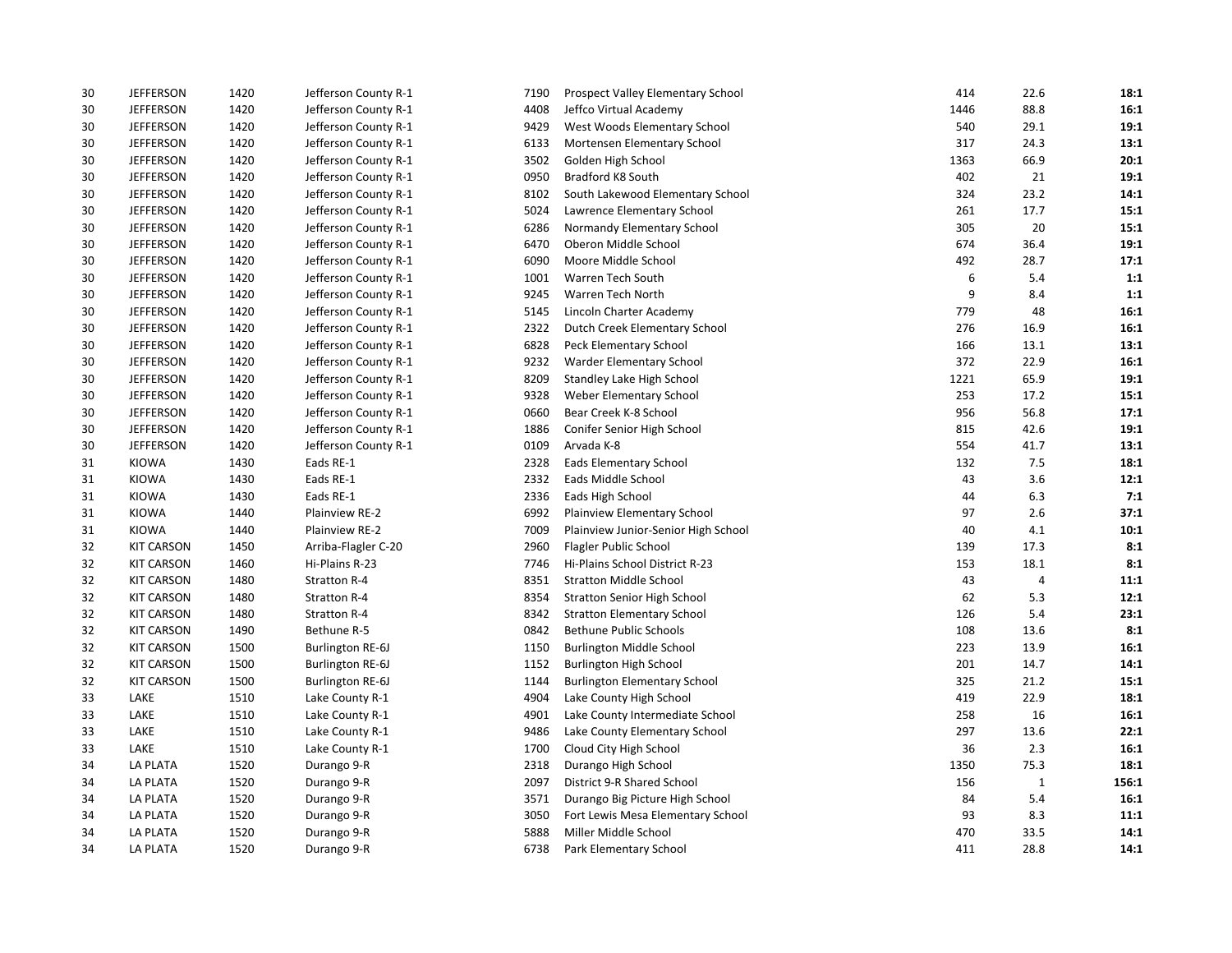| | | | | | | | | |
|---|---|---|---|---|---|---|---|---|
| 30 | JEFFERSON | 1420 | Jefferson County R-1 | 7190 | Prospect Valley Elementary School | 414 | 22.6 | **18:1** |
| 30 | JEFFERSON | 1420 | Jefferson County R-1 | 4408 | Jeffco Virtual Academy | 1446 | 88.8 | **16:1** |
| 30 | JEFFERSON | 1420 | Jefferson County R-1 | 9429 | West Woods Elementary School | 540 | 29.1 | **19:1** |
| 30 | JEFFERSON | 1420 | Jefferson County R-1 | 6133 | Mortensen Elementary School | 317 | 24.3 | **13:1** |
| 30 | JEFFERSON | 1420 | Jefferson County R-1 | 3502 | Golden High School | 1363 | 66.9 | **20:1** |
| 30 | JEFFERSON | 1420 | Jefferson County R-1 | 0950 | Bradford K8 South | 402 | 21 | **19:1** |
| 30 | JEFFERSON | 1420 | Jefferson County R-1 | 8102 | South Lakewood Elementary School | 324 | 23.2 | **14:1** |
| 30 | JEFFERSON | 1420 | Jefferson County R-1 | 5024 | Lawrence Elementary School | 261 | 17.7 | **15:1** |
| 30 | JEFFERSON | 1420 | Jefferson County R-1 | 6286 | Normandy Elementary School | 305 | 20 | **15:1** |
| 30 | JEFFERSON | 1420 | Jefferson County R-1 | 6470 | Oberon Middle School | 674 | 36.4 | **19:1** |
| 30 | JEFFERSON | 1420 | Jefferson County R-1 | 6090 | Moore Middle School | 492 | 28.7 | **17:1** |
| 30 | JEFFERSON | 1420 | Jefferson County R-1 | 1001 | Warren Tech South | 6 | 5.4 | **1:1** |
| 30 | JEFFERSON | 1420 | Jefferson County R-1 | 9245 | Warren Tech North | 9 | 8.4 | **1:1** |
| 30 | JEFFERSON | 1420 | Jefferson County R-1 | 5145 | Lincoln Charter Academy | 779 | 48 | **16:1** |
| 30 | JEFFERSON | 1420 | Jefferson County R-1 | 2322 | Dutch Creek Elementary School | 276 | 16.9 | **16:1** |
| 30 | JEFFERSON | 1420 | Jefferson County R-1 | 6828 | Peck Elementary School | 166 | 13.1 | **13:1** |
| 30 | JEFFERSON | 1420 | Jefferson County R-1 | 9232 | Warder Elementary School | 372 | 22.9 | **16:1** |
| 30 | JEFFERSON | 1420 | Jefferson County R-1 | 8209 | Standley Lake High School | 1221 | 65.9 | **19:1** |
| 30 | JEFFERSON | 1420 | Jefferson County R-1 | 9328 | Weber Elementary School | 253 | 17.2 | **15:1** |
| 30 | JEFFERSON | 1420 | Jefferson County R-1 | 0660 | Bear Creek K-8 School | 956 | 56.8 | **17:1** |
| 30 | JEFFERSON | 1420 | Jefferson County R-1 | 1886 | Conifer Senior High School | 815 | 42.6 | **19:1** |
| 30 | JEFFERSON | 1420 | Jefferson County R-1 | 0109 | Arvada K-8 | 554 | 41.7 | **13:1** |
| 31 | KIOWA | 1430 | Eads RE-1 | 2328 | Eads Elementary School | 132 | 7.5 | **18:1** |
| 31 | KIOWA | 1430 | Eads RE-1 | 2332 | Eads Middle School | 43 | 3.6 | **12:1** |
| 31 | KIOWA | 1430 | Eads RE-1 | 2336 | Eads High School | 44 | 6.3 | **7:1** |
| 31 | KIOWA | 1440 | Plainview RE-2 | 6992 | Plainview Elementary School | 97 | 2.6 | **37:1** |
| 31 | KIOWA | 1440 | Plainview RE-2 | 7009 | Plainview Junior-Senior High School | 40 | 4.1 | **10:1** |
| 32 | KIT CARSON | 1450 | Arriba-Flagler C-20 | 2960 | Flagler Public School | 139 | 17.3 | **8:1** |
| 32 | KIT CARSON | 1460 | Hi-Plains R-23 | 7746 | Hi-Plains School District R-23 | 153 | 18.1 | **8:1** |
| 32 | KIT CARSON | 1480 | Stratton R-4 | 8351 | Stratton Middle School | 43 | 4 | **11:1** |
| 32 | KIT CARSON | 1480 | Stratton R-4 | 8354 | Stratton Senior High School | 62 | 5.3 | **12:1** |
| 32 | KIT CARSON | 1480 | Stratton R-4 | 8342 | Stratton Elementary School | 126 | 5.4 | **23:1** |
| 32 | KIT CARSON | 1490 | Bethune R-5 | 0842 | Bethune Public Schools | 108 | 13.6 | **8:1** |
| 32 | KIT CARSON | 1500 | Burlington RE-6J | 1150 | Burlington Middle School | 223 | 13.9 | **16:1** |
| 32 | KIT CARSON | 1500 | Burlington RE-6J | 1152 | Burlington High School | 201 | 14.7 | **14:1** |
| 32 | KIT CARSON | 1500 | Burlington RE-6J | 1144 | Burlington Elementary School | 325 | 21.2 | **15:1** |
| 33 | LAKE | 1510 | Lake County R-1 | 4904 | Lake County High School | 419 | 22.9 | **18:1** |
| 33 | LAKE | 1510 | Lake County R-1 | 4901 | Lake County Intermediate School | 258 | 16 | **16:1** |
| 33 | LAKE | 1510 | Lake County R-1 | 9486 | Lake County Elementary School | 297 | 13.6 | **22:1** |
| 33 | LAKE | 1510 | Lake County R-1 | 1700 | Cloud City High School | 36 | 2.3 | **16:1** |
| 34 | LA PLATA | 1520 | Durango 9-R | 2318 | Durango High School | 1350 | 75.3 | **18:1** |
| 34 | LA PLATA | 1520 | Durango 9-R | 2097 | District 9-R Shared School | 156 | 1 | **156:1** |
| 34 | LA PLATA | 1520 | Durango 9-R | 3571 | Durango Big Picture High School | 84 | 5.4 | **16:1** |
| 34 | LA PLATA | 1520 | Durango 9-R | 3050 | Fort Lewis Mesa Elementary School | 93 | 8.3 | **11:1** |
| 34 | LA PLATA | 1520 | Durango 9-R | 5888 | Miller Middle School | 470 | 33.5 | **14:1** |
| 34 | LA PLATA | 1520 | Durango 9-R | 6738 | Park Elementary School | 411 | 28.8 | **14:1** |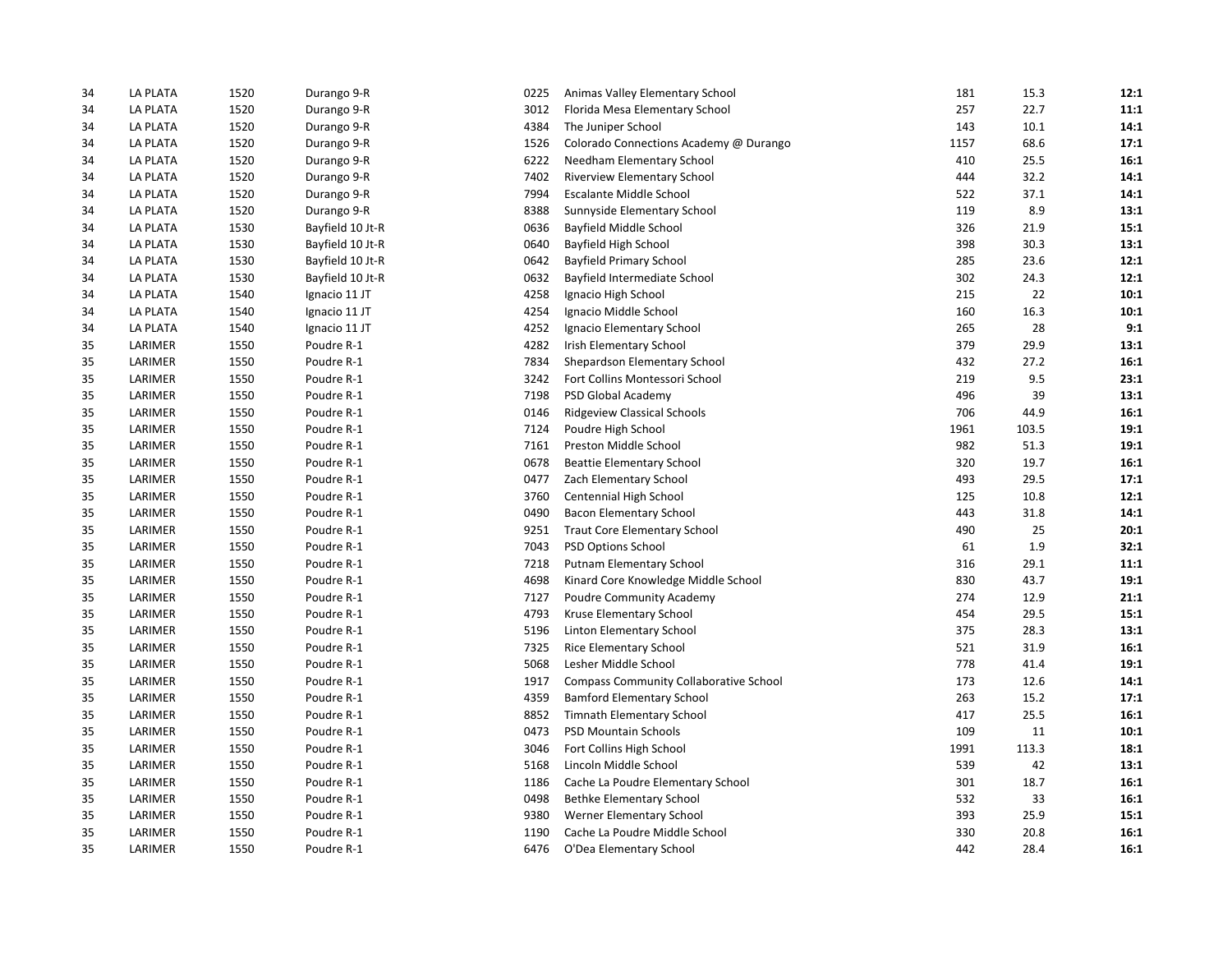| | | | | | | | | |
|---|---|---|---|---|---|---|---|---|
| 34 | LA PLATA | 1520 | Durango 9-R | 0225 | Animas Valley Elementary School | 181 | 15.3 | **12:1** |
| 34 | LA PLATA | 1520 | Durango 9-R | 3012 | Florida Mesa Elementary School | 257 | 22.7 | **11:1** |
| 34 | LA PLATA | 1520 | Durango 9-R | 4384 | The Juniper School | 143 | 10.1 | **14:1** |
| 34 | LA PLATA | 1520 | Durango 9-R | 1526 | Colorado Connections Academy @ Durango | 1157 | 68.6 | **17:1** |
| 34 | LA PLATA | 1520 | Durango 9-R | 6222 | Needham Elementary School | 410 | 25.5 | **16:1** |
| 34 | LA PLATA | 1520 | Durango 9-R | 7402 | Riverview Elementary School | 444 | 32.2 | **14:1** |
| 34 | LA PLATA | 1520 | Durango 9-R | 7994 | Escalante Middle School | 522 | 37.1 | **14:1** |
| 34 | LA PLATA | 1520 | Durango 9-R | 8388 | Sunnyside Elementary School | 119 | 8.9 | **13:1** |
| 34 | LA PLATA | 1530 | Bayfield 10 Jt-R | 0636 | Bayfield Middle School | 326 | 21.9 | **15:1** |
| 34 | LA PLATA | 1530 | Bayfield 10 Jt-R | 0640 | Bayfield High School | 398 | 30.3 | **13:1** |
| 34 | LA PLATA | 1530 | Bayfield 10 Jt-R | 0642 | Bayfield Primary School | 285 | 23.6 | **12:1** |
| 34 | LA PLATA | 1530 | Bayfield 10 Jt-R | 0632 | Bayfield Intermediate School | 302 | 24.3 | **12:1** |
| 34 | LA PLATA | 1540 | Ignacio 11 JT | 4258 | Ignacio High School | 215 | 22 | **10:1** |
| 34 | LA PLATA | 1540 | Ignacio 11 JT | 4254 | Ignacio Middle School | 160 | 16.3 | **10:1** |
| 34 | LA PLATA | 1540 | Ignacio 11 JT | 4252 | Ignacio Elementary School | 265 | 28 | **9:1** |
| 35 | LARIMER | 1550 | Poudre R-1 | 4282 | Irish Elementary School | 379 | 29.9 | **13:1** |
| 35 | LARIMER | 1550 | Poudre R-1 | 7834 | Shepardson Elementary School | 432 | 27.2 | **16:1** |
| 35 | LARIMER | 1550 | Poudre R-1 | 3242 | Fort Collins Montessori School | 219 | 9.5 | **23:1** |
| 35 | LARIMER | 1550 | Poudre R-1 | 7198 | PSD Global Academy | 496 | 39 | **13:1** |
| 35 | LARIMER | 1550 | Poudre R-1 | 0146 | Ridgeview Classical Schools | 706 | 44.9 | **16:1** |
| 35 | LARIMER | 1550 | Poudre R-1 | 7124 | Poudre High School | 1961 | 103.5 | **19:1** |
| 35 | LARIMER | 1550 | Poudre R-1 | 7161 | Preston Middle School | 982 | 51.3 | **19:1** |
| 35 | LARIMER | 1550 | Poudre R-1 | 0678 | Beattie Elementary School | 320 | 19.7 | **16:1** |
| 35 | LARIMER | 1550 | Poudre R-1 | 0477 | Zach Elementary School | 493 | 29.5 | **17:1** |
| 35 | LARIMER | 1550 | Poudre R-1 | 3760 | Centennial High School | 125 | 10.8 | **12:1** |
| 35 | LARIMER | 1550 | Poudre R-1 | 0490 | Bacon Elementary School | 443 | 31.8 | **14:1** |
| 35 | LARIMER | 1550 | Poudre R-1 | 9251 | Traut Core Elementary School | 490 | 25 | **20:1** |
| 35 | LARIMER | 1550 | Poudre R-1 | 7043 | PSD Options School | 61 | 1.9 | **32:1** |
| 35 | LARIMER | 1550 | Poudre R-1 | 7218 | Putnam Elementary School | 316 | 29.1 | **11:1** |
| 35 | LARIMER | 1550 | Poudre R-1 | 4698 | Kinard Core Knowledge Middle School | 830 | 43.7 | **19:1** |
| 35 | LARIMER | 1550 | Poudre R-1 | 7127 | Poudre Community Academy | 274 | 12.9 | **21:1** |
| 35 | LARIMER | 1550 | Poudre R-1 | 4793 | Kruse Elementary School | 454 | 29.5 | **15:1** |
| 35 | LARIMER | 1550 | Poudre R-1 | 5196 | Linton Elementary School | 375 | 28.3 | **13:1** |
| 35 | LARIMER | 1550 | Poudre R-1 | 7325 | Rice Elementary School | 521 | 31.9 | **16:1** |
| 35 | LARIMER | 1550 | Poudre R-1 | 5068 | Lesher Middle School | 778 | 41.4 | **19:1** |
| 35 | LARIMER | 1550 | Poudre R-1 | 1917 | Compass Community Collaborative School | 173 | 12.6 | **14:1** |
| 35 | LARIMER | 1550 | Poudre R-1 | 4359 | Bamford Elementary School | 263 | 15.2 | **17:1** |
| 35 | LARIMER | 1550 | Poudre R-1 | 8852 | Timnath Elementary School | 417 | 25.5 | **16:1** |
| 35 | LARIMER | 1550 | Poudre R-1 | 0473 | PSD Mountain Schools | 109 | 11 | **10:1** |
| 35 | LARIMER | 1550 | Poudre R-1 | 3046 | Fort Collins High School | 1991 | 113.3 | **18:1** |
| 35 | LARIMER | 1550 | Poudre R-1 | 5168 | Lincoln Middle School | 539 | 42 | **13:1** |
| 35 | LARIMER | 1550 | Poudre R-1 | 1186 | Cache La Poudre Elementary School | 301 | 18.7 | **16:1** |
| 35 | LARIMER | 1550 | Poudre R-1 | 0498 | Bethke Elementary School | 532 | 33 | **16:1** |
| 35 | LARIMER | 1550 | Poudre R-1 | 9380 | Werner Elementary School | 393 | 25.9 | **15:1** |
| 35 | LARIMER | 1550 | Poudre R-1 | 1190 | Cache La Poudre Middle School | 330 | 20.8 | **16:1** |
| 35 | LARIMER | 1550 | Poudre R-1 | 6476 | O'Dea Elementary School | 442 | 28.4 | **16:1** |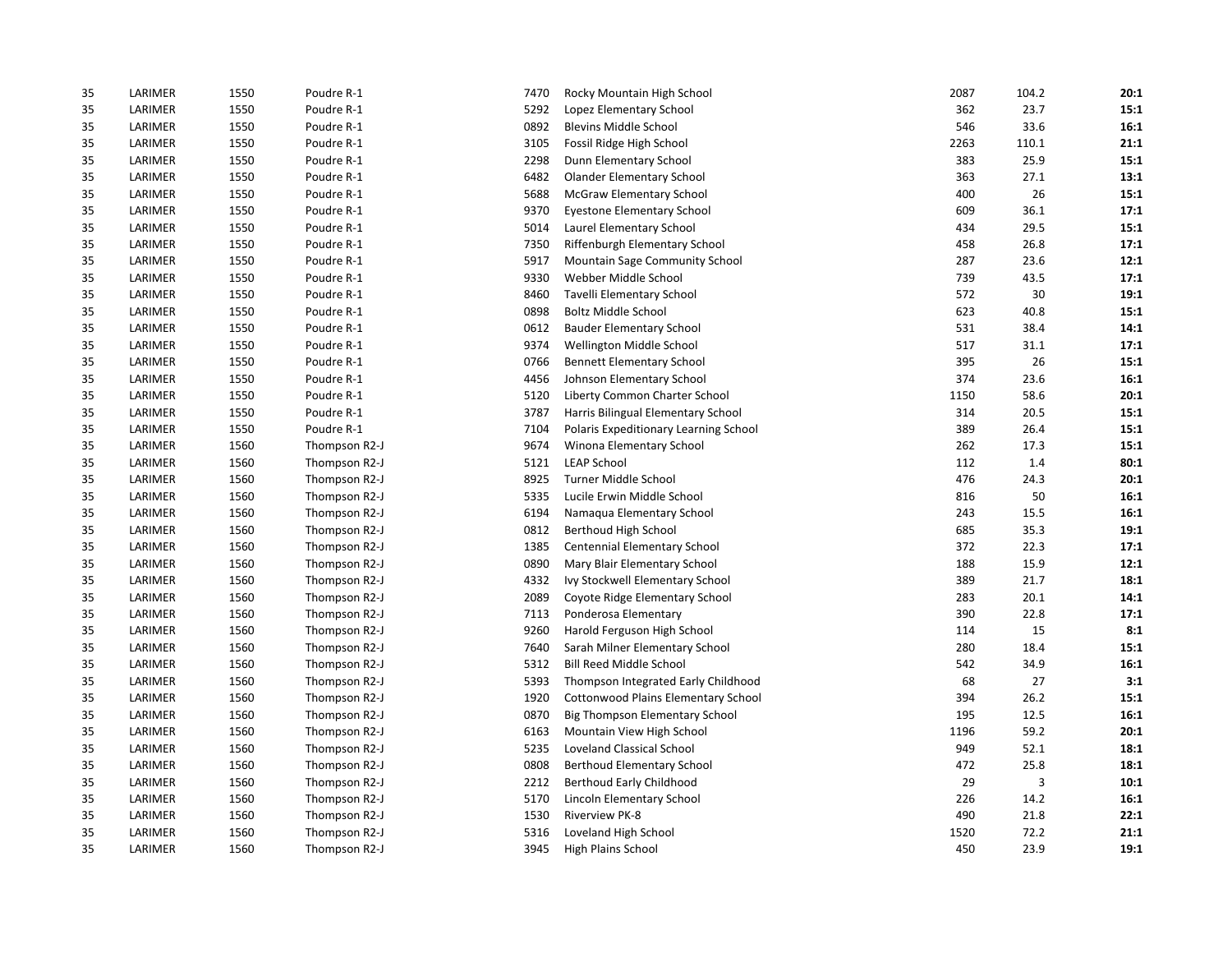| | | | | | | | | |
|---|---|---|---|---|---|---|---|---|
| 35 | LARIMER | 1550 | Poudre R-1 | 7470 | Rocky Mountain High School | 2087 | 104.2 | **20:1** |
| 35 | LARIMER | 1550 | Poudre R-1 | 5292 | Lopez Elementary School | 362 | 23.7 | **15:1** |
| 35 | LARIMER | 1550 | Poudre R-1 | 0892 | Blevins Middle School | 546 | 33.6 | **16:1** |
| 35 | LARIMER | 1550 | Poudre R-1 | 3105 | Fossil Ridge High School | 2263 | 110.1 | **21:1** |
| 35 | LARIMER | 1550 | Poudre R-1 | 2298 | Dunn Elementary School | 383 | 25.9 | **15:1** |
| 35 | LARIMER | 1550 | Poudre R-1 | 6482 | Olander Elementary School | 363 | 27.1 | **13:1** |
| 35 | LARIMER | 1550 | Poudre R-1 | 5688 | McGraw Elementary School | 400 | 26 | **15:1** |
| 35 | LARIMER | 1550 | Poudre R-1 | 9370 | Eyestone Elementary School | 609 | 36.1 | **17:1** |
| 35 | LARIMER | 1550 | Poudre R-1 | 5014 | Laurel Elementary School | 434 | 29.5 | **15:1** |
| 35 | LARIMER | 1550 | Poudre R-1 | 7350 | Riffenburgh Elementary School | 458 | 26.8 | **17:1** |
| 35 | LARIMER | 1550 | Poudre R-1 | 5917 | Mountain Sage Community School | 287 | 23.6 | **12:1** |
| 35 | LARIMER | 1550 | Poudre R-1 | 9330 | Webber Middle School | 739 | 43.5 | **17:1** |
| 35 | LARIMER | 1550 | Poudre R-1 | 8460 | Tavelli Elementary School | 572 | 30 | **19:1** |
| 35 | LARIMER | 1550 | Poudre R-1 | 0898 | Boltz Middle School | 623 | 40.8 | **15:1** |
| 35 | LARIMER | 1550 | Poudre R-1 | 0612 | Bauder Elementary School | 531 | 38.4 | **14:1** |
| 35 | LARIMER | 1550 | Poudre R-1 | 9374 | Wellington Middle School | 517 | 31.1 | **17:1** |
| 35 | LARIMER | 1550 | Poudre R-1 | 0766 | Bennett Elementary School | 395 | 26 | **15:1** |
| 35 | LARIMER | 1550 | Poudre R-1 | 4456 | Johnson Elementary School | 374 | 23.6 | **16:1** |
| 35 | LARIMER | 1550 | Poudre R-1 | 5120 | Liberty Common Charter School | 1150 | 58.6 | **20:1** |
| 35 | LARIMER | 1550 | Poudre R-1 | 3787 | Harris Bilingual Elementary School | 314 | 20.5 | **15:1** |
| 35 | LARIMER | 1550 | Poudre R-1 | 7104 | Polaris Expeditionary Learning School | 389 | 26.4 | **15:1** |
| 35 | LARIMER | 1560 | Thompson R2-J | 9674 | Winona Elementary School | 262 | 17.3 | **15:1** |
| 35 | LARIMER | 1560 | Thompson R2-J | 5121 | LEAP School | 112 | 1.4 | **80:1** |
| 35 | LARIMER | 1560 | Thompson R2-J | 8925 | Turner Middle School | 476 | 24.3 | **20:1** |
| 35 | LARIMER | 1560 | Thompson R2-J | 5335 | Lucile Erwin Middle School | 816 | 50 | **16:1** |
| 35 | LARIMER | 1560 | Thompson R2-J | 6194 | Namaqua Elementary School | 243 | 15.5 | **16:1** |
| 35 | LARIMER | 1560 | Thompson R2-J | 0812 | Berthoud High School | 685 | 35.3 | **19:1** |
| 35 | LARIMER | 1560 | Thompson R2-J | 1385 | Centennial Elementary School | 372 | 22.3 | **17:1** |
| 35 | LARIMER | 1560 | Thompson R2-J | 0890 | Mary Blair Elementary School | 188 | 15.9 | **12:1** |
| 35 | LARIMER | 1560 | Thompson R2-J | 4332 | Ivy Stockwell Elementary School | 389 | 21.7 | **18:1** |
| 35 | LARIMER | 1560 | Thompson R2-J | 2089 | Coyote Ridge Elementary School | 283 | 20.1 | **14:1** |
| 35 | LARIMER | 1560 | Thompson R2-J | 7113 | Ponderosa Elementary | 390 | 22.8 | **17:1** |
| 35 | LARIMER | 1560 | Thompson R2-J | 9260 | Harold Ferguson High School | 114 | 15 | **8:1** |
| 35 | LARIMER | 1560 | Thompson R2-J | 7640 | Sarah Milner Elementary School | 280 | 18.4 | **15:1** |
| 35 | LARIMER | 1560 | Thompson R2-J | 5312 | Bill Reed Middle School | 542 | 34.9 | **16:1** |
| 35 | LARIMER | 1560 | Thompson R2-J | 5393 | Thompson Integrated Early Childhood | 68 | 27 | **3:1** |
| 35 | LARIMER | 1560 | Thompson R2-J | 1920 | Cottonwood Plains Elementary School | 394 | 26.2 | **15:1** |
| 35 | LARIMER | 1560 | Thompson R2-J | 0870 | Big Thompson Elementary School | 195 | 12.5 | **16:1** |
| 35 | LARIMER | 1560 | Thompson R2-J | 6163 | Mountain View High School | 1196 | 59.2 | **20:1** |
| 35 | LARIMER | 1560 | Thompson R2-J | 5235 | Loveland Classical School | 949 | 52.1 | **18:1** |
| 35 | LARIMER | 1560 | Thompson R2-J | 0808 | Berthoud Elementary School | 472 | 25.8 | **18:1** |
| 35 | LARIMER | 1560 | Thompson R2-J | 2212 | Berthoud Early Childhood | 29 | 3 | **10:1** |
| 35 | LARIMER | 1560 | Thompson R2-J | 5170 | Lincoln Elementary School | 226 | 14.2 | **16:1** |
| 35 | LARIMER | 1560 | Thompson R2-J | 1530 | Riverview PK-8 | 490 | 21.8 | **22:1** |
| 35 | LARIMER | 1560 | Thompson R2-J | 5316 | Loveland High School | 1520 | 72.2 | **21:1** |
| 35 | LARIMER | 1560 | Thompson R2-J | 3945 | High Plains School | 450 | 23.9 | **19:1** |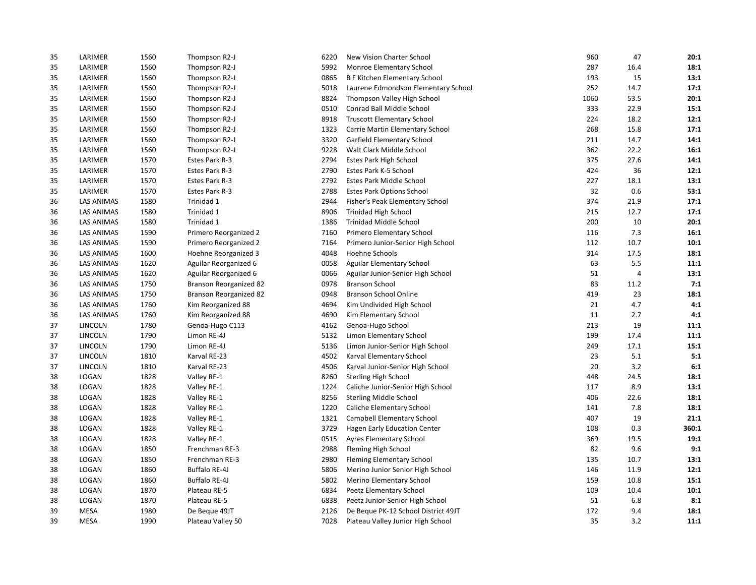| | | | | | | | | |
|---|---|---|---|---|---|---|---|---|
| 35 | LARIMER | 1560 | Thompson R2-J | 6220 | New Vision Charter School | 960 | 47 | **20:1** |
| 35 | LARIMER | 1560 | Thompson R2-J | 5992 | Monroe Elementary School | 287 | 16.4 | **18:1** |
| 35 | LARIMER | 1560 | Thompson R2-J | 0865 | B F Kitchen Elementary School | 193 | 15 | **13:1** |
| 35 | LARIMER | 1560 | Thompson R2-J | 5018 | Laurene Edmondson Elementary School | 252 | 14.7 | **17:1** |
| 35 | LARIMER | 1560 | Thompson R2-J | 8824 | Thompson Valley High School | 1060 | 53.5 | **20:1** |
| 35 | LARIMER | 1560 | Thompson R2-J | 0510 | Conrad Ball Middle School | 333 | 22.9 | **15:1** |
| 35 | LARIMER | 1560 | Thompson R2-J | 8918 | Truscott Elementary School | 224 | 18.2 | **12:1** |
| 35 | LARIMER | 1560 | Thompson R2-J | 1323 | Carrie Martin Elementary School | 268 | 15.8 | **17:1** |
| 35 | LARIMER | 1560 | Thompson R2-J | 3320 | Garfield Elementary School | 211 | 14.7 | **14:1** |
| 35 | LARIMER | 1560 | Thompson R2-J | 9228 | Walt Clark Middle School | 362 | 22.2 | **16:1** |
| 35 | LARIMER | 1570 | Estes Park R-3 | 2794 | Estes Park High School | 375 | 27.6 | **14:1** |
| 35 | LARIMER | 1570 | Estes Park R-3 | 2790 | Estes Park K-5 School | 424 | 36 | **12:1** |
| 35 | LARIMER | 1570 | Estes Park R-3 | 2792 | Estes Park Middle School | 227 | 18.1 | **13:1** |
| 35 | LARIMER | 1570 | Estes Park R-3 | 2788 | Estes Park Options School | 32 | 0.6 | **53:1** |
| 36 | LAS ANIMAS | 1580 | Trinidad 1 | 2944 | Fisher's Peak Elementary School | 374 | 21.9 | **17:1** |
| 36 | LAS ANIMAS | 1580 | Trinidad 1 | 8906 | Trinidad High School | 215 | 12.7 | **17:1** |
| 36 | LAS ANIMAS | 1580 | Trinidad 1 | 1386 | Trinidad Middle School | 200 | 10 | **20:1** |
| 36 | LAS ANIMAS | 1590 | Primero Reorganized 2 | 7160 | Primero Elementary School | 116 | 7.3 | **16:1** |
| 36 | LAS ANIMAS | 1590 | Primero Reorganized 2 | 7164 | Primero Junior-Senior High School | 112 | 10.7 | **10:1** |
| 36 | LAS ANIMAS | 1600 | Hoehne Reorganized 3 | 4048 | Hoehne Schools | 314 | 17.5 | **18:1** |
| 36 | LAS ANIMAS | 1620 | Aguilar Reorganized 6 | 0058 | Aguilar Elementary School | 63 | 5.5 | **11:1** |
| 36 | LAS ANIMAS | 1620 | Aguilar Reorganized 6 | 0066 | Aguilar Junior-Senior High School | 51 | 4 | **13:1** |
| 36 | LAS ANIMAS | 1750 | Branson Reorganized 82 | 0978 | Branson School | 83 | 11.2 | **7:1** |
| 36 | LAS ANIMAS | 1750 | Branson Reorganized 82 | 0948 | Branson School Online | 419 | 23 | **18:1** |
| 36 | LAS ANIMAS | 1760 | Kim Reorganized 88 | 4694 | Kim Undivided High School | 21 | 4.7 | **4:1** |
| 36 | LAS ANIMAS | 1760 | Kim Reorganized 88 | 4690 | Kim Elementary School | 11 | 2.7 | **4:1** |
| 37 | LINCOLN | 1780 | Genoa-Hugo C113 | 4162 | Genoa-Hugo School | 213 | 19 | **11:1** |
| 37 | LINCOLN | 1790 | Limon RE-4J | 5132 | Limon Elementary School | 199 | 17.4 | **11:1** |
| 37 | LINCOLN | 1790 | Limon RE-4J | 5136 | Limon Junior-Senior High School | 249 | 17.1 | **15:1** |
| 37 | LINCOLN | 1810 | Karval RE-23 | 4502 | Karval Elementary School | 23 | 5.1 | **5:1** |
| 37 | LINCOLN | 1810 | Karval RE-23 | 4506 | Karval Junior-Senior High School | 20 | 3.2 | **6:1** |
| 38 | LOGAN | 1828 | Valley RE-1 | 8260 | Sterling High School | 448 | 24.5 | **18:1** |
| 38 | LOGAN | 1828 | Valley RE-1 | 1224 | Caliche Junior-Senior High School | 117 | 8.9 | **13:1** |
| 38 | LOGAN | 1828 | Valley RE-1 | 8256 | Sterling Middle School | 406 | 22.6 | **18:1** |
| 38 | LOGAN | 1828 | Valley RE-1 | 1220 | Caliche Elementary School | 141 | 7.8 | **18:1** |
| 38 | LOGAN | 1828 | Valley RE-1 | 1321 | Campbell Elementary School | 407 | 19 | **21:1** |
| 38 | LOGAN | 1828 | Valley RE-1 | 3729 | Hagen Early Education Center | 108 | 0.3 | **360:1** |
| 38 | LOGAN | 1828 | Valley RE-1 | 0515 | Ayres Elementary School | 369 | 19.5 | **19:1** |
| 38 | LOGAN | 1850 | Frenchman RE-3 | 2988 | Fleming High School | 82 | 9.6 | **9:1** |
| 38 | LOGAN | 1850 | Frenchman RE-3 | 2980 | Fleming Elementary School | 135 | 10.7 | **13:1** |
| 38 | LOGAN | 1860 | Buffalo RE-4J | 5806 | Merino Junior Senior High School | 146 | 11.9 | **12:1** |
| 38 | LOGAN | 1860 | Buffalo RE-4J | 5802 | Merino Elementary School | 159 | 10.8 | **15:1** |
| 38 | LOGAN | 1870 | Plateau RE-5 | 6834 | Peetz Elementary School | 109 | 10.4 | **10:1** |
| 38 | LOGAN | 1870 | Plateau RE-5 | 6838 | Peetz Junior-Senior High School | 51 | 6.8 | **8:1** |
| 39 | MESA | 1980 | De Beque 49JT | 2126 | De Beque PK-12 School District 49JT | 172 | 9.4 | **18:1** |
| 39 | MESA | 1990 | Plateau Valley 50 | 7028 | Plateau Valley Junior High School | 35 | 3.2 | **11:1** |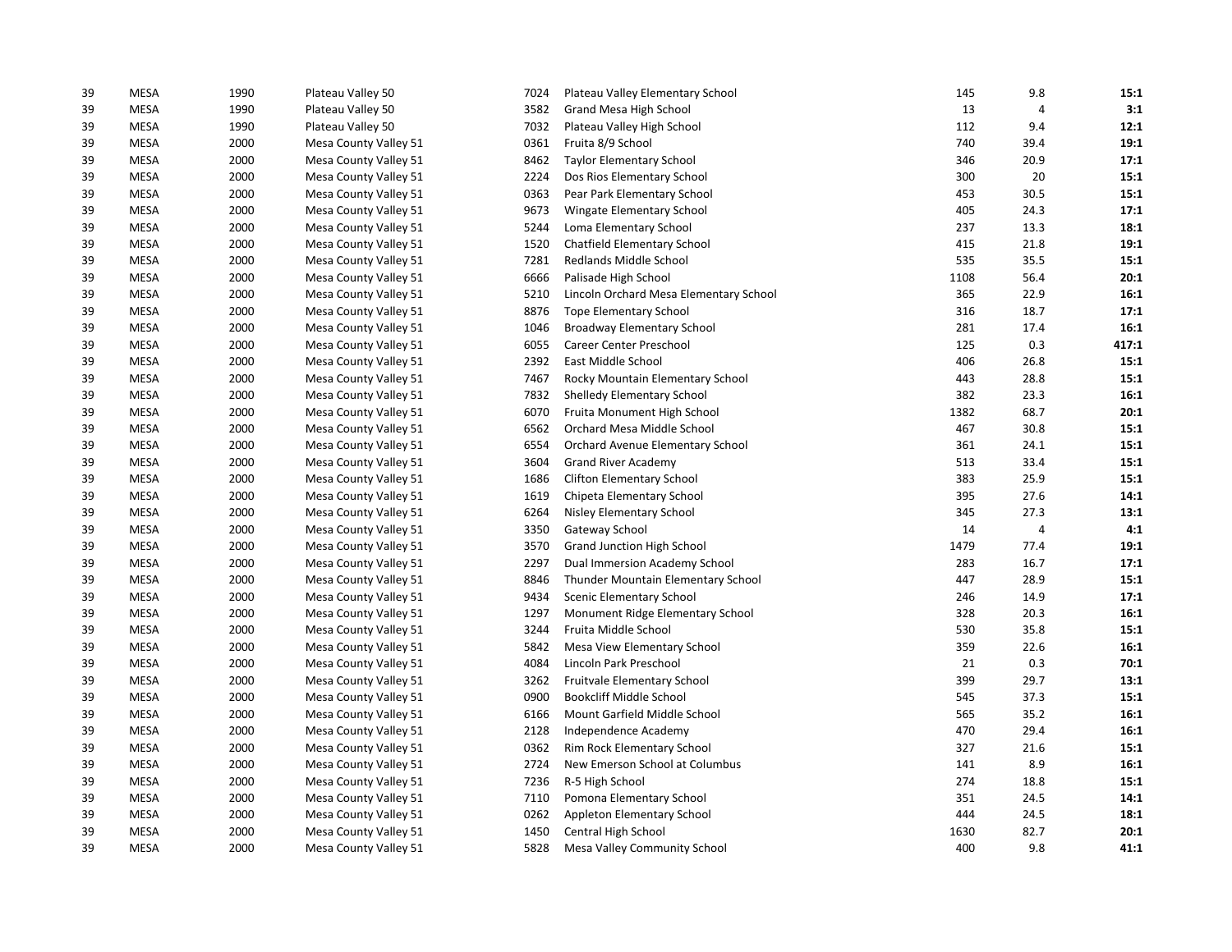| | | | | | | | | |
|---|---|---|---|---|---|---|---|---|
| 39 | MESA | 1990 | Plateau Valley 50 | 7024 | Plateau Valley Elementary School | 145 | 9.8 | **15:1** |
| 39 | MESA | 1990 | Plateau Valley 50 | 3582 | Grand Mesa High School | 13 | 4 | **3:1** |
| 39 | MESA | 1990 | Plateau Valley 50 | 7032 | Plateau Valley High School | 112 | 9.4 | **12:1** |
| 39 | MESA | 2000 | Mesa County Valley 51 | 0361 | Fruita 8/9 School | 740 | 39.4 | **19:1** |
| 39 | MESA | 2000 | Mesa County Valley 51 | 8462 | Taylor Elementary School | 346 | 20.9 | **17:1** |
| 39 | MESA | 2000 | Mesa County Valley 51 | 2224 | Dos Rios Elementary School | 300 | 20 | **15:1** |
| 39 | MESA | 2000 | Mesa County Valley 51 | 0363 | Pear Park Elementary School | 453 | 30.5 | **15:1** |
| 39 | MESA | 2000 | Mesa County Valley 51 | 9673 | Wingate Elementary School | 405 | 24.3 | **17:1** |
| 39 | MESA | 2000 | Mesa County Valley 51 | 5244 | Loma Elementary School | 237 | 13.3 | **18:1** |
| 39 | MESA | 2000 | Mesa County Valley 51 | 1520 | Chatfield Elementary School | 415 | 21.8 | **19:1** |
| 39 | MESA | 2000 | Mesa County Valley 51 | 7281 | Redlands Middle School | 535 | 35.5 | **15:1** |
| 39 | MESA | 2000 | Mesa County Valley 51 | 6666 | Palisade High School | 1108 | 56.4 | **20:1** |
| 39 | MESA | 2000 | Mesa County Valley 51 | 5210 | Lincoln Orchard Mesa Elementary School | 365 | 22.9 | **16:1** |
| 39 | MESA | 2000 | Mesa County Valley 51 | 8876 | Tope Elementary School | 316 | 18.7 | **17:1** |
| 39 | MESA | 2000 | Mesa County Valley 51 | 1046 | Broadway Elementary School | 281 | 17.4 | **16:1** |
| 39 | MESA | 2000 | Mesa County Valley 51 | 6055 | Career Center Preschool | 125 | 0.3 | **417:1** |
| 39 | MESA | 2000 | Mesa County Valley 51 | 2392 | East Middle School | 406 | 26.8 | **15:1** |
| 39 | MESA | 2000 | Mesa County Valley 51 | 7467 | Rocky Mountain Elementary School | 443 | 28.8 | **15:1** |
| 39 | MESA | 2000 | Mesa County Valley 51 | 7832 | Shelledy Elementary School | 382 | 23.3 | **16:1** |
| 39 | MESA | 2000 | Mesa County Valley 51 | 6070 | Fruita Monument High School | 1382 | 68.7 | **20:1** |
| 39 | MESA | 2000 | Mesa County Valley 51 | 6562 | Orchard Mesa Middle School | 467 | 30.8 | **15:1** |
| 39 | MESA | 2000 | Mesa County Valley 51 | 6554 | Orchard Avenue Elementary School | 361 | 24.1 | **15:1** |
| 39 | MESA | 2000 | Mesa County Valley 51 | 3604 | Grand River Academy | 513 | 33.4 | **15:1** |
| 39 | MESA | 2000 | Mesa County Valley 51 | 1686 | Clifton Elementary School | 383 | 25.9 | **15:1** |
| 39 | MESA | 2000 | Mesa County Valley 51 | 1619 | Chipeta Elementary School | 395 | 27.6 | **14:1** |
| 39 | MESA | 2000 | Mesa County Valley 51 | 6264 | Nisley Elementary School | 345 | 27.3 | **13:1** |
| 39 | MESA | 2000 | Mesa County Valley 51 | 3350 | Gateway School | 14 | 4 | **4:1** |
| 39 | MESA | 2000 | Mesa County Valley 51 | 3570 | Grand Junction High School | 1479 | 77.4 | **19:1** |
| 39 | MESA | 2000 | Mesa County Valley 51 | 2297 | Dual Immersion Academy School | 283 | 16.7 | **17:1** |
| 39 | MESA | 2000 | Mesa County Valley 51 | 8846 | Thunder Mountain Elementary School | 447 | 28.9 | **15:1** |
| 39 | MESA | 2000 | Mesa County Valley 51 | 9434 | Scenic Elementary School | 246 | 14.9 | **17:1** |
| 39 | MESA | 2000 | Mesa County Valley 51 | 1297 | Monument Ridge Elementary School | 328 | 20.3 | **16:1** |
| 39 | MESA | 2000 | Mesa County Valley 51 | 3244 | Fruita Middle School | 530 | 35.8 | **15:1** |
| 39 | MESA | 2000 | Mesa County Valley 51 | 5842 | Mesa View Elementary School | 359 | 22.6 | **16:1** |
| 39 | MESA | 2000 | Mesa County Valley 51 | 4084 | Lincoln Park Preschool | 21 | 0.3 | **70:1** |
| 39 | MESA | 2000 | Mesa County Valley 51 | 3262 | Fruitvale Elementary School | 399 | 29.7 | **13:1** |
| 39 | MESA | 2000 | Mesa County Valley 51 | 0900 | Bookcliff Middle School | 545 | 37.3 | **15:1** |
| 39 | MESA | 2000 | Mesa County Valley 51 | 6166 | Mount Garfield Middle School | 565 | 35.2 | **16:1** |
| 39 | MESA | 2000 | Mesa County Valley 51 | 2128 | Independence Academy | 470 | 29.4 | **16:1** |
| 39 | MESA | 2000 | Mesa County Valley 51 | 0362 | Rim Rock Elementary School | 327 | 21.6 | **15:1** |
| 39 | MESA | 2000 | Mesa County Valley 51 | 2724 | New Emerson School at Columbus | 141 | 8.9 | **16:1** |
| 39 | MESA | 2000 | Mesa County Valley 51 | 7236 | R-5 High School | 274 | 18.8 | **15:1** |
| 39 | MESA | 2000 | Mesa County Valley 51 | 7110 | Pomona Elementary School | 351 | 24.5 | **14:1** |
| 39 | MESA | 2000 | Mesa County Valley 51 | 0262 | Appleton Elementary School | 444 | 24.5 | **18:1** |
| 39 | MESA | 2000 | Mesa County Valley 51 | 1450 | Central High School | 1630 | 82.7 | **20:1** |
| 39 | MESA | 2000 | Mesa County Valley 51 | 5828 | Mesa Valley Community School | 400 | 9.8 | **41:1** |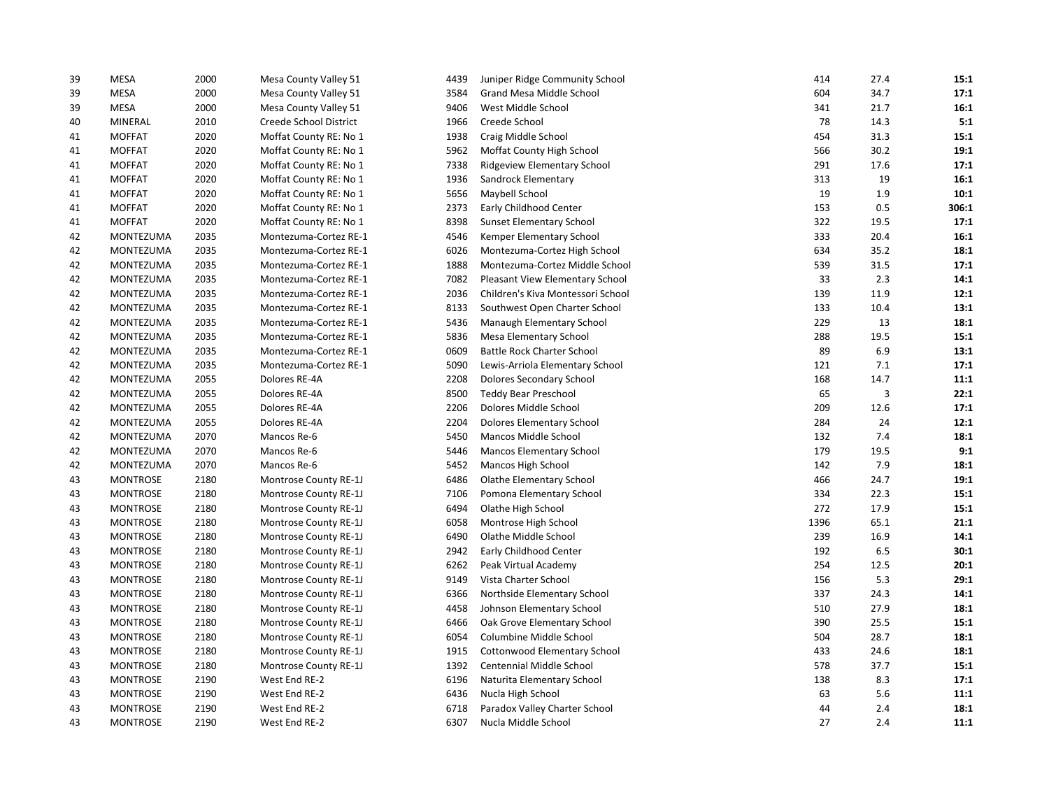| | | | | | | | | |
|---|---|---|---|---|---|---|---|---|
| 39 | MESA | 2000 | Mesa County Valley 51 | 4439 | Juniper Ridge Community School | 414 | 27.4 | **15:1** |
| 39 | MESA | 2000 | Mesa County Valley 51 | 3584 | Grand Mesa Middle School | 604 | 34.7 | **17:1** |
| 39 | MESA | 2000 | Mesa County Valley 51 | 9406 | West Middle School | 341 | 21.7 | **16:1** |
| 40 | MINERAL | 2010 | Creede School District | 1966 | Creede School | 78 | 14.3 | **5:1** |
| 41 | MOFFAT | 2020 | Moffat County RE: No 1 | 1938 | Craig Middle School | 454 | 31.3 | **15:1** |
| 41 | MOFFAT | 2020 | Moffat County RE: No 1 | 5962 | Moffat County High School | 566 | 30.2 | **19:1** |
| 41 | MOFFAT | 2020 | Moffat County RE: No 1 | 7338 | Ridgeview Elementary School | 291 | 17.6 | **17:1** |
| 41 | MOFFAT | 2020 | Moffat County RE: No 1 | 1936 | Sandrock Elementary | 313 | 19 | **16:1** |
| 41 | MOFFAT | 2020 | Moffat County RE: No 1 | 5656 | Maybell School | 19 | 1.9 | **10:1** |
| 41 | MOFFAT | 2020 | Moffat County RE: No 1 | 2373 | Early Childhood Center | 153 | 0.5 | **306:1** |
| 41 | MOFFAT | 2020 | Moffat County RE: No 1 | 8398 | Sunset Elementary School | 322 | 19.5 | **17:1** |
| 42 | MONTEZUMA | 2035 | Montezuma-Cortez RE-1 | 4546 | Kemper Elementary School | 333 | 20.4 | **16:1** |
| 42 | MONTEZUMA | 2035 | Montezuma-Cortez RE-1 | 6026 | Montezuma-Cortez High School | 634 | 35.2 | **18:1** |
| 42 | MONTEZUMA | 2035 | Montezuma-Cortez RE-1 | 1888 | Montezuma-Cortez Middle School | 539 | 31.5 | **17:1** |
| 42 | MONTEZUMA | 2035 | Montezuma-Cortez RE-1 | 7082 | Pleasant View Elementary School | 33 | 2.3 | **14:1** |
| 42 | MONTEZUMA | 2035 | Montezuma-Cortez RE-1 | 2036 | Children's Kiva Montessori School | 139 | 11.9 | **12:1** |
| 42 | MONTEZUMA | 2035 | Montezuma-Cortez RE-1 | 8133 | Southwest Open Charter School | 133 | 10.4 | **13:1** |
| 42 | MONTEZUMA | 2035 | Montezuma-Cortez RE-1 | 5436 | Manaugh Elementary School | 229 | 13 | **18:1** |
| 42 | MONTEZUMA | 2035 | Montezuma-Cortez RE-1 | 5836 | Mesa Elementary School | 288 | 19.5 | **15:1** |
| 42 | MONTEZUMA | 2035 | Montezuma-Cortez RE-1 | 0609 | Battle Rock Charter School | 89 | 6.9 | **13:1** |
| 42 | MONTEZUMA | 2035 | Montezuma-Cortez RE-1 | 5090 | Lewis-Arriola Elementary School | 121 | 7.1 | **17:1** |
| 42 | MONTEZUMA | 2055 | Dolores RE-4A | 2208 | Dolores Secondary School | 168 | 14.7 | **11:1** |
| 42 | MONTEZUMA | 2055 | Dolores RE-4A | 8500 | Teddy Bear Preschool | 65 | 3 | **22:1** |
| 42 | MONTEZUMA | 2055 | Dolores RE-4A | 2206 | Dolores Middle School | 209 | 12.6 | **17:1** |
| 42 | MONTEZUMA | 2055 | Dolores RE-4A | 2204 | Dolores Elementary School | 284 | 24 | **12:1** |
| 42 | MONTEZUMA | 2070 | Mancos Re-6 | 5450 | Mancos Middle School | 132 | 7.4 | **18:1** |
| 42 | MONTEZUMA | 2070 | Mancos Re-6 | 5446 | Mancos Elementary School | 179 | 19.5 | **9:1** |
| 42 | MONTEZUMA | 2070 | Mancos Re-6 | 5452 | Mancos High School | 142 | 7.9 | **18:1** |
| 43 | MONTROSE | 2180 | Montrose County RE-1J | 6486 | Olathe Elementary School | 466 | 24.7 | **19:1** |
| 43 | MONTROSE | 2180 | Montrose County RE-1J | 7106 | Pomona Elementary School | 334 | 22.3 | **15:1** |
| 43 | MONTROSE | 2180 | Montrose County RE-1J | 6494 | Olathe High School | 272 | 17.9 | **15:1** |
| 43 | MONTROSE | 2180 | Montrose County RE-1J | 6058 | Montrose High School | 1396 | 65.1 | **21:1** |
| 43 | MONTROSE | 2180 | Montrose County RE-1J | 6490 | Olathe Middle School | 239 | 16.9 | **14:1** |
| 43 | MONTROSE | 2180 | Montrose County RE-1J | 2942 | Early Childhood Center | 192 | 6.5 | **30:1** |
| 43 | MONTROSE | 2180 | Montrose County RE-1J | 6262 | Peak Virtual Academy | 254 | 12.5 | **20:1** |
| 43 | MONTROSE | 2180 | Montrose County RE-1J | 9149 | Vista Charter School | 156 | 5.3 | **29:1** |
| 43 | MONTROSE | 2180 | Montrose County RE-1J | 6366 | Northside Elementary School | 337 | 24.3 | **14:1** |
| 43 | MONTROSE | 2180 | Montrose County RE-1J | 4458 | Johnson Elementary School | 510 | 27.9 | **18:1** |
| 43 | MONTROSE | 2180 | Montrose County RE-1J | 6466 | Oak Grove Elementary School | 390 | 25.5 | **15:1** |
| 43 | MONTROSE | 2180 | Montrose County RE-1J | 6054 | Columbine Middle School | 504 | 28.7 | **18:1** |
| 43 | MONTROSE | 2180 | Montrose County RE-1J | 1915 | Cottonwood Elementary School | 433 | 24.6 | **18:1** |
| 43 | MONTROSE | 2180 | Montrose County RE-1J | 1392 | Centennial Middle School | 578 | 37.7 | **15:1** |
| 43 | MONTROSE | 2190 | West End RE-2 | 6196 | Naturita Elementary School | 138 | 8.3 | **17:1** |
| 43 | MONTROSE | 2190 | West End RE-2 | 6436 | Nucla High School | 63 | 5.6 | **11:1** |
| 43 | MONTROSE | 2190 | West End RE-2 | 6718 | Paradox Valley Charter School | 44 | 2.4 | **18:1** |
| 43 | MONTROSE | 2190 | West End RE-2 | 6307 | Nucla Middle School | 27 | 2.4 | **11:1** |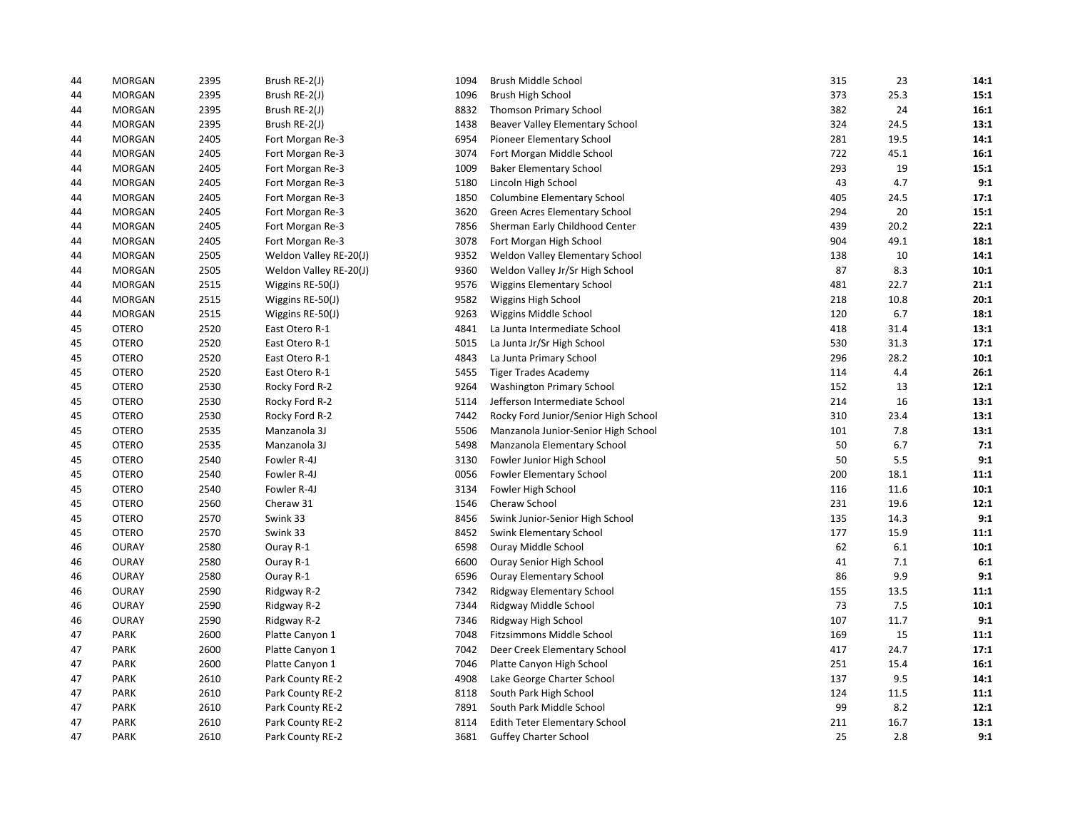| | | | | | | | | |
|---|---|---|---|---|---|---|---|---|
| 44 | MORGAN | 2395 | Brush RE-2(J) | 1094 | Brush Middle School | 315 | 23 | **14:1** |
| 44 | MORGAN | 2395 | Brush RE-2(J) | 1096 | Brush High School | 373 | 25.3 | **15:1** |
| 44 | MORGAN | 2395 | Brush RE-2(J) | 8832 | Thomson Primary School | 382 | 24 | **16:1** |
| 44 | MORGAN | 2395 | Brush RE-2(J) | 1438 | Beaver Valley Elementary School | 324 | 24.5 | **13:1** |
| 44 | MORGAN | 2405 | Fort Morgan Re-3 | 6954 | Pioneer Elementary School | 281 | 19.5 | **14:1** |
| 44 | MORGAN | 2405 | Fort Morgan Re-3 | 3074 | Fort Morgan Middle School | 722 | 45.1 | **16:1** |
| 44 | MORGAN | 2405 | Fort Morgan Re-3 | 1009 | Baker Elementary School | 293 | 19 | **15:1** |
| 44 | MORGAN | 2405 | Fort Morgan Re-3 | 5180 | Lincoln High School | 43 | 4.7 | **9:1** |
| 44 | MORGAN | 2405 | Fort Morgan Re-3 | 1850 | Columbine Elementary School | 405 | 24.5 | **17:1** |
| 44 | MORGAN | 2405 | Fort Morgan Re-3 | 3620 | Green Acres Elementary School | 294 | 20 | **15:1** |
| 44 | MORGAN | 2405 | Fort Morgan Re-3 | 7856 | Sherman Early Childhood Center | 439 | 20.2 | **22:1** |
| 44 | MORGAN | 2405 | Fort Morgan Re-3 | 3078 | Fort Morgan High School | 904 | 49.1 | **18:1** |
| 44 | MORGAN | 2505 | Weldon Valley RE-20(J) | 9352 | Weldon Valley Elementary School | 138 | 10 | **14:1** |
| 44 | MORGAN | 2505 | Weldon Valley RE-20(J) | 9360 | Weldon Valley Jr/Sr High School | 87 | 8.3 | **10:1** |
| 44 | MORGAN | 2515 | Wiggins RE-50(J) | 9576 | Wiggins Elementary School | 481 | 22.7 | **21:1** |
| 44 | MORGAN | 2515 | Wiggins RE-50(J) | 9582 | Wiggins High School | 218 | 10.8 | **20:1** |
| 44 | MORGAN | 2515 | Wiggins RE-50(J) | 9263 | Wiggins Middle School | 120 | 6.7 | **18:1** |
| 45 | OTERO | 2520 | East Otero R-1 | 4841 | La Junta Intermediate School | 418 | 31.4 | **13:1** |
| 45 | OTERO | 2520 | East Otero R-1 | 5015 | La Junta Jr/Sr High School | 530 | 31.3 | **17:1** |
| 45 | OTERO | 2520 | East Otero R-1 | 4843 | La Junta Primary School | 296 | 28.2 | **10:1** |
| 45 | OTERO | 2520 | East Otero R-1 | 5455 | Tiger Trades Academy | 114 | 4.4 | **26:1** |
| 45 | OTERO | 2530 | Rocky Ford R-2 | 9264 | Washington Primary School | 152 | 13 | **12:1** |
| 45 | OTERO | 2530 | Rocky Ford R-2 | 5114 | Jefferson Intermediate School | 214 | 16 | **13:1** |
| 45 | OTERO | 2530 | Rocky Ford R-2 | 7442 | Rocky Ford Junior/Senior High School | 310 | 23.4 | **13:1** |
| 45 | OTERO | 2535 | Manzanola 3J | 5506 | Manzanola Junior-Senior High School | 101 | 7.8 | **13:1** |
| 45 | OTERO | 2535 | Manzanola 3J | 5498 | Manzanola Elementary School | 50 | 6.7 | **7:1** |
| 45 | OTERO | 2540 | Fowler R-4J | 3130 | Fowler Junior High School | 50 | 5.5 | **9:1** |
| 45 | OTERO | 2540 | Fowler R-4J | 0056 | Fowler Elementary School | 200 | 18.1 | **11:1** |
| 45 | OTERO | 2540 | Fowler R-4J | 3134 | Fowler High School | 116 | 11.6 | **10:1** |
| 45 | OTERO | 2560 | Cheraw 31 | 1546 | Cheraw School | 231 | 19.6 | **12:1** |
| 45 | OTERO | 2570 | Swink 33 | 8456 | Swink Junior-Senior High School | 135 | 14.3 | **9:1** |
| 45 | OTERO | 2570 | Swink 33 | 8452 | Swink Elementary School | 177 | 15.9 | **11:1** |
| 46 | OURAY | 2580 | Ouray R-1 | 6598 | Ouray Middle School | 62 | 6.1 | **10:1** |
| 46 | OURAY | 2580 | Ouray R-1 | 6600 | Ouray Senior High School | 41 | 7.1 | **6:1** |
| 46 | OURAY | 2580 | Ouray R-1 | 6596 | Ouray Elementary School | 86 | 9.9 | **9:1** |
| 46 | OURAY | 2590 | Ridgway R-2 | 7342 | Ridgway Elementary School | 155 | 13.5 | **11:1** |
| 46 | OURAY | 2590 | Ridgway R-2 | 7344 | Ridgway Middle School | 73 | 7.5 | **10:1** |
| 46 | OURAY | 2590 | Ridgway R-2 | 7346 | Ridgway High School | 107 | 11.7 | **9:1** |
| 47 | PARK | 2600 | Platte Canyon 1 | 7048 | Fitzsimmons Middle School | 169 | 15 | **11:1** |
| 47 | PARK | 2600 | Platte Canyon 1 | 7042 | Deer Creek Elementary School | 417 | 24.7 | **17:1** |
| 47 | PARK | 2600 | Platte Canyon 1 | 7046 | Platte Canyon High School | 251 | 15.4 | **16:1** |
| 47 | PARK | 2610 | Park County RE-2 | 4908 | Lake George Charter School | 137 | 9.5 | **14:1** |
| 47 | PARK | 2610 | Park County RE-2 | 8118 | South Park High School | 124 | 11.5 | **11:1** |
| 47 | PARK | 2610 | Park County RE-2 | 7891 | South Park Middle School | 99 | 8.2 | **12:1** |
| 47 | PARK | 2610 | Park County RE-2 | 8114 | Edith Teter Elementary School | 211 | 16.7 | **13:1** |
| 47 | PARK | 2610 | Park County RE-2 | 3681 | Guffey Charter School | 25 | 2.8 | **9:1** |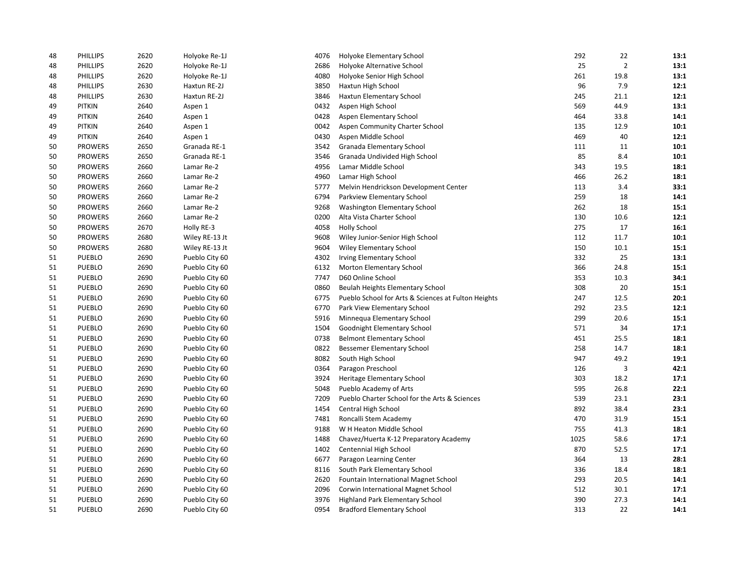| | | | | | | | | |
|---|---|---|---|---|---|---|---|---|
| 48 | PHILLIPS | 2620 | Holyoke Re-1J | 4076 | Holyoke Elementary School | 292 | 22 | **13:1** |
| 48 | PHILLIPS | 2620 | Holyoke Re-1J | 2686 | Holyoke Alternative School | 25 | 2 | **13:1** |
| 48 | PHILLIPS | 2620 | Holyoke Re-1J | 4080 | Holyoke Senior High School | 261 | 19.8 | **13:1** |
| 48 | PHILLIPS | 2630 | Haxtun RE-2J | 3850 | Haxtun High School | 96 | 7.9 | **12:1** |
| 48 | PHILLIPS | 2630 | Haxtun RE-2J | 3846 | Haxtun Elementary School | 245 | 21.1 | **12:1** |
| 49 | PITKIN | 2640 | Aspen 1 | 0432 | Aspen High School | 569 | 44.9 | **13:1** |
| 49 | PITKIN | 2640 | Aspen 1 | 0428 | Aspen Elementary School | 464 | 33.8 | **14:1** |
| 49 | PITKIN | 2640 | Aspen 1 | 0042 | Aspen Community Charter School | 135 | 12.9 | **10:1** |
| 49 | PITKIN | 2640 | Aspen 1 | 0430 | Aspen Middle School | 469 | 40 | **12:1** |
| 50 | PROWERS | 2650 | Granada RE-1 | 3542 | Granada Elementary School | 111 | 11 | **10:1** |
| 50 | PROWERS | 2650 | Granada RE-1 | 3546 | Granada Undivided High School | 85 | 8.4 | **10:1** |
| 50 | PROWERS | 2660 | Lamar Re-2 | 4956 | Lamar Middle School | 343 | 19.5 | **18:1** |
| 50 | PROWERS | 2660 | Lamar Re-2 | 4960 | Lamar High School | 466 | 26.2 | **18:1** |
| 50 | PROWERS | 2660 | Lamar Re-2 | 5777 | Melvin Hendrickson Development Center | 113 | 3.4 | **33:1** |
| 50 | PROWERS | 2660 | Lamar Re-2 | 6794 | Parkview Elementary School | 259 | 18 | **14:1** |
| 50 | PROWERS | 2660 | Lamar Re-2 | 9268 | Washington Elementary School | 262 | 18 | **15:1** |
| 50 | PROWERS | 2660 | Lamar Re-2 | 0200 | Alta Vista Charter School | 130 | 10.6 | **12:1** |
| 50 | PROWERS | 2670 | Holly RE-3 | 4058 | Holly School | 275 | 17 | **16:1** |
| 50 | PROWERS | 2680 | Wiley RE-13 Jt | 9608 | Wiley Junior-Senior High School | 112 | 11.7 | **10:1** |
| 50 | PROWERS | 2680 | Wiley RE-13 Jt | 9604 | Wiley Elementary School | 150 | 10.1 | **15:1** |
| 51 | PUEBLO | 2690 | Pueblo City 60 | 4302 | Irving Elementary School | 332 | 25 | **13:1** |
| 51 | PUEBLO | 2690 | Pueblo City 60 | 6132 | Morton Elementary School | 366 | 24.8 | **15:1** |
| 51 | PUEBLO | 2690 | Pueblo City 60 | 7747 | D60 Online School | 353 | 10.3 | **34:1** |
| 51 | PUEBLO | 2690 | Pueblo City 60 | 0860 | Beulah Heights Elementary School | 308 | 20 | **15:1** |
| 51 | PUEBLO | 2690 | Pueblo City 60 | 6775 | Pueblo School for Arts & Sciences at Fulton Heights | 247 | 12.5 | **20:1** |
| 51 | PUEBLO | 2690 | Pueblo City 60 | 6770 | Park View Elementary School | 292 | 23.5 | **12:1** |
| 51 | PUEBLO | 2690 | Pueblo City 60 | 5916 | Minnequa Elementary School | 299 | 20.6 | **15:1** |
| 51 | PUEBLO | 2690 | Pueblo City 60 | 1504 | Goodnight Elementary School | 571 | 34 | **17:1** |
| 51 | PUEBLO | 2690 | Pueblo City 60 | 0738 | Belmont Elementary School | 451 | 25.5 | **18:1** |
| 51 | PUEBLO | 2690 | Pueblo City 60 | 0822 | Bessemer Elementary School | 258 | 14.7 | **18:1** |
| 51 | PUEBLO | 2690 | Pueblo City 60 | 8082 | South High School | 947 | 49.2 | **19:1** |
| 51 | PUEBLO | 2690 | Pueblo City 60 | 0364 | Paragon Preschool | 126 | 3 | **42:1** |
| 51 | PUEBLO | 2690 | Pueblo City 60 | 3924 | Heritage Elementary School | 303 | 18.2 | **17:1** |
| 51 | PUEBLO | 2690 | Pueblo City 60 | 5048 | Pueblo Academy of Arts | 595 | 26.8 | **22:1** |
| 51 | PUEBLO | 2690 | Pueblo City 60 | 7209 | Pueblo Charter School for the Arts & Sciences | 539 | 23.1 | **23:1** |
| 51 | PUEBLO | 2690 | Pueblo City 60 | 1454 | Central High School | 892 | 38.4 | **23:1** |
| 51 | PUEBLO | 2690 | Pueblo City 60 | 7481 | Roncalli Stem Academy | 470 | 31.9 | **15:1** |
| 51 | PUEBLO | 2690 | Pueblo City 60 | 9188 | W H Heaton Middle School | 755 | 41.3 | **18:1** |
| 51 | PUEBLO | 2690 | Pueblo City 60 | 1488 | Chavez/Huerta K-12 Preparatory Academy | 1025 | 58.6 | **17:1** |
| 51 | PUEBLO | 2690 | Pueblo City 60 | 1402 | Centennial High School | 870 | 52.5 | **17:1** |
| 51 | PUEBLO | 2690 | Pueblo City 60 | 6677 | Paragon Learning Center | 364 | 13 | **28:1** |
| 51 | PUEBLO | 2690 | Pueblo City 60 | 8116 | South Park Elementary School | 336 | 18.4 | **18:1** |
| 51 | PUEBLO | 2690 | Pueblo City 60 | 2620 | Fountain International Magnet School | 293 | 20.5 | **14:1** |
| 51 | PUEBLO | 2690 | Pueblo City 60 | 2096 | Corwin International Magnet School | 512 | 30.1 | **17:1** |
| 51 | PUEBLO | 2690 | Pueblo City 60 | 3976 | Highland Park Elementary School | 390 | 27.3 | **14:1** |
| 51 | PUEBLO | 2690 | Pueblo City 60 | 0954 | Bradford Elementary School | 313 | 22 | **14:1** |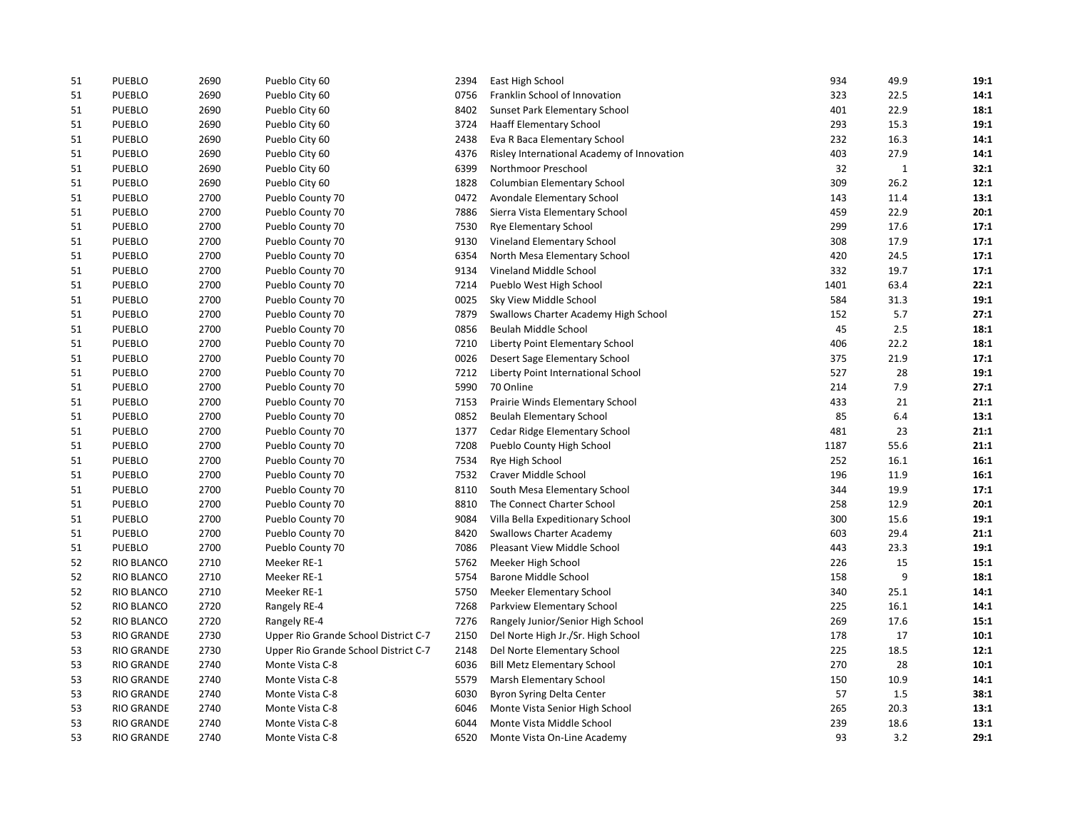| | | | | | | | | |
|---|---|---|---|---|---|---|---|---|
| 51 | PUEBLO | 2690 | Pueblo City 60 | 2394 | East High School | 934 | 49.9 | **19:1** |
| 51 | PUEBLO | 2690 | Pueblo City 60 | 0756 | Franklin School of Innovation | 323 | 22.5 | **14:1** |
| 51 | PUEBLO | 2690 | Pueblo City 60 | 8402 | Sunset Park Elementary School | 401 | 22.9 | **18:1** |
| 51 | PUEBLO | 2690 | Pueblo City 60 | 3724 | Haaff Elementary School | 293 | 15.3 | **19:1** |
| 51 | PUEBLO | 2690 | Pueblo City 60 | 2438 | Eva R Baca Elementary School | 232 | 16.3 | **14:1** |
| 51 | PUEBLO | 2690 | Pueblo City 60 | 4376 | Risley International Academy of Innovation | 403 | 27.9 | **14:1** |
| 51 | PUEBLO | 2690 | Pueblo City 60 | 6399 | Northmoor Preschool | 32 | 1 | **32:1** |
| 51 | PUEBLO | 2690 | Pueblo City 60 | 1828 | Columbian Elementary School | 309 | 26.2 | **12:1** |
| 51 | PUEBLO | 2700 | Pueblo County 70 | 0472 | Avondale Elementary School | 143 | 11.4 | **13:1** |
| 51 | PUEBLO | 2700 | Pueblo County 70 | 7886 | Sierra Vista Elementary School | 459 | 22.9 | **20:1** |
| 51 | PUEBLO | 2700 | Pueblo County 70 | 7530 | Rye Elementary School | 299 | 17.6 | **17:1** |
| 51 | PUEBLO | 2700 | Pueblo County 70 | 9130 | Vineland Elementary School | 308 | 17.9 | **17:1** |
| 51 | PUEBLO | 2700 | Pueblo County 70 | 6354 | North Mesa Elementary School | 420 | 24.5 | **17:1** |
| 51 | PUEBLO | 2700 | Pueblo County 70 | 9134 | Vineland Middle School | 332 | 19.7 | **17:1** |
| 51 | PUEBLO | 2700 | Pueblo County 70 | 7214 | Pueblo West High School | 1401 | 63.4 | **22:1** |
| 51 | PUEBLO | 2700 | Pueblo County 70 | 0025 | Sky View Middle School | 584 | 31.3 | **19:1** |
| 51 | PUEBLO | 2700 | Pueblo County 70 | 7879 | Swallows Charter Academy High School | 152 | 5.7 | **27:1** |
| 51 | PUEBLO | 2700 | Pueblo County 70 | 0856 | Beulah Middle School | 45 | 2.5 | **18:1** |
| 51 | PUEBLO | 2700 | Pueblo County 70 | 7210 | Liberty Point Elementary School | 406 | 22.2 | **18:1** |
| 51 | PUEBLO | 2700 | Pueblo County 70 | 0026 | Desert Sage Elementary School | 375 | 21.9 | **17:1** |
| 51 | PUEBLO | 2700 | Pueblo County 70 | 7212 | Liberty Point International School | 527 | 28 | **19:1** |
| 51 | PUEBLO | 2700 | Pueblo County 70 | 5990 | 70 Online | 214 | 7.9 | **27:1** |
| 51 | PUEBLO | 2700 | Pueblo County 70 | 7153 | Prairie Winds Elementary School | 433 | 21 | **21:1** |
| 51 | PUEBLO | 2700 | Pueblo County 70 | 0852 | Beulah Elementary School | 85 | 6.4 | **13:1** |
| 51 | PUEBLO | 2700 | Pueblo County 70 | 1377 | Cedar Ridge Elementary School | 481 | 23 | **21:1** |
| 51 | PUEBLO | 2700 | Pueblo County 70 | 7208 | Pueblo County High School | 1187 | 55.6 | **21:1** |
| 51 | PUEBLO | 2700 | Pueblo County 70 | 7534 | Rye High School | 252 | 16.1 | **16:1** |
| 51 | PUEBLO | 2700 | Pueblo County 70 | 7532 | Craver Middle School | 196 | 11.9 | **16:1** |
| 51 | PUEBLO | 2700 | Pueblo County 70 | 8110 | South Mesa Elementary School | 344 | 19.9 | **17:1** |
| 51 | PUEBLO | 2700 | Pueblo County 70 | 8810 | The Connect Charter School | 258 | 12.9 | **20:1** |
| 51 | PUEBLO | 2700 | Pueblo County 70 | 9084 | Villa Bella Expeditionary School | 300 | 15.6 | **19:1** |
| 51 | PUEBLO | 2700 | Pueblo County 70 | 8420 | Swallows Charter Academy | 603 | 29.4 | **21:1** |
| 51 | PUEBLO | 2700 | Pueblo County 70 | 7086 | Pleasant View Middle School | 443 | 23.3 | **19:1** |
| 52 | RIO BLANCO | 2710 | Meeker RE-1 | 5762 | Meeker High School | 226 | 15 | **15:1** |
| 52 | RIO BLANCO | 2710 | Meeker RE-1 | 5754 | Barone Middle School | 158 | 9 | **18:1** |
| 52 | RIO BLANCO | 2710 | Meeker RE-1 | 5750 | Meeker Elementary School | 340 | 25.1 | **14:1** |
| 52 | RIO BLANCO | 2720 | Rangely RE-4 | 7268 | Parkview Elementary School | 225 | 16.1 | **14:1** |
| 52 | RIO BLANCO | 2720 | Rangely RE-4 | 7276 | Rangely Junior/Senior High School | 269 | 17.6 | **15:1** |
| 53 | RIO GRANDE | 2730 | Upper Rio Grande School District C-7 | 2150 | Del Norte High Jr./Sr. High School | 178 | 17 | **10:1** |
| 53 | RIO GRANDE | 2730 | Upper Rio Grande School District C-7 | 2148 | Del Norte Elementary School | 225 | 18.5 | **12:1** |
| 53 | RIO GRANDE | 2740 | Monte Vista C-8 | 6036 | Bill Metz Elementary School | 270 | 28 | **10:1** |
| 53 | RIO GRANDE | 2740 | Monte Vista C-8 | 5579 | Marsh Elementary School | 150 | 10.9 | **14:1** |
| 53 | RIO GRANDE | 2740 | Monte Vista C-8 | 6030 | Byron Syring Delta Center | 57 | 1.5 | **38:1** |
| 53 | RIO GRANDE | 2740 | Monte Vista C-8 | 6046 | Monte Vista Senior High School | 265 | 20.3 | **13:1** |
| 53 | RIO GRANDE | 2740 | Monte Vista C-8 | 6044 | Monte Vista Middle School | 239 | 18.6 | **13:1** |
| 53 | RIO GRANDE | 2740 | Monte Vista C-8 | 6520 | Monte Vista On-Line Academy | 93 | 3.2 | **29:1** |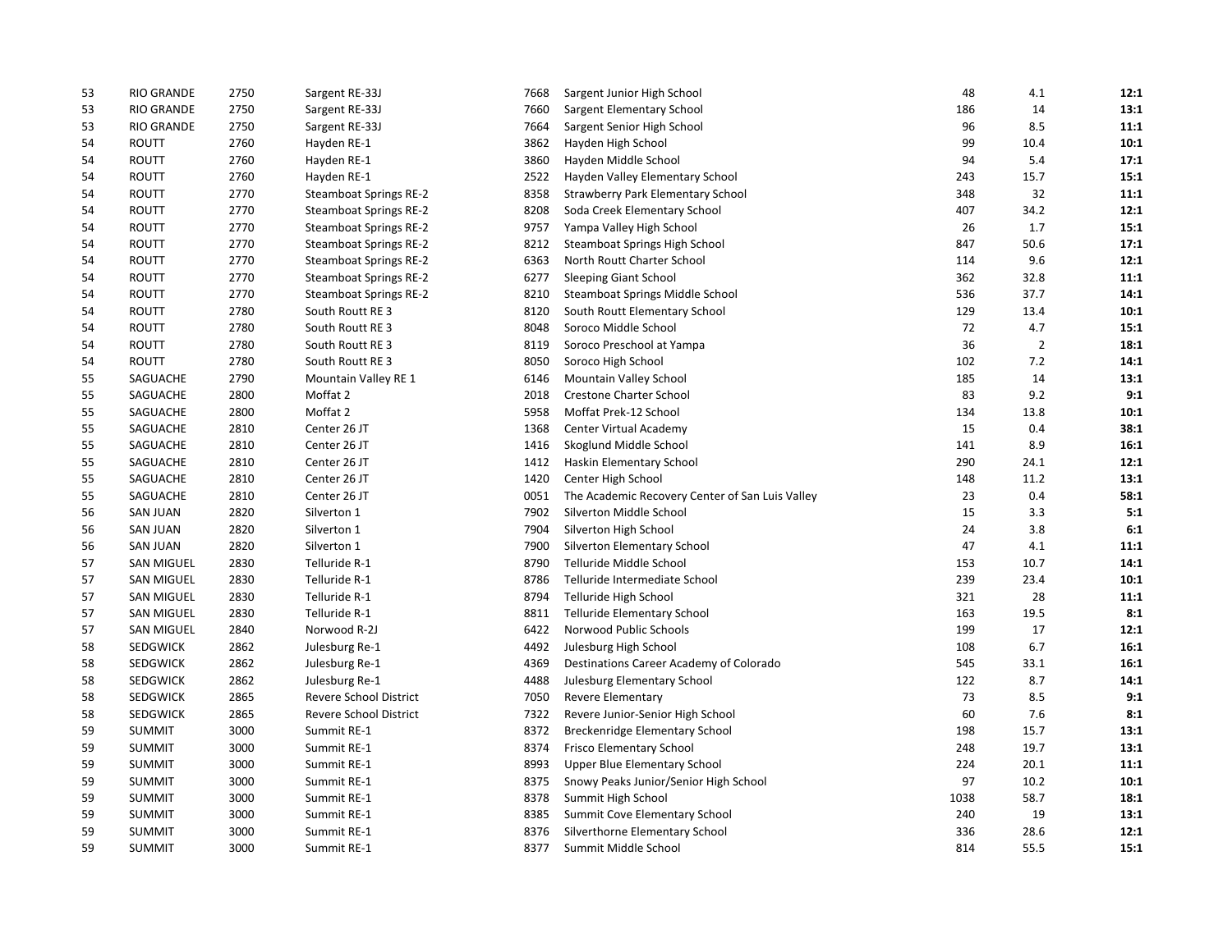| | | | | | | | | |
|---|---|---|---|---|---|---|---|---|
| 53 | RIO GRANDE | 2750 | Sargent RE-33J | 7668 | Sargent Junior High School | 48 | 4.1 | **12:1** |
| 53 | RIO GRANDE | 2750 | Sargent RE-33J | 7660 | Sargent Elementary School | 186 | 14 | **13:1** |
| 53 | RIO GRANDE | 2750 | Sargent RE-33J | 7664 | Sargent Senior High School | 96 | 8.5 | **11:1** |
| 54 | ROUTT | 2760 | Hayden RE-1 | 3862 | Hayden High School | 99 | 10.4 | **10:1** |
| 54 | ROUTT | 2760 | Hayden RE-1 | 3860 | Hayden Middle School | 94 | 5.4 | **17:1** |
| 54 | ROUTT | 2760 | Hayden RE-1 | 2522 | Hayden Valley Elementary School | 243 | 15.7 | **15:1** |
| 54 | ROUTT | 2770 | Steamboat Springs RE-2 | 8358 | Strawberry Park Elementary School | 348 | 32 | **11:1** |
| 54 | ROUTT | 2770 | Steamboat Springs RE-2 | 8208 | Soda Creek Elementary School | 407 | 34.2 | **12:1** |
| 54 | ROUTT | 2770 | Steamboat Springs RE-2 | 9757 | Yampa Valley High School | 26 | 1.7 | **15:1** |
| 54 | ROUTT | 2770 | Steamboat Springs RE-2 | 8212 | Steamboat Springs High School | 847 | 50.6 | **17:1** |
| 54 | ROUTT | 2770 | Steamboat Springs RE-2 | 6363 | North Routt Charter School | 114 | 9.6 | **12:1** |
| 54 | ROUTT | 2770 | Steamboat Springs RE-2 | 6277 | Sleeping Giant School | 362 | 32.8 | **11:1** |
| 54 | ROUTT | 2770 | Steamboat Springs RE-2 | 8210 | Steamboat Springs Middle School | 536 | 37.7 | **14:1** |
| 54 | ROUTT | 2780 | South Routt RE 3 | 8120 | South Routt Elementary School | 129 | 13.4 | **10:1** |
| 54 | ROUTT | 2780 | South Routt RE 3 | 8048 | Soroco Middle School | 72 | 4.7 | **15:1** |
| 54 | ROUTT | 2780 | South Routt RE 3 | 8119 | Soroco Preschool at Yampa | 36 | 2 | **18:1** |
| 54 | ROUTT | 2780 | South Routt RE 3 | 8050 | Soroco High School | 102 | 7.2 | **14:1** |
| 55 | SAGUACHE | 2790 | Mountain Valley RE 1 | 6146 | Mountain Valley School | 185 | 14 | **13:1** |
| 55 | SAGUACHE | 2800 | Moffat 2 | 2018 | Crestone Charter School | 83 | 9.2 | **9:1** |
| 55 | SAGUACHE | 2800 | Moffat 2 | 5958 | Moffat Prek-12 School | 134 | 13.8 | **10:1** |
| 55 | SAGUACHE | 2810 | Center 26 JT | 1368 | Center Virtual Academy | 15 | 0.4 | **38:1** |
| 55 | SAGUACHE | 2810 | Center 26 JT | 1416 | Skoglund Middle School | 141 | 8.9 | **16:1** |
| 55 | SAGUACHE | 2810 | Center 26 JT | 1412 | Haskin Elementary School | 290 | 24.1 | **12:1** |
| 55 | SAGUACHE | 2810 | Center 26 JT | 1420 | Center High School | 148 | 11.2 | **13:1** |
| 55 | SAGUACHE | 2810 | Center 26 JT | 0051 | The Academic Recovery Center of San Luis Valley | 23 | 0.4 | **58:1** |
| 56 | SAN JUAN | 2820 | Silverton 1 | 7902 | Silverton Middle School | 15 | 3.3 | **5:1** |
| 56 | SAN JUAN | 2820 | Silverton 1 | 7904 | Silverton High School | 24 | 3.8 | **6:1** |
| 56 | SAN JUAN | 2820 | Silverton 1 | 7900 | Silverton Elementary School | 47 | 4.1 | **11:1** |
| 57 | SAN MIGUEL | 2830 | Telluride R-1 | 8790 | Telluride Middle School | 153 | 10.7 | **14:1** |
| 57 | SAN MIGUEL | 2830 | Telluride R-1 | 8786 | Telluride Intermediate School | 239 | 23.4 | **10:1** |
| 57 | SAN MIGUEL | 2830 | Telluride R-1 | 8794 | Telluride High School | 321 | 28 | **11:1** |
| 57 | SAN MIGUEL | 2830 | Telluride R-1 | 8811 | Telluride Elementary School | 163 | 19.5 | **8:1** |
| 57 | SAN MIGUEL | 2840 | Norwood R-2J | 6422 | Norwood Public Schools | 199 | 17 | **12:1** |
| 58 | SEDGWICK | 2862 | Julesburg Re-1 | 4492 | Julesburg High School | 108 | 6.7 | **16:1** |
| 58 | SEDGWICK | 2862 | Julesburg Re-1 | 4369 | Destinations Career Academy of Colorado | 545 | 33.1 | **16:1** |
| 58 | SEDGWICK | 2862 | Julesburg Re-1 | 4488 | Julesburg Elementary School | 122 | 8.7 | **14:1** |
| 58 | SEDGWICK | 2865 | Revere School District | 7050 | Revere Elementary | 73 | 8.5 | **9:1** |
| 58 | SEDGWICK | 2865 | Revere School District | 7322 | Revere Junior-Senior High School | 60 | 7.6 | **8:1** |
| 59 | SUMMIT | 3000 | Summit RE-1 | 8372 | Breckenridge Elementary School | 198 | 15.7 | **13:1** |
| 59 | SUMMIT | 3000 | Summit RE-1 | 8374 | Frisco Elementary School | 248 | 19.7 | **13:1** |
| 59 | SUMMIT | 3000 | Summit RE-1 | 8993 | Upper Blue Elementary School | 224 | 20.1 | **11:1** |
| 59 | SUMMIT | 3000 | Summit RE-1 | 8375 | Snowy Peaks Junior/Senior High School | 97 | 10.2 | **10:1** |
| 59 | SUMMIT | 3000 | Summit RE-1 | 8378 | Summit High School | 1038 | 58.7 | **18:1** |
| 59 | SUMMIT | 3000 | Summit RE-1 | 8385 | Summit Cove Elementary School | 240 | 19 | **13:1** |
| 59 | SUMMIT | 3000 | Summit RE-1 | 8376 | Silverthorne Elementary School | 336 | 28.6 | **12:1** |
| 59 | SUMMIT | 3000 | Summit RE-1 | 8377 | Summit Middle School | 814 | 55.5 | **15:1** |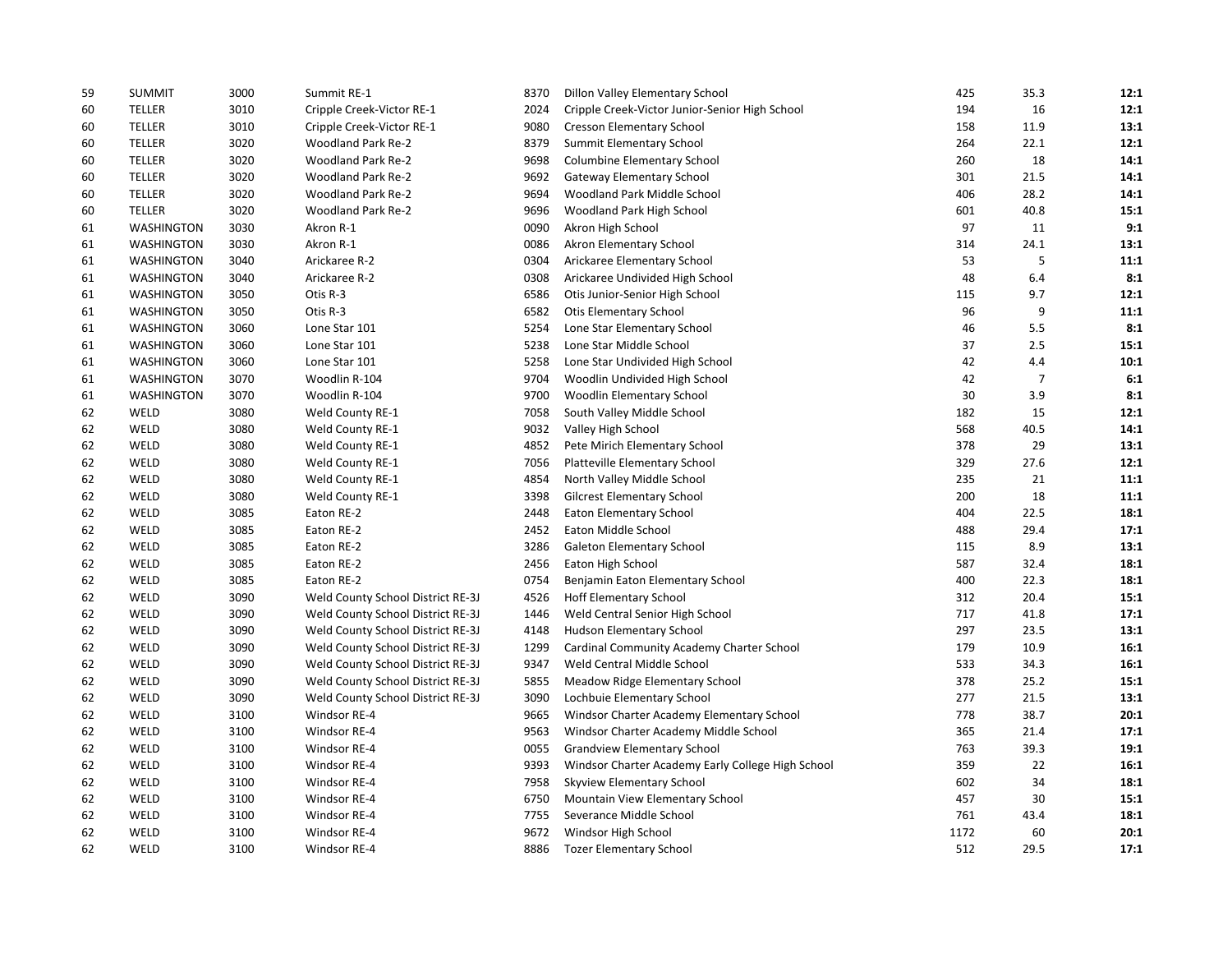| | | | | | | | | |
|---|---|---|---|---|---|---|---|---|
| 59 | SUMMIT | 3000 | Summit RE-1 | 8370 | Dillon Valley Elementary School | 425 | 35.3 | **12:1** |
| 60 | TELLER | 3010 | Cripple Creek-Victor RE-1 | 2024 | Cripple Creek-Victor Junior-Senior High School | 194 | 16 | **12:1** |
| 60 | TELLER | 3010 | Cripple Creek-Victor RE-1 | 9080 | Cresson Elementary School | 158 | 11.9 | **13:1** |
| 60 | TELLER | 3020 | Woodland Park Re-2 | 8379 | Summit Elementary School | 264 | 22.1 | **12:1** |
| 60 | TELLER | 3020 | Woodland Park Re-2 | 9698 | Columbine Elementary School | 260 | 18 | **14:1** |
| 60 | TELLER | 3020 | Woodland Park Re-2 | 9692 | Gateway Elementary School | 301 | 21.5 | **14:1** |
| 60 | TELLER | 3020 | Woodland Park Re-2 | 9694 | Woodland Park Middle School | 406 | 28.2 | **14:1** |
| 60 | TELLER | 3020 | Woodland Park Re-2 | 9696 | Woodland Park High School | 601 | 40.8 | **15:1** |
| 61 | WASHINGTON | 3030 | Akron R-1 | 0090 | Akron High School | 97 | 11 | **9:1** |
| 61 | WASHINGTON | 3030 | Akron R-1 | 0086 | Akron Elementary School | 314 | 24.1 | **13:1** |
| 61 | WASHINGTON | 3040 | Arickaree R-2 | 0304 | Arickaree Elementary School | 53 | 5 | **11:1** |
| 61 | WASHINGTON | 3040 | Arickaree R-2 | 0308 | Arickaree Undivided High School | 48 | 6.4 | **8:1** |
| 61 | WASHINGTON | 3050 | Otis R-3 | 6586 | Otis Junior-Senior High School | 115 | 9.7 | **12:1** |
| 61 | WASHINGTON | 3050 | Otis R-3 | 6582 | Otis Elementary School | 96 | 9 | **11:1** |
| 61 | WASHINGTON | 3060 | Lone Star 101 | 5254 | Lone Star Elementary School | 46 | 5.5 | **8:1** |
| 61 | WASHINGTON | 3060 | Lone Star 101 | 5238 | Lone Star Middle School | 37 | 2.5 | **15:1** |
| 61 | WASHINGTON | 3060 | Lone Star 101 | 5258 | Lone Star Undivided High School | 42 | 4.4 | **10:1** |
| 61 | WASHINGTON | 3070 | Woodlin R-104 | 9704 | Woodlin Undivided High School | 42 | 7 | **6:1** |
| 61 | WASHINGTON | 3070 | Woodlin R-104 | 9700 | Woodlin Elementary School | 30 | 3.9 | **8:1** |
| 62 | WELD | 3080 | Weld County RE-1 | 7058 | South Valley Middle School | 182 | 15 | **12:1** |
| 62 | WELD | 3080 | Weld County RE-1 | 9032 | Valley High School | 568 | 40.5 | **14:1** |
| 62 | WELD | 3080 | Weld County RE-1 | 4852 | Pete Mirich Elementary School | 378 | 29 | **13:1** |
| 62 | WELD | 3080 | Weld County RE-1 | 7056 | Platteville Elementary School | 329 | 27.6 | **12:1** |
| 62 | WELD | 3080 | Weld County RE-1 | 4854 | North Valley Middle School | 235 | 21 | **11:1** |
| 62 | WELD | 3080 | Weld County RE-1 | 3398 | Gilcrest Elementary School | 200 | 18 | **11:1** |
| 62 | WELD | 3085 | Eaton RE-2 | 2448 | Eaton Elementary School | 404 | 22.5 | **18:1** |
| 62 | WELD | 3085 | Eaton RE-2 | 2452 | Eaton Middle School | 488 | 29.4 | **17:1** |
| 62 | WELD | 3085 | Eaton RE-2 | 3286 | Galeton Elementary School | 115 | 8.9 | **13:1** |
| 62 | WELD | 3085 | Eaton RE-2 | 2456 | Eaton High School | 587 | 32.4 | **18:1** |
| 62 | WELD | 3085 | Eaton RE-2 | 0754 | Benjamin Eaton Elementary School | 400 | 22.3 | **18:1** |
| 62 | WELD | 3090 | Weld County School District RE-3J | 4526 | Hoff Elementary School | 312 | 20.4 | **15:1** |
| 62 | WELD | 3090 | Weld County School District RE-3J | 1446 | Weld Central Senior High School | 717 | 41.8 | **17:1** |
| 62 | WELD | 3090 | Weld County School District RE-3J | 4148 | Hudson Elementary School | 297 | 23.5 | **13:1** |
| 62 | WELD | 3090 | Weld County School District RE-3J | 1299 | Cardinal Community Academy Charter School | 179 | 10.9 | **16:1** |
| 62 | WELD | 3090 | Weld County School District RE-3J | 9347 | Weld Central Middle School | 533 | 34.3 | **16:1** |
| 62 | WELD | 3090 | Weld County School District RE-3J | 5855 | Meadow Ridge Elementary School | 378 | 25.2 | **15:1** |
| 62 | WELD | 3090 | Weld County School District RE-3J | 3090 | Lochbuie Elementary School | 277 | 21.5 | **13:1** |
| 62 | WELD | 3100 | Windsor RE-4 | 9665 | Windsor Charter Academy Elementary School | 778 | 38.7 | **20:1** |
| 62 | WELD | 3100 | Windsor RE-4 | 9563 | Windsor Charter Academy Middle School | 365 | 21.4 | **17:1** |
| 62 | WELD | 3100 | Windsor RE-4 | 0055 | Grandview Elementary School | 763 | 39.3 | **19:1** |
| 62 | WELD | 3100 | Windsor RE-4 | 9393 | Windsor Charter Academy Early College High School | 359 | 22 | **16:1** |
| 62 | WELD | 3100 | Windsor RE-4 | 7958 | Skyview Elementary School | 602 | 34 | **18:1** |
| 62 | WELD | 3100 | Windsor RE-4 | 6750 | Mountain View Elementary School | 457 | 30 | **15:1** |
| 62 | WELD | 3100 | Windsor RE-4 | 7755 | Severance Middle School | 761 | 43.4 | **18:1** |
| 62 | WELD | 3100 | Windsor RE-4 | 9672 | Windsor High School | 1172 | 60 | **20:1** |
| 62 | WELD | 3100 | Windsor RE-4 | 8886 | Tozer Elementary School | 512 | 29.5 | **17:1** |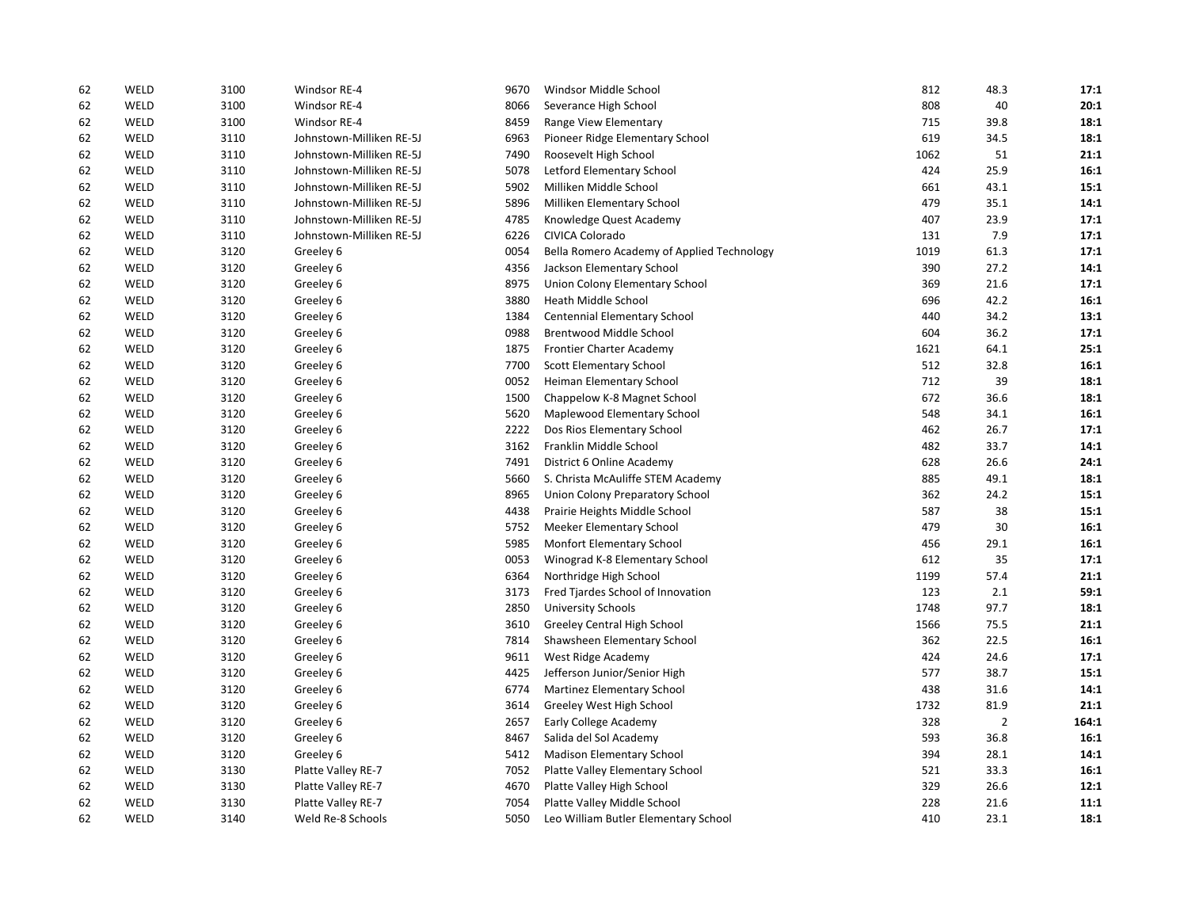| | | | | | | | | |
|---|---|---|---|---|---|---|---|---|
| 62 | WELD | 3100 | Windsor RE-4 | 9670 | Windsor Middle School | 812 | 48.3 | **17:1** |
| 62 | WELD | 3100 | Windsor RE-4 | 8066 | Severance High School | 808 | 40 | **20:1** |
| 62 | WELD | 3100 | Windsor RE-4 | 8459 | Range View Elementary | 715 | 39.8 | **18:1** |
| 62 | WELD | 3110 | Johnstown-Milliken RE-5J | 6963 | Pioneer Ridge Elementary School | 619 | 34.5 | **18:1** |
| 62 | WELD | 3110 | Johnstown-Milliken RE-5J | 7490 | Roosevelt High School | 1062 | 51 | **21:1** |
| 62 | WELD | 3110 | Johnstown-Milliken RE-5J | 5078 | Letford Elementary School | 424 | 25.9 | **16:1** |
| 62 | WELD | 3110 | Johnstown-Milliken RE-5J | 5902 | Milliken Middle School | 661 | 43.1 | **15:1** |
| 62 | WELD | 3110 | Johnstown-Milliken RE-5J | 5896 | Milliken Elementary School | 479 | 35.1 | **14:1** |
| 62 | WELD | 3110 | Johnstown-Milliken RE-5J | 4785 | Knowledge Quest Academy | 407 | 23.9 | **17:1** |
| 62 | WELD | 3110 | Johnstown-Milliken RE-5J | 6226 | CIVICA Colorado | 131 | 7.9 | **17:1** |
| 62 | WELD | 3120 | Greeley 6 | 0054 | Bella Romero Academy of Applied Technology | 1019 | 61.3 | **17:1** |
| 62 | WELD | 3120 | Greeley 6 | 4356 | Jackson Elementary School | 390 | 27.2 | **14:1** |
| 62 | WELD | 3120 | Greeley 6 | 8975 | Union Colony Elementary School | 369 | 21.6 | **17:1** |
| 62 | WELD | 3120 | Greeley 6 | 3880 | Heath Middle School | 696 | 42.2 | **16:1** |
| 62 | WELD | 3120 | Greeley 6 | 1384 | Centennial Elementary School | 440 | 34.2 | **13:1** |
| 62 | WELD | 3120 | Greeley 6 | 0988 | Brentwood Middle School | 604 | 36.2 | **17:1** |
| 62 | WELD | 3120 | Greeley 6 | 1875 | Frontier Charter Academy | 1621 | 64.1 | **25:1** |
| 62 | WELD | 3120 | Greeley 6 | 7700 | Scott Elementary School | 512 | 32.8 | **16:1** |
| 62 | WELD | 3120 | Greeley 6 | 0052 | Heiman Elementary School | 712 | 39 | **18:1** |
| 62 | WELD | 3120 | Greeley 6 | 1500 | Chappelow K-8 Magnet School | 672 | 36.6 | **18:1** |
| 62 | WELD | 3120 | Greeley 6 | 5620 | Maplewood Elementary School | 548 | 34.1 | **16:1** |
| 62 | WELD | 3120 | Greeley 6 | 2222 | Dos Rios Elementary School | 462 | 26.7 | **17:1** |
| 62 | WELD | 3120 | Greeley 6 | 3162 | Franklin Middle School | 482 | 33.7 | **14:1** |
| 62 | WELD | 3120 | Greeley 6 | 7491 | District 6 Online Academy | 628 | 26.6 | **24:1** |
| 62 | WELD | 3120 | Greeley 6 | 5660 | S. Christa McAuliffe STEM Academy | 885 | 49.1 | **18:1** |
| 62 | WELD | 3120 | Greeley 6 | 8965 | Union Colony Preparatory School | 362 | 24.2 | **15:1** |
| 62 | WELD | 3120 | Greeley 6 | 4438 | Prairie Heights Middle School | 587 | 38 | **15:1** |
| 62 | WELD | 3120 | Greeley 6 | 5752 | Meeker Elementary School | 479 | 30 | **16:1** |
| 62 | WELD | 3120 | Greeley 6 | 5985 | Monfort Elementary School | 456 | 29.1 | **16:1** |
| 62 | WELD | 3120 | Greeley 6 | 0053 | Winograd K-8 Elementary School | 612 | 35 | **17:1** |
| 62 | WELD | 3120 | Greeley 6 | 6364 | Northridge High School | 1199 | 57.4 | **21:1** |
| 62 | WELD | 3120 | Greeley 6 | 3173 | Fred Tjardes School of Innovation | 123 | 2.1 | **59:1** |
| 62 | WELD | 3120 | Greeley 6 | 2850 | University Schools | 1748 | 97.7 | **18:1** |
| 62 | WELD | 3120 | Greeley 6 | 3610 | Greeley Central High School | 1566 | 75.5 | **21:1** |
| 62 | WELD | 3120 | Greeley 6 | 7814 | Shawsheen Elementary School | 362 | 22.5 | **16:1** |
| 62 | WELD | 3120 | Greeley 6 | 9611 | West Ridge Academy | 424 | 24.6 | **17:1** |
| 62 | WELD | 3120 | Greeley 6 | 4425 | Jefferson Junior/Senior High | 577 | 38.7 | **15:1** |
| 62 | WELD | 3120 | Greeley 6 | 6774 | Martinez Elementary School | 438 | 31.6 | **14:1** |
| 62 | WELD | 3120 | Greeley 6 | 3614 | Greeley West High School | 1732 | 81.9 | **21:1** |
| 62 | WELD | 3120 | Greeley 6 | 2657 | Early College Academy | 328 | 2 | **164:1** |
| 62 | WELD | 3120 | Greeley 6 | 8467 | Salida del Sol Academy | 593 | 36.8 | **16:1** |
| 62 | WELD | 3120 | Greeley 6 | 5412 | Madison Elementary School | 394 | 28.1 | **14:1** |
| 62 | WELD | 3130 | Platte Valley RE-7 | 7052 | Platte Valley Elementary School | 521 | 33.3 | **16:1** |
| 62 | WELD | 3130 | Platte Valley RE-7 | 4670 | Platte Valley High School | 329 | 26.6 | **12:1** |
| 62 | WELD | 3130 | Platte Valley RE-7 | 7054 | Platte Valley Middle School | 228 | 21.6 | **11:1** |
| 62 | WELD | 3140 | Weld Re-8 Schools | 5050 | Leo William Butler Elementary School | 410 | 23.1 | **18:1** |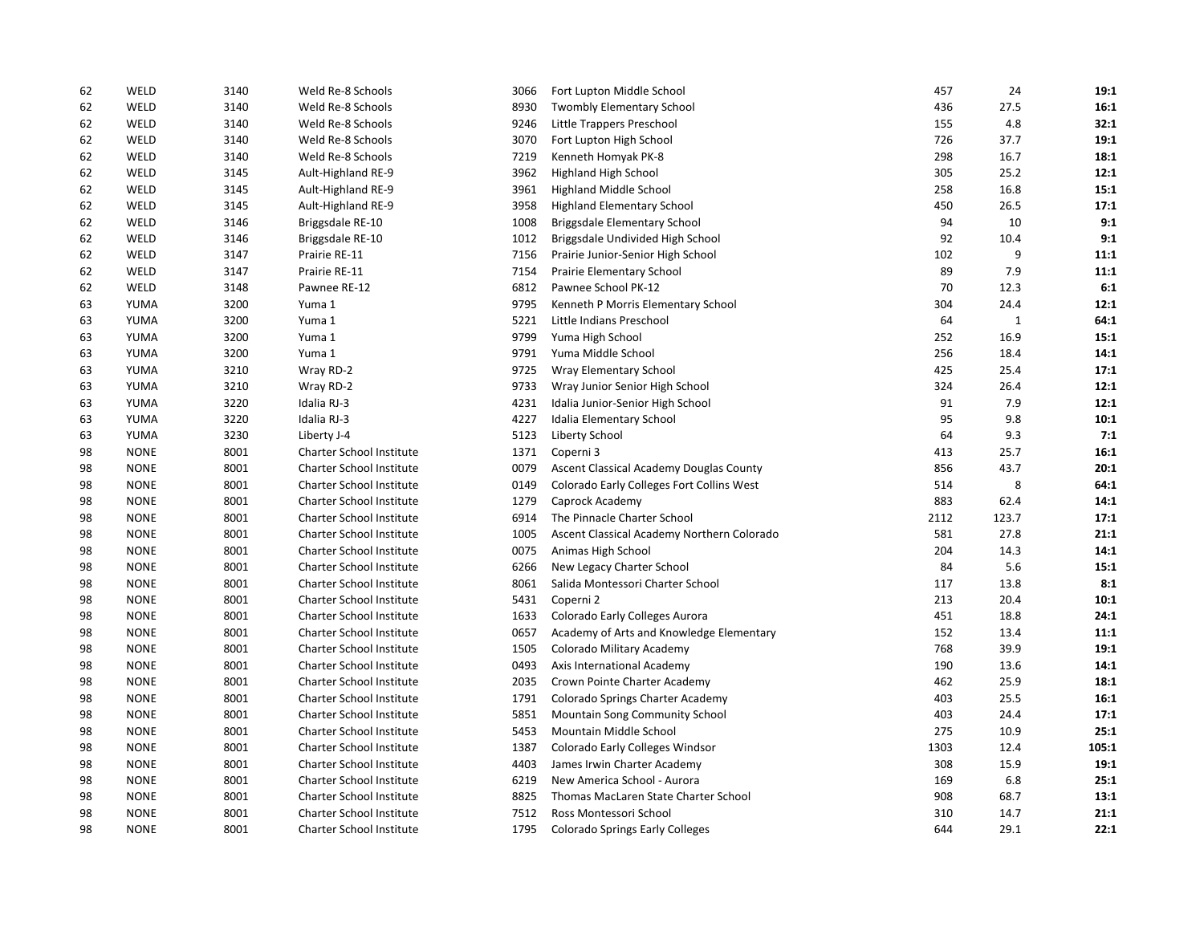| | | | | | | | | |
|---|---|---|---|---|---|---|---|---|
| 62 | WELD | 3140 | Weld Re-8 Schools | 3066 | Fort Lupton Middle School | 457 | 24 | **19:1** |
| 62 | WELD | 3140 | Weld Re-8 Schools | 8930 | Twombly Elementary School | 436 | 27.5 | **16:1** |
| 62 | WELD | 3140 | Weld Re-8 Schools | 9246 | Little Trappers Preschool | 155 | 4.8 | **32:1** |
| 62 | WELD | 3140 | Weld Re-8 Schools | 3070 | Fort Lupton High School | 726 | 37.7 | **19:1** |
| 62 | WELD | 3140 | Weld Re-8 Schools | 7219 | Kenneth Homyak PK-8 | 298 | 16.7 | **18:1** |
| 62 | WELD | 3145 | Ault-Highland RE-9 | 3962 | Highland High School | 305 | 25.2 | **12:1** |
| 62 | WELD | 3145 | Ault-Highland RE-9 | 3961 | Highland Middle School | 258 | 16.8 | **15:1** |
| 62 | WELD | 3145 | Ault-Highland RE-9 | 3958 | Highland Elementary School | 450 | 26.5 | **17:1** |
| 62 | WELD | 3146 | Briggsdale RE-10 | 1008 | Briggsdale Elementary School | 94 | 10 | **9:1** |
| 62 | WELD | 3146 | Briggsdale RE-10 | 1012 | Briggsdale Undivided High School | 92 | 10.4 | **9:1** |
| 62 | WELD | 3147 | Prairie RE-11 | 7156 | Prairie Junior-Senior High School | 102 | 9 | **11:1** |
| 62 | WELD | 3147 | Prairie RE-11 | 7154 | Prairie Elementary School | 89 | 7.9 | **11:1** |
| 62 | WELD | 3148 | Pawnee RE-12 | 6812 | Pawnee School PK-12 | 70 | 12.3 | **6:1** |
| 63 | YUMA | 3200 | Yuma 1 | 9795 | Kenneth P Morris Elementary School | 304 | 24.4 | **12:1** |
| 63 | YUMA | 3200 | Yuma 1 | 5221 | Little Indians Preschool | 64 | 1 | **64:1** |
| 63 | YUMA | 3200 | Yuma 1 | 9799 | Yuma High School | 252 | 16.9 | **15:1** |
| 63 | YUMA | 3200 | Yuma 1 | 9791 | Yuma Middle School | 256 | 18.4 | **14:1** |
| 63 | YUMA | 3210 | Wray RD-2 | 9725 | Wray Elementary School | 425 | 25.4 | **17:1** |
| 63 | YUMA | 3210 | Wray RD-2 | 9733 | Wray Junior Senior High School | 324 | 26.4 | **12:1** |
| 63 | YUMA | 3220 | Idalia RJ-3 | 4231 | Idalia Junior-Senior High School | 91 | 7.9 | **12:1** |
| 63 | YUMA | 3220 | Idalia RJ-3 | 4227 | Idalia Elementary School | 95 | 9.8 | **10:1** |
| 63 | YUMA | 3230 | Liberty J-4 | 5123 | Liberty School | 64 | 9.3 | **7:1** |
| 98 | NONE | 8001 | Charter School Institute | 1371 | Coperni 3 | 413 | 25.7 | **16:1** |
| 98 | NONE | 8001 | Charter School Institute | 0079 | Ascent Classical Academy Douglas County | 856 | 43.7 | **20:1** |
| 98 | NONE | 8001 | Charter School Institute | 0149 | Colorado Early Colleges Fort Collins West | 514 | 8 | **64:1** |
| 98 | NONE | 8001 | Charter School Institute | 1279 | Caprock Academy | 883 | 62.4 | **14:1** |
| 98 | NONE | 8001 | Charter School Institute | 6914 | The Pinnacle Charter School | 2112 | 123.7 | **17:1** |
| 98 | NONE | 8001 | Charter School Institute | 1005 | Ascent Classical Academy Northern Colorado | 581 | 27.8 | **21:1** |
| 98 | NONE | 8001 | Charter School Institute | 0075 | Animas High School | 204 | 14.3 | **14:1** |
| 98 | NONE | 8001 | Charter School Institute | 6266 | New Legacy Charter School | 84 | 5.6 | **15:1** |
| 98 | NONE | 8001 | Charter School Institute | 8061 | Salida Montessori Charter School | 117 | 13.8 | **8:1** |
| 98 | NONE | 8001 | Charter School Institute | 5431 | Coperni 2 | 213 | 20.4 | **10:1** |
| 98 | NONE | 8001 | Charter School Institute | 1633 | Colorado Early Colleges Aurora | 451 | 18.8 | **24:1** |
| 98 | NONE | 8001 | Charter School Institute | 0657 | Academy of Arts and Knowledge Elementary | 152 | 13.4 | **11:1** |
| 98 | NONE | 8001 | Charter School Institute | 1505 | Colorado Military Academy | 768 | 39.9 | **19:1** |
| 98 | NONE | 8001 | Charter School Institute | 0493 | Axis International Academy | 190 | 13.6 | **14:1** |
| 98 | NONE | 8001 | Charter School Institute | 2035 | Crown Pointe Charter Academy | 462 | 25.9 | **18:1** |
| 98 | NONE | 8001 | Charter School Institute | 1791 | Colorado Springs Charter Academy | 403 | 25.5 | **16:1** |
| 98 | NONE | 8001 | Charter School Institute | 5851 | Mountain Song Community School | 403 | 24.4 | **17:1** |
| 98 | NONE | 8001 | Charter School Institute | 5453 | Mountain Middle School | 275 | 10.9 | **25:1** |
| 98 | NONE | 8001 | Charter School Institute | 1387 | Colorado Early Colleges Windsor | 1303 | 12.4 | **105:1** |
| 98 | NONE | 8001 | Charter School Institute | 4403 | James Irwin Charter Academy | 308 | 15.9 | **19:1** |
| 98 | NONE | 8001 | Charter School Institute | 6219 | New America School - Aurora | 169 | 6.8 | **25:1** |
| 98 | NONE | 8001 | Charter School Institute | 8825 | Thomas MacLaren State Charter School | 908 | 68.7 | **13:1** |
| 98 | NONE | 8001 | Charter School Institute | 7512 | Ross Montessori School | 310 | 14.7 | **21:1** |
| 98 | NONE | 8001 | Charter School Institute | 1795 | Colorado Springs Early Colleges | 644 | 29.1 | **22:1** |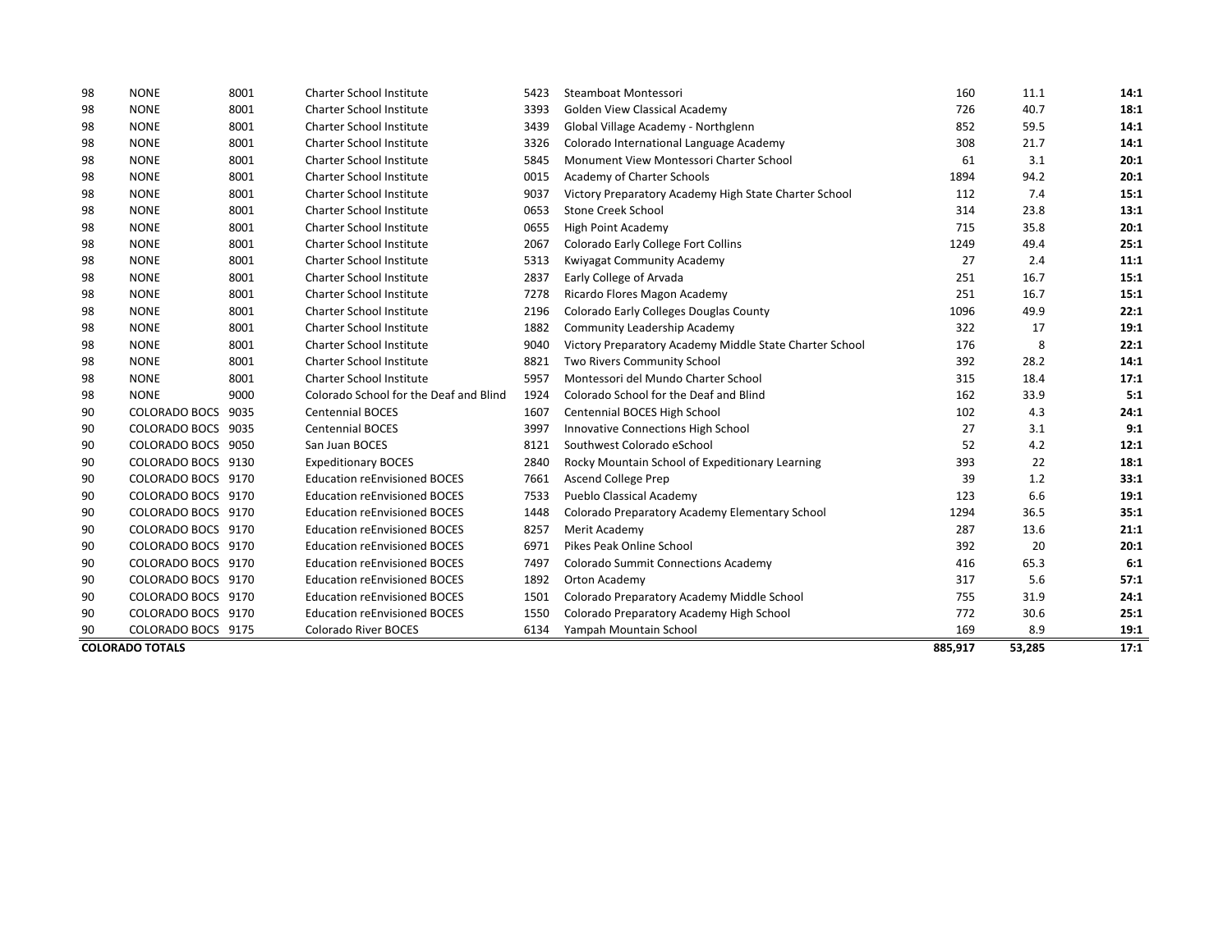| | | | | | | | | |
|---|---|---|---|---|---|---|---|---|
| 98 | NONE | 8001 | Charter School Institute | 5423 | Steamboat Montessori | 160 | 11.1 | **14:1** |
| 98 | NONE | 8001 | Charter School Institute | 3393 | Golden View Classical Academy | 726 | 40.7 | **18:1** |
| 98 | NONE | 8001 | Charter School Institute | 3439 | Global Village Academy - Northglenn | 852 | 59.5 | **14:1** |
| 98 | NONE | 8001 | Charter School Institute | 3326 | Colorado International Language Academy | 308 | 21.7 | **14:1** |
| 98 | NONE | 8001 | Charter School Institute | 5845 | Monument View Montessori Charter School | 61 | 3.1 | **20:1** |
| 98 | NONE | 8001 | Charter School Institute | 0015 | Academy of Charter Schools | 1894 | 94.2 | **20:1** |
| 98 | NONE | 8001 | Charter School Institute | 9037 | Victory Preparatory Academy High State Charter School | 112 | 7.4 | **15:1** |
| 98 | NONE | 8001 | Charter School Institute | 0653 | Stone Creek School | 314 | 23.8 | **13:1** |
| 98 | NONE | 8001 | Charter School Institute | 0655 | High Point Academy | 715 | 35.8 | **20:1** |
| 98 | NONE | 8001 | Charter School Institute | 2067 | Colorado Early College Fort Collins | 1249 | 49.4 | **25:1** |
| 98 | NONE | 8001 | Charter School Institute | 5313 | Kwiyagat Community Academy | 27 | 2.4 | **11:1** |
| 98 | NONE | 8001 | Charter School Institute | 2837 | Early College of Arvada | 251 | 16.7 | **15:1** |
| 98 | NONE | 8001 | Charter School Institute | 7278 | Ricardo Flores Magon Academy | 251 | 16.7 | **15:1** |
| 98 | NONE | 8001 | Charter School Institute | 2196 | Colorado Early Colleges Douglas County | 1096 | 49.9 | **22:1** |
| 98 | NONE | 8001 | Charter School Institute | 1882 | Community Leadership Academy | 322 | 17 | **19:1** |
| 98 | NONE | 8001 | Charter School Institute | 9040 | Victory Preparatory Academy Middle State Charter School | 176 | 8 | **22:1** |
| 98 | NONE | 8001 | Charter School Institute | 8821 | Two Rivers Community School | 392 | 28.2 | **14:1** |
| 98 | NONE | 8001 | Charter School Institute | 5957 | Montessori del Mundo Charter School | 315 | 18.4 | **17:1** |
| 98 | NONE | 9000 | Colorado School for the Deaf and Blind | 1924 | Colorado School for the Deaf and Blind | 162 | 33.9 | **5:1** |
| 90 | COLORADO BOCS | 9035 | Centennial BOCES | 1607 | Centennial BOCES High School | 102 | 4.3 | **24:1** |
| 90 | COLORADO BOCS | 9035 | Centennial BOCES | 3997 | Innovative Connections High School | 27 | 3.1 | **9:1** |
| 90 | COLORADO BOCS | 9050 | San Juan BOCES | 8121 | Southwest Colorado eSchool | 52 | 4.2 | **12:1** |
| 90 | COLORADO BOCS | 9130 | Expeditionary BOCES | 2840 | Rocky Mountain School of Expeditionary Learning | 393 | 22 | **18:1** |
| 90 | COLORADO BOCS | 9170 | Education reEnvisioned BOCES | 7661 | Ascend College Prep | 39 | 1.2 | **33:1** |
| 90 | COLORADO BOCS | 9170 | Education reEnvisioned BOCES | 7533 | Pueblo Classical Academy | 123 | 6.6 | **19:1** |
| 90 | COLORADO BOCS | 9170 | Education reEnvisioned BOCES | 1448 | Colorado Preparatory Academy Elementary School | 1294 | 36.5 | **35:1** |
| 90 | COLORADO BOCS | 9170 | Education reEnvisioned BOCES | 8257 | Merit Academy | 287 | 13.6 | **21:1** |
| 90 | COLORADO BOCS | 9170 | Education reEnvisioned BOCES | 6971 | Pikes Peak Online School | 392 | 20 | **20:1** |
| 90 | COLORADO BOCS | 9170 | Education reEnvisioned BOCES | 7497 | Colorado Summit Connections Academy | 416 | 65.3 | **6:1** |
| 90 | COLORADO BOCS | 9170 | Education reEnvisioned BOCES | 1892 | Orton Academy | 317 | 5.6 | **57:1** |
| 90 | COLORADO BOCS | 9170 | Education reEnvisioned BOCES | 1501 | Colorado Preparatory Academy Middle School | 755 | 31.9 | **24:1** |
| 90 | COLORADO BOCS | 9170 | Education reEnvisioned BOCES | 1550 | Colorado Preparatory Academy High School | 772 | 30.6 | **25:1** |
| 90 | COLORADO BOCS | 9175 | Colorado River BOCES | 6134 | Yampah Mountain School | 169 | 8.9 | **19:1** |
| **COLORADO TOTALS** | | | | | | **885,917** | **53,285** | **17:1** |